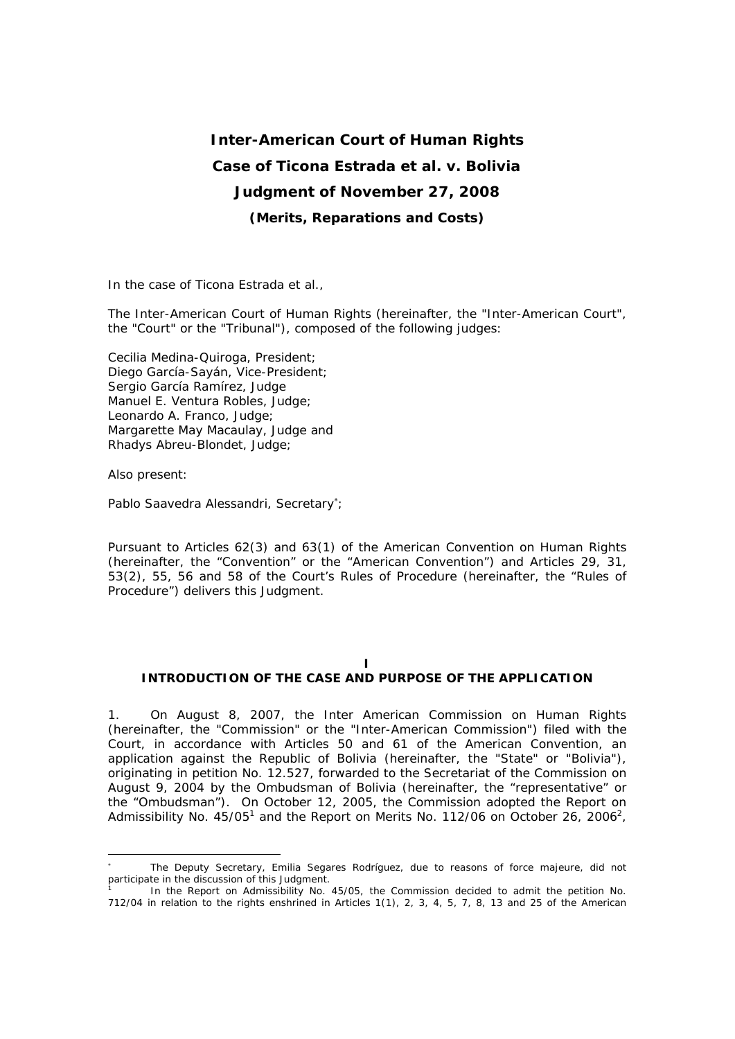# Inter-American Court of Human Rights

# Case of Ticona Estrada et al. v. Bolivia

# Judgment of November 27, 2008

### (Merits, Reparations and Costs)

In the case of Ticona Estrada et al.,

The Inter-American Court of Human Rights (hereinafter, the "Inter-American Court", the "Court" or the "Tribunal"), composed of the following judges:

Cecilia Medina-Quiroga, President;
Diego García-Sayán, Vice-President;
Sergio García Ramírez, Judge
Manuel E. Ventura Robles, Judge;
Leonardo A. Franco, Judge;
Margarette May Macaulay, Judge and
Rhadys Abreu-Blondet, Judge;

Also present:

Pablo Saavedra Alessandri, Secretary[*];

Pursuant to Articles 62(3) and 63(1) of the American Convention on Human Rights (hereinafter, the "Convention" or the "American Convention") and Articles 29, 31, 53(2), 55, 56 and 58 of the Court's Rules of Procedure (hereinafter, the "Rules of Procedure") delivers this Judgment.

## I
## INTRODUCTION OF THE CASE AND PURPOSE OF THE APPLICATION

1. On August 8, 2007, the Inter American Commission on Human Rights (hereinafter, the "Commission" or the "Inter-American Commission") filed with the Court, in accordance with Articles 50 and 61 of the American Convention, an application against the Republic of Bolivia (hereafter, the "State" or "Bolivia"), originating in petition No. 12.527, forwarded to the Secretariat of the Commission on August 9, 2004 by the Ombudsman of Bolivia (hereinafter, the "representative" or the "Ombudsman"). On October 12, 2005, the Commission adopted the Report on Admissibility No. 45/05[1] and the Report on Merits No. 112/06 on October 26, 2006[2],

---

[*] The Deputy Secretary, Emilia Segares Rodríguez, due to reasons of force majeure, did not participate in the discussion of this Judgment.

[1] In the Report on Admissibility No. 45/05, the Commission decided to admit the petition No. 712/04 in relation to the rights enshrined in Articles 1(1), 2, 3, 4, 5, 7, 8, 13 and 25 of the American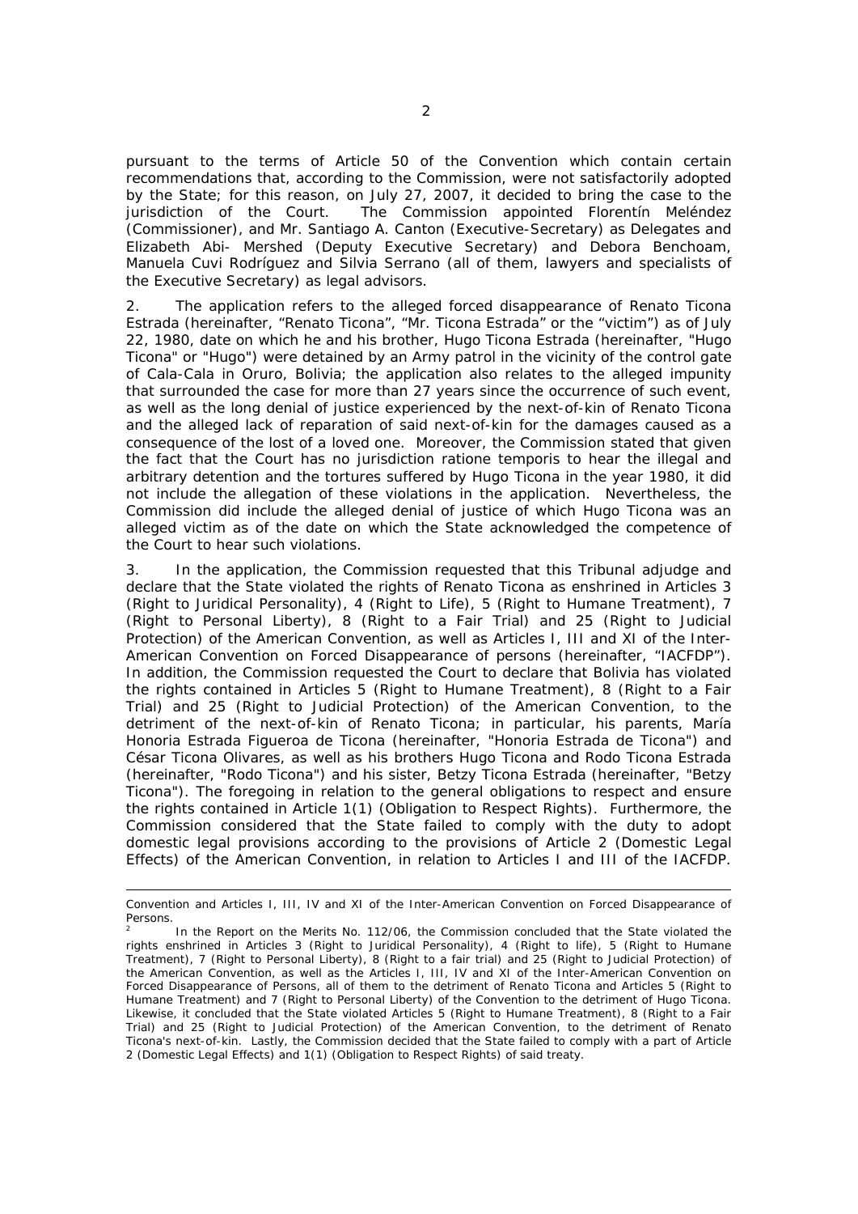pursuant to the terms of Article 50 of the Convention which contain certain recommendations that, according to the Commission, were not satisfactorily adopted by the State; for this reason, on July 27, 2007, it decided to bring the case to the jurisdiction of the Court. The Commission appointed Florentín Meléndez (Commissioner), and Mr. Santiago A. Canton (Executive-Secretary) as Delegates and Elizabeth Abi- Mershed (Deputy Executive Secretary) and Debora Benchoam, Manuela Cuvi Rodríguez and Silvia Serrano (all of them, lawyers and specialists of the Executive Secretary) as legal advisors.

2. The application refers to the alleged forced disappearance of Renato Ticona Estrada (hereinafter, "Renato Ticona", "Mr. Ticona Estrada" or the "victim") as of July 22, 1980, date on which he and his brother, Hugo Ticona Estrada (hereinafter, "Hugo Ticona" or "Hugo") were detained by an Army patrol in the vicinity of the control gate of Cala-Cala in Oruro, Bolivia; the application also relates to the alleged impunity that surrounded the case for more than 27 years since the occurrence of such event, as well as the long denial of justice experienced by the next-of-kin of Renato Ticona and the alleged lack of reparation of said next-of-kin for the damages caused as a consequence of the lost of a loved one. Moreover, the Commission stated that given the fact that the Court has no jurisdiction ratione temporis to hear the illegal and arbitrary detention and the tortures suffered by Hugo Ticona in the year 1980, it did not include the allegation of these violations in the application. Nevertheless, the Commission did include the alleged denial of justice of which Hugo Ticona was an alleged victim as of the date on which the State acknowledged the competence of the Court to hear such violations.

3. In the application, the Commission requested that this Tribunal adjudge and declare that the State violated the rights of Renato Ticona as enshrined in Articles 3 (Right to Juridical Personality), 4 (Right to Life), 5 (Right to Humane Treatment), 7 (Right to Personal Liberty), 8 (Right to a Fair Trial) and 25 (Right to Judicial Protection) of the American Convention, as well as Articles I, III and XI of the Inter-American Convention on Forced Disappearance of persons (hereinafter, "IACFDP"). In addition, the Commission requested the Court to declare that Bolivia has violated the rights contained in Articles 5 (Right to Humane Treatment), 8 (Right to a Fair Trial) and 25 (Right to Judicial Protection) of the American Convention, to the detriment of the next-of-kin of Renato Ticona; in particular, his parents, María Honoria Estrada Figueroa de Ticona (hereinafter, "Honoria Estrada de Ticona") and César Ticona Olivares, as well as his brothers Hugo Ticona and Rodo Ticona Estrada (hereinafter, "Rodo Ticona") and his sister, Betzy Ticona Estrada (hereinafter, "Betzy Ticona"). The foregoing in relation to the general obligations to respect and ensure the rights contained in Article 1(1) (Obligation to Respect Rights). Furthermore, the Commission considered that the State failed to comply with the duty to adopt domestic legal provisions according to the provisions of Article 2 (Domestic Legal Effects) of the American Convention, in relation to Articles I and III of the IACFDP.

---

Convention and Articles I, III, IV and XI of the Inter-American Convention on Forced Disappearance of Persons.

[2] In the Report on the Merits No. 112/06, the Commission concluded that the State violated the rights enshrined in Articles 3 (Right to Juridical Personality), 4 (Right to life), 5 (Right to Humane Treatment), 7 (Right to Personal Liberty), 8 (Right to a fair trial) and 25 (Right to Judicial Protection) of the American Convention, as well as the Articles I, III, IV and XI of the Inter-American Convention on Forced Disappearance of Persons, all of them to the detriment of Renato Ticona and Articles 5 (Right to Humane Treatment) and 7 (Right to Personal Liberty) of the Convention to the detriment of Hugo Ticona. Likewise, it concluded that the State violated Articles 5 (Right to Humane Treatment), 8 (Right to a Fair Trial) and 25 (Right to Judicial Protection) of the American Convention, to the detriment of Renato Ticona's next-of-kin. Lastly, the Commission decided that the State failed to comply with a part of Article 2 (Domestic Legal Effects) and 1(1) (Obligation to Respect Rights) of said treaty.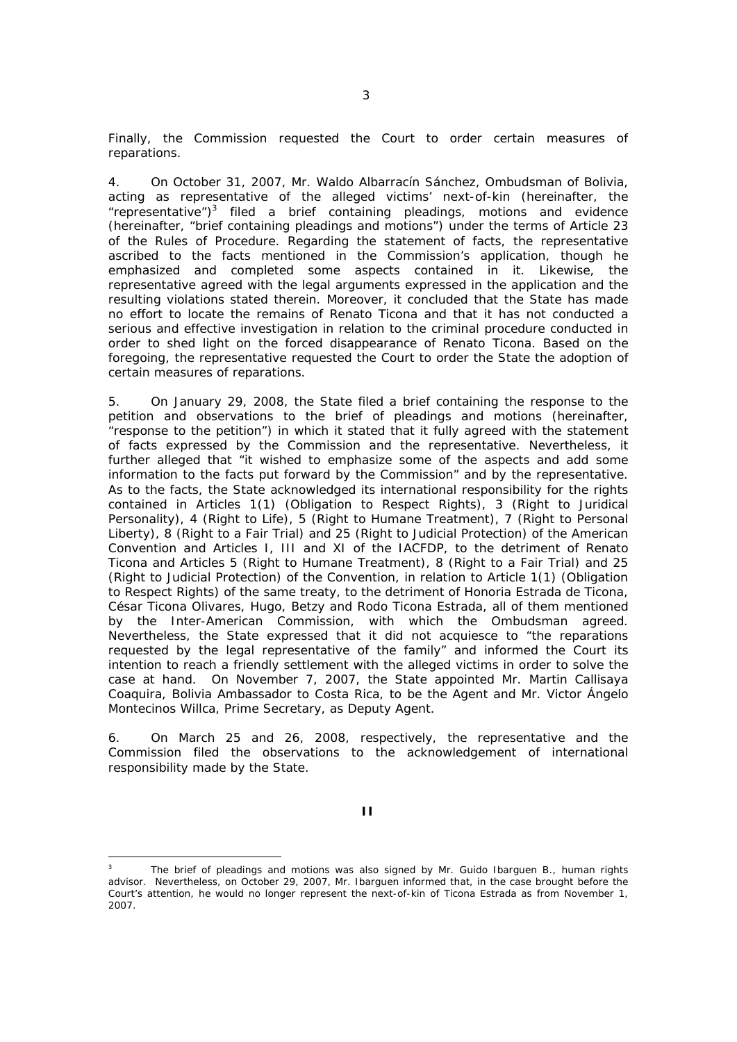Finally, the Commission requested the Court to order certain measures of reparations.

4. On October 31, 2007, Mr. Waldo Albarracín Sánchez, Ombudsman of Bolivia, acting as representative of the alleged victims' next-of-kin (hereinafter, the "representative")[3] filed a brief containing pleadings, motions and evidence (hereinafter, "brief containing pleadings and motions") under the terms of Article 23 of the Rules of Procedure. Regarding the statement of facts, the representative ascribed to the facts mentioned in the Commission's application, though he emphasized and completed some aspects contained in it. Likewise, the representative agreed with the legal arguments expressed in the application and the resulting violations stated therein. Moreover, it concluded that the State has made no effort to locate the remains of Renato Ticona and that it has not conducted a serious and effective investigation in relation to the criminal procedure conducted in order to shed light on the forced disappearance of Renato Ticona. Based on the foregoing, the representative requested the Court to order the State the adoption of certain measures of reparations.

5. On January 29, 2008, the State filed a brief containing the response to the petition and observations to the brief of pleadings and motions (hereinafter, "response to the petition") in which it stated that it fully agreed with the statement of facts expressed by the Commission and the representative. Nevertheless, it further alleged that "it wished to emphasize some of the aspects and add some information to the facts put forward by the Commission" and by the representative. As to the facts, the State acknowledged its international responsibility for the rights contained in Articles 1(1) (Obligation to Respect Rights), 3 (Right to Juridical Personality), 4 (Right to Life), 5 (Right to Humane Treatment), 7 (Right to Personal Liberty), 8 (Right to a Fair Trial) and 25 (Right to Judicial Protection) of the American Convention and Articles I, III and XI of the IACFDP, to the detriment of Renato Ticona and Articles 5 (Right to Humane Treatment), 8 (Right to a Fair Trial) and 25 (Right to Judicial Protection) of the Convention, in relation to Article 1(1) (Obligation to Respect Rights) of the same treaty, to the detriment of Honoria Estrada de Ticona, César Ticona Olivares, Hugo, Betzy and Rodo Ticona Estrada, all of them mentioned by the Inter-American Commission, with which the Ombudsman agreed. Nevertheless, the State expressed that it did not acquiesce to "the reparations requested by the legal representative of the family" and informed the Court its intention to reach a friendly settlement with the alleged victims in order to solve the case at hand. On November 7, 2007, the State appointed Mr. Martin Callisaya Coaquira, Bolivia Ambassador to Costa Rica, to be the Agent and Mr. Victor Ángelo Montecinos Willca, Prime Secretary, as Deputy Agent.

6. On March 25 and 26, 2008, respectively, the representative and the Commission filed the observations to the acknowledgement of international responsibility made by the State.

## II

---

[3] The brief of pleadings and motions was also signed by Mr. Guido Ibarguen B., human rights advisor. Nevertheless, on October 29, 2007, Mr. Ibarguen informed that, in the case brought before the Court's attention, he would no longer represent the next-of-kin of Ticona Estrada as from November 1, 2007.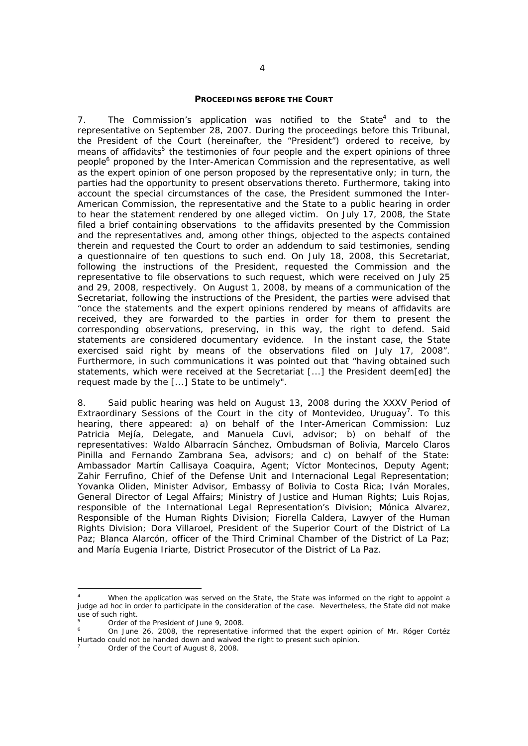**PROCEEDINGS BEFORE THE COURT**

7. The Commission's application was notified to the State[4] and to the representative on September 28, 2007. During the proceedings before this Tribunal, the President of the Court (hereinafter, the "President") ordered to receive, by means of affidavits[5] the testimonies of four people and the expert opinions of three people[6] proponed by the Inter-American Commission and the representative, as well as the expert opinion of one person proposed by the representative only; in turn, the parties had the opportunity to present observations thereto. Furthermore, taking into account the special circumstances of the case, the President summoned the Inter-American Commission, the representative and the State to a public hearing in order to hear the statement rendered by one alleged victim. On July 17, 2008, the State filed a brief containing observations to the affidavits presented by the Commission and the representatives and, among other things, objected to the aspects contained therein and requested the Court to order an addendum to said testimonies, sending a questionnaire of ten questions to such end. On July 18, 2008, this Secretariat, following the instructions of the President, requested the Commission and the representative to file observations to such request, which were received on July 25 and 29, 2008, respectively. On August 1, 2008, by means of a communication of the Secretariat, following the instructions of the President, the parties were advised that "once the statements and the expert opinions rendered by means of affidavits are received, they are forwarded to the parties in order for them to present the corresponding observations, preserving, in this way, the right to defend. Said statements are considered documentary evidence. In the instant case, the State exercised said right by means of the observations filed on July 17, 2008". Furthermore, in such communications it was pointed out that "having obtained such statements, which were received at the Secretariat [...] the President deem[ed] the request made by the [...] State to be untimely".

8. Said public hearing was held on August 13, 2008 during the XXXV Period of Extraordinary Sessions of the Court in the city of Montevideo, Uruguay[7]. To this hearing, there appeared: a) on behalf of the Inter-American Commission: Luz Patricia Mejía, Delegate, and Manuela Cuvi, advisor; b) on behalf of the representatives: Waldo Albarracín Sánchez, Ombudsman of Bolivia, Marcelo Claros Pinilla and Fernando Zambrana Sea, advisors; and c) on behalf of the State: Ambassador Martín Callisaya Coaquira, Agent; Víctor Montecinos, Deputy Agent; Zahir Ferrufino, Chief of the Defense Unit and Internacional Legal Representation; Yovanka Oliden, Minister Advisor, Embassy of Bolivia to Costa Rica; Iván Morales, General Director of Legal Affairs; Ministry of Justice and Human Rights; Luis Rojas, responsible of the International Legal Representation's Division; Mónica Alvarez, Responsible of the Human Rights Division; Fiorella Caldera, Lawyer of the Human Rights Division; Dora Villaroel, President of the Superior Court of the District of La Paz; Blanca Alarcón, officer of the Third Criminal Chamber of the District of La Paz; and María Eugenia Iriarte, District Prosecutor of the District of La Paz.

---

[4] When the application was served on the State, the State was informed on the right to appoint a judge ad hoc in order to participate in the consideration of the case. Nevertheless, the State did not make use of such right.

[5] Order of the President of June 9, 2008.

[6] On June 26, 2008, the representative informed that the expert opinion of Mr. Róger Cortéz Hurtado could not be handed down and waived the right to present such opinion.

[7] Order of the Court of August 8, 2008.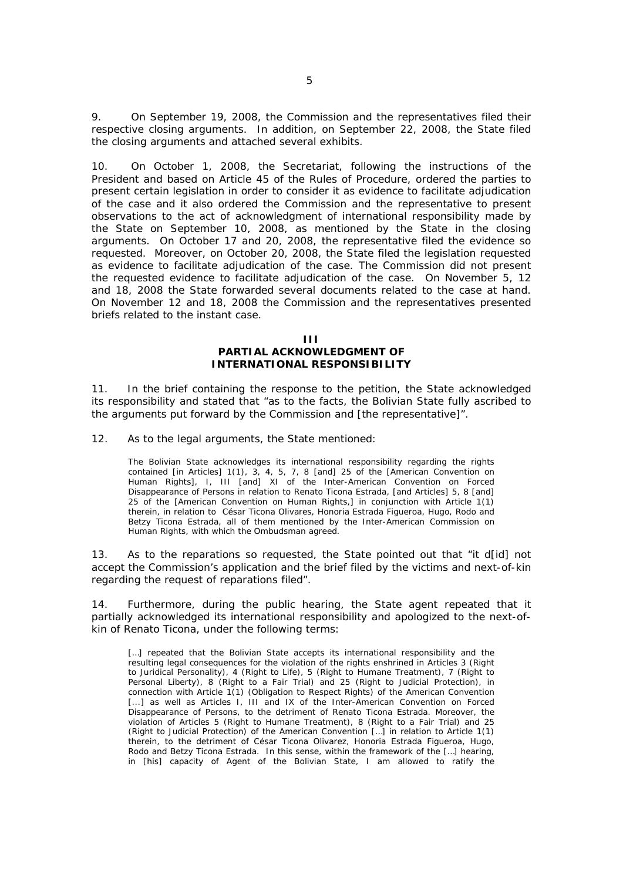9. On September 19, 2008, the Commission and the representatives filed their respective closing arguments. In addition, on September 22, 2008, the State filed the closing arguments and attached several exhibits.

10. On October 1, 2008, the Secretariat, following the instructions of the President and based on Article 45 of the Rules of Procedure, ordered the parties to present certain legislation in order to consider it as evidence to facilitate adjudication of the case and it also ordered the Commission and the representative to present observations to the act of acknowledgment of international responsibility made by the State on September 10, 2008, as mentioned by the State in the closing arguments. On October 17 and 20, 2008, the representative filed the evidence so requested. Moreover, on October 20, 2008, the State filed the legislation requested as evidence to facilitate adjudication of the case. The Commission did not present the requested evidence to facilitate adjudication of the case. On November 5, 12 and 18, 2008 the State forwarded several documents related to the case at hand. On November 12 and 18, 2008 the Commission and the representatives presented briefs related to the instant case.

## III
## PARTIAL ACKNOWLEDGMENT OF INTERNATIONAL RESPONSIBILITY

11. In the brief containing the response to the petition, the State acknowledged its responsibility and stated that "as to the facts, the Bolivian State fully ascribed to the arguments put forward by the Commission and [the representative]".

12. As to the legal arguments, the State mentioned:

> The Bolivian State acknowledges its international responsibility regarding the rights contained [in Articles] 1(1), 3, 4, 5, 7, 8 [and] 25 of the [American Convention on Human Rights], I, III [and] XI of the Inter-American Convention on Forced Disappearance of Persons in relation to Renato Ticona Estrada, [and Articles] 5, 8 [and] 25 of the [American Convention on Human Rights,] in conjunction with Article 1(1) therein, in relation to César Ticona Olivares, Honoria Estrada Figueroa, Hugo, Rodo and Betzy Ticona Estrada, all of them mentioned by the Inter-American Commission on Human Rights, with which the Ombudsman agreed.

13. As to the reparations so requested, the State pointed out that "it d[id] not accept the Commission's application and the brief filed by the victims and next-of-kin regarding the request of reparations filed".

14. Furthermore, during the public hearing, the State agent repeated that it partially acknowledged its international responsibility and apologized to the next-of-kin of Renato Ticona, under the following terms:

> [...] repeated that the Bolivian State accepts its international responsibility and the resulting legal consequences for the violation of the rights enshrined in Articles 3 (Right to Juridical Personality), 4 (Right to Life), 5 (Right to Humane Treatment), 7 (Right to Personal Liberty), 8 (Right to a Fair Trial) and 25 (Right to Judicial Protection), in connection with Article 1(1) (Obligation to Respect Rights) of the American Convention [...] as well as Articles I, III and IX of the Inter-American Convention on Forced Disappearance of Persons, to the detriment of Renato Ticona Estrada. Moreover, the violation of Articles 5 (Right to Humane Treatment), 8 (Right to a Fair Trial) and 25 (Right to Judicial Protection) of the American Convention [...] in relation to Article 1(1) therein, to the detriment of César Ticona Olivarez, Honoria Estrada Figueroa, Hugo, Rodo and Betzy Ticona Estrada. In this sense, within the framework of the [...] hearing, in [his] capacity of Agent of the Bolivian State, I am allowed to ratify the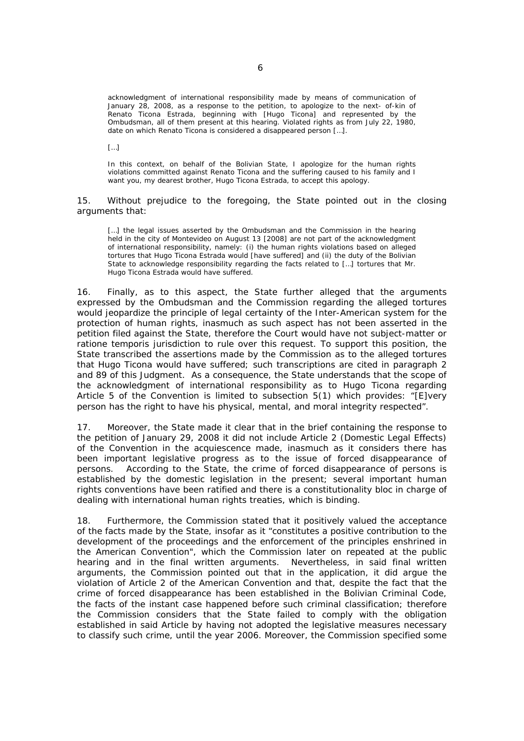> acknowledgment of international responsibility made by means of communication of January 28, 2008, as a response to the petition, to apologize to the next- of-kin of Renato Ticona Estrada, beginning with [Hugo Ticona] and represented by the Ombudsman, all of them present at this hearing. Violated rights as from July 22, 1980, date on which Renato Ticona is considered a disappeared person […].
>
> […]
>
> In this context, on behalf of the Bolivian State, I apologize for the human rights violations committed against Renato Ticona and the suffering caused to his family and I want you, my dearest brother, Hugo Ticona Estrada, to accept this apology.

15. Without prejudice to the foregoing, the State pointed out in the closing arguments that:

> […] the legal issues asserted by the Ombudsman and the Commission in the hearing held in the city of Montevideo on August 13 [2008] are not part of the acknowledgment of international responsibility, namely: (i) the human rights violations based on alleged tortures that Hugo Ticona Estrada would [have suffered] and (ii) the duty of the Bolivian State to acknowledge responsibility regarding the facts related to […] tortures that Mr. Hugo Ticona Estrada would have suffered.

16. Finally, as to this aspect, the State further alleged that the arguments expressed by the Ombudsman and the Commission regarding the alleged tortures would jeopardize the principle of legal certainty of the Inter-American system for the protection of human rights, inasmuch as such aspect has not been asserted in the petition filed against the State, therefore the Court would have not subject-matter or *ratione temporis* jurisdiction to rule over this request. To support this position, the State transcribed the assertions made by the Commission as to the alleged tortures that Hugo Ticona would have suffered; such transcriptions are cited in paragraph 2 and 89 of this Judgment. As a consequence, the State understands that the scope of the acknowledgment of international responsibility as to Hugo Ticona regarding Article 5 of the Convention is limited to subsection 5(1) which provides: "[E]very person has the right to have his physical, mental, and moral integrity respected".

17. Moreover, the State made it clear that in the brief containing the response to the petition of January 29, 2008 it did not include Article 2 (Domestic Legal Effects) of the Convention in the acquiescence made, inasmuch as it considers there has been important legislative progress as to the issue of forced disappearance of persons. According to the State, the crime of forced disappearance of persons is established by the domestic legislation in the present; several important human rights conventions have been ratified and there is a constitutionality bloc in charge of dealing with international human rights treaties, which is binding.

18. Furthermore, the Commission stated that it positively valued the acceptance of the facts made by the State, insofar as it "constitutes a positive contribution to the development of the proceedings and the enforcement of the principles enshrined in the American Convention", which the Commission later on repeated at the public hearing and in the final written arguments. Nevertheless, in said final written arguments, the Commission pointed out that in the application, it did argue the violation of Article 2 of the American Convention and that, despite the fact that the crime of forced disappearance has been established in the Bolivian Criminal Code, the facts of the instant case happened before such criminal classification; therefore the Commission considers that the State failed to comply with the obligation established in said Article by having not adopted the legislative measures necessary to classify such crime, until the year 2006. Moreover, the Commission specified some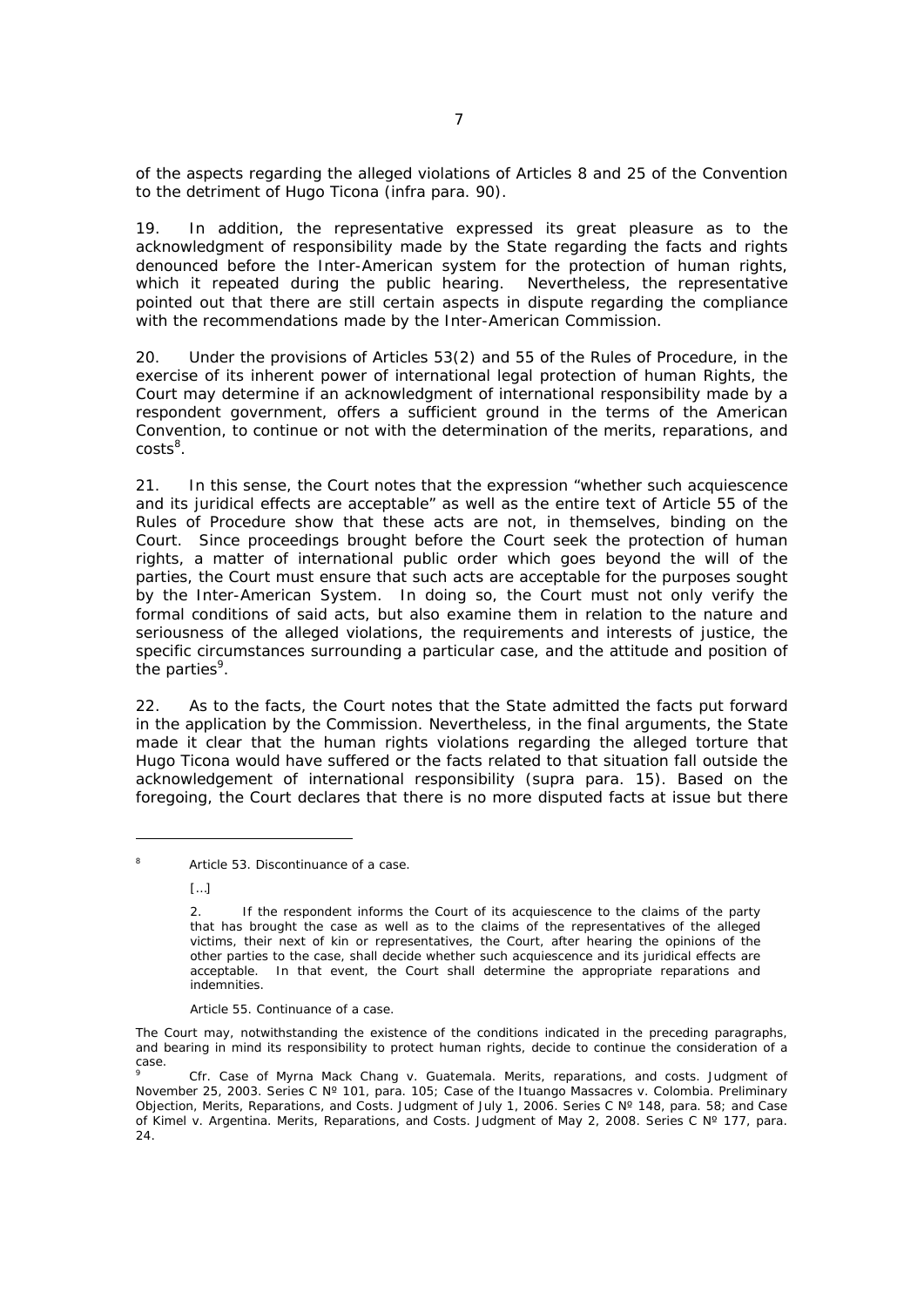of the aspects regarding the alleged violations of Articles 8 and 25 of the Convention to the detriment of Hugo Ticona (infra para. 90).

19. In addition, the representative expressed its great pleasure as to the acknowledgment of responsibility made by the State regarding the facts and rights denounced before the Inter-American system for the protection of human rights, which it repeated during the public hearing. Nevertheless, the representative pointed out that there are still certain aspects in dispute regarding the compliance with the recommendations made by the Inter-American Commission.

20. Under the provisions of Articles 53(2) and 55 of the Rules of Procedure, in the exercise of its inherent power of international legal protection of human Rights, the Court may determine if an acknowledgment of international responsibility made by a respondent government, offers a sufficient ground in the terms of the American Convention, to continue or not with the determination of the merits, reparations, and costs[8].

21. In this sense, the Court notes that the expression "whether such acquiescence and its juridical effects are acceptable" as well as the entire text of Article 55 of the Rules of Procedure show that these acts are not, in themselves, binding on the Court. Since proceedings brought before the Court seek the protection of human rights, a matter of international public order which goes beyond the will of the parties, the Court must ensure that such acts are acceptable for the purposes sought by the Inter-American System. In doing so, the Court must not only verify the formal conditions of said acts, but also examine them in relation to the nature and seriousness of the alleged violations, the requirements and interests of justice, the specific circumstances surrounding a particular case, and the attitude and position of the parties[9].

22. As to the facts, the Court notes that the State admitted the facts put forward in the application by the Commission. Nevertheless, in the final arguments, the State made it clear that the human rights violations regarding the alleged torture that Hugo Ticona would have suffered or the facts related to that situation fall outside the acknowledgement of international responsibility (supra para. 15). Based on the foregoing, the Court declares that there is no more disputed facts at issue but there

---

[8] *Article 53. Discontinuance of a case.*

[…]

2. If the respondent informs the Court of its acquiescence to the claims of the party that has brought the case as well as to the claims of the representatives of the alleged victims, their next of kin or representatives, the Court, after hearing the opinions of the other parties to the case, shall decide whether such acquiescence and its juridical effects are acceptable. In that event, the Court shall determine the appropriate reparations and indemnities.

*Article 55. Continuance of a case.*

The Court may, notwithstanding the existence of the conditions indicated in the preceding paragraphs, and bearing in mind its responsibility to protect human rights, decide to continue the consideration of a case.

[9] *Cfr. Case of Myrna Mack Chang v. Guatemala. Merits, reparations, and costs.* Judgment of November 25, 2003. Series C Nº 101, para. 105; *Case of the Ituango Massacres v. Colombia. Preliminary Objection, Merits, Reparations, and Costs.* Judgment of July 1, 2006. Series C Nº 148, para. 58; and *Case of Kimel v. Argentina. Merits, Reparations, and Costs.* Judgment of May 2, 2008. Series C Nº 177, para. 24.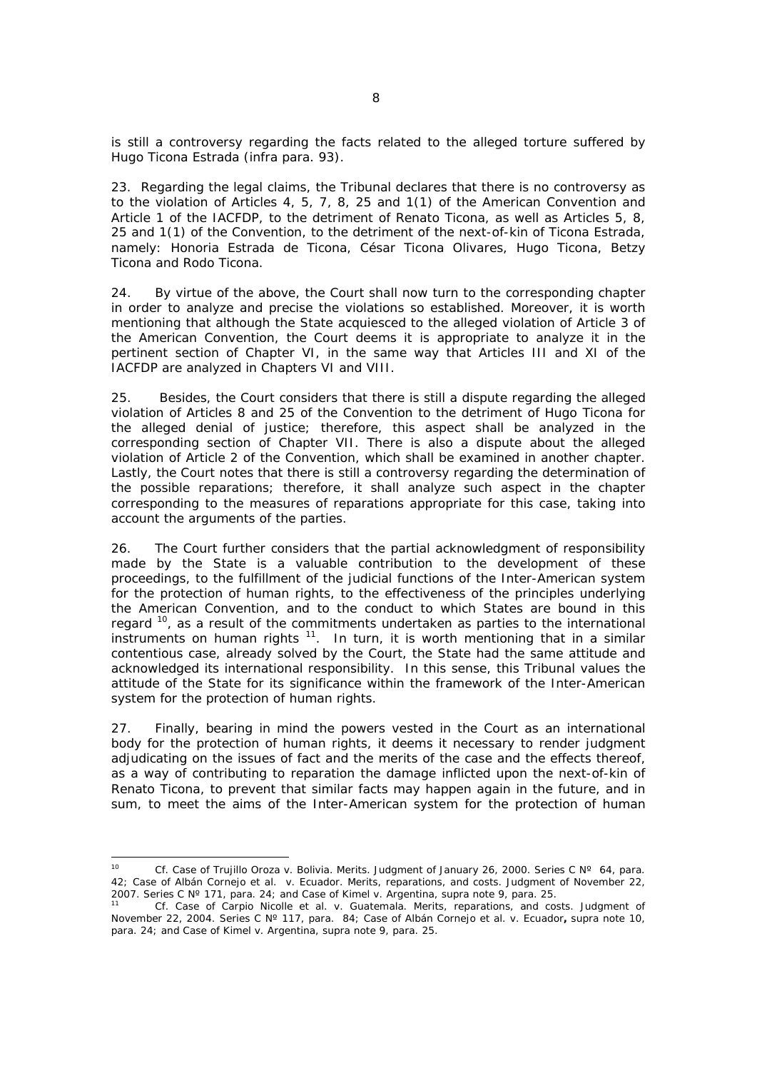is still a controversy regarding the facts related to the alleged torture suffered by Hugo Ticona Estrada (infra para. 93).

23. Regarding the legal claims, the Tribunal declares that there is no controversy as to the violation of Articles 4, 5, 7, 8, 25 and 1(1) of the American Convention and Article 1 of the IACFDP, to the detriment of Renato Ticona, as well as Articles 5, 8, 25 and 1(1) of the Convention, to the detriment of the next-of-kin of Ticona Estrada, namely: Honoria Estrada de Ticona, César Ticona Olivares, Hugo Ticona, Betzy Ticona and Rodo Ticona.

24. By virtue of the above, the Court shall now turn to the corresponding chapter in order to analyze and precise the violations so established. Moreover, it is worth mentioning that although the State acquiesced to the alleged violation of Article 3 of the American Convention, the Court deems it is appropriate to analyze it in the pertinent section of Chapter VI, in the same way that Articles III and XI of the IACFDP are analyzed in Chapters VI and VIII.

25. Besides, the Court considers that there is still a dispute regarding the alleged violation of Articles 8 and 25 of the Convention to the detriment of Hugo Ticona for the alleged denial of justice; therefore, this aspect shall be analyzed in the corresponding section of Chapter VII. There is also a dispute about the alleged violation of Article 2 of the Convention, which shall be examined in another chapter. Lastly, the Court notes that there is still a controversy regarding the determination of the possible reparations; therefore, it shall analyze such aspect in the chapter corresponding to the measures of reparations appropriate for this case, taking into account the arguments of the parties.

26. The Court further considers that the partial acknowledgment of responsibility made by the State is a valuable contribution to the development of these proceedings, to the fulfillment of the judicial functions of the Inter-American system for the protection of human rights, to the effectiveness of the principles underlying the American Convention, and to the conduct to which States are bound in this regard [10], as a result of the commitments undertaken as parties to the international instruments on human rights [11]. In turn, it is worth mentioning that in a similar contentious case, already solved by the Court, the State had the same attitude and acknowledged its international responsibility. In this sense, this Tribunal values the attitude of the State for its significance within the framework of the Inter-American system for the protection of human rights.

27. Finally, bearing in mind the powers vested in the Court as an international body for the protection of human rights, it deems it necessary to render judgment adjudicating on the issues of fact and the merits of the case and the effects thereof, as a way of contributing to reparation the damage inflicted upon the next-of-kin of Renato Ticona, to prevent that similar facts may happen again in the future, and in sum, to meet the aims of the Inter-American system for the protection of human

---

[10] Cf. *Case of Trujillo Oroza v. Bolivia. Merits*. Judgment of January 26, 2000. Series C Nº 64, para. 42; *Case of Albán Cornejo et al. v. Ecuador. Merits, reparations, and costs*. Judgment of November 22, 2007. Series C Nº 171, para. 24; and *Case of Kimel v. Argentina*, supra note 9, para. 25.

[11] Cf. *Case of Carpio Nicolle et al. v. Guatemala. Merits, reparations, and costs*. Judgment of November 22, 2004. Series C Nº 117, para. 84; *Case of Albán Cornejo et al. v. Ecuador*, supra note 10, para. 24; and *Case of Kimel v. Argentina*, supra note 9, para. 25.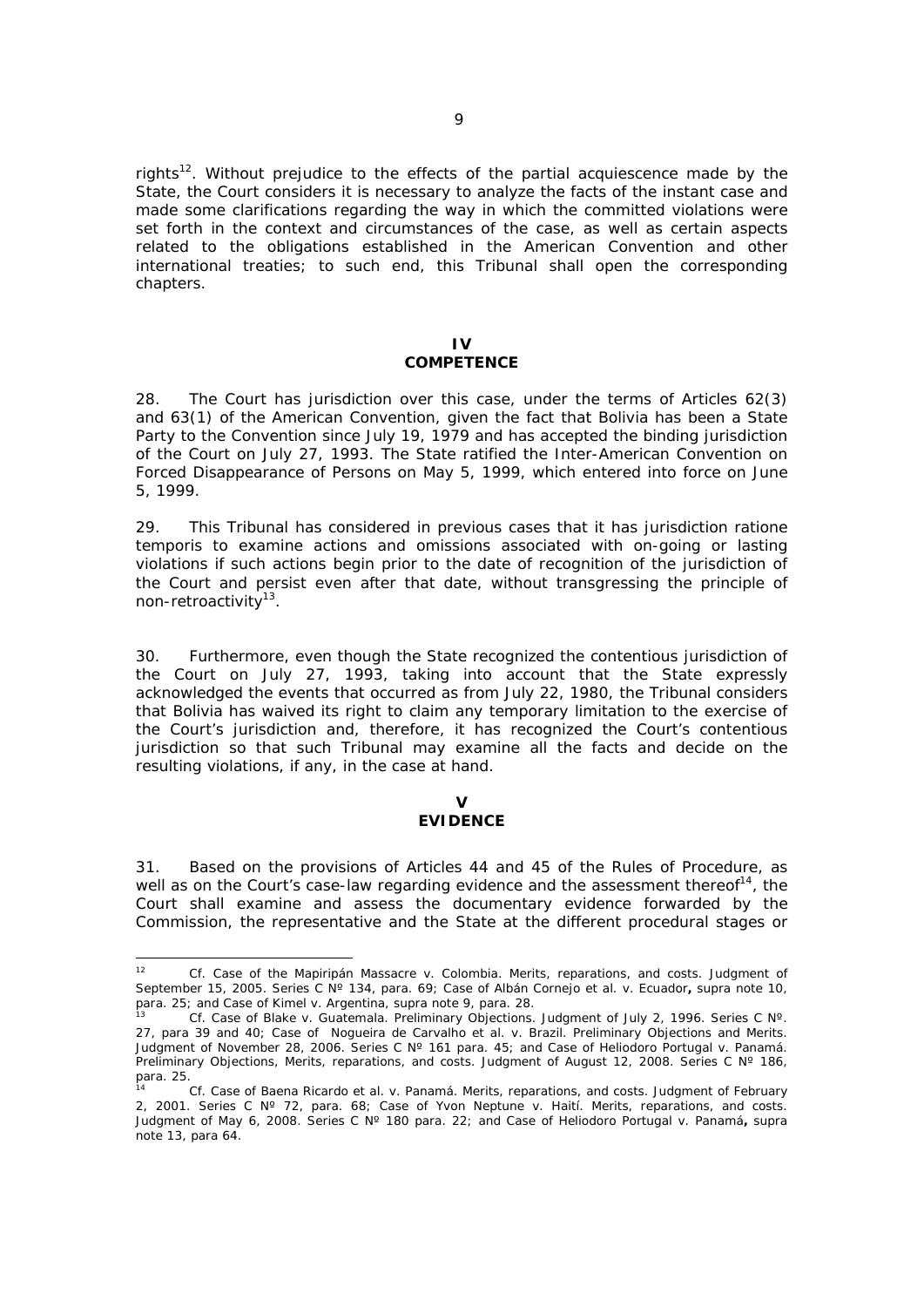rights[12]. Without prejudice to the effects of the partial acquiescence made by the State, the Court considers it is necessary to analyze the facts of the instant case and made some clarifications regarding the way in which the committed violations were set forth in the context and circumstances of the case, as well as certain aspects related to the obligations established in the American Convention and other international treaties; to such end, this Tribunal shall open the corresponding chapters.

## IV
## COMPETENCE

28. The Court has jurisdiction over this case, under the terms of Articles 62(3) and 63(1) of the American Convention, given the fact that Bolivia has been a State Party to the Convention since July 19, 1979 and has accepted the binding jurisdiction of the Court on July 27, 1993. The State ratified the Inter-American Convention on Forced Disappearance of Persons on May 5, 1999, which entered into force on June 5, 1999.

29. This Tribunal has considered in previous cases that it has jurisdiction ratione temporis to examine actions and omissions associated with on-going or lasting violations if such actions begin prior to the date of recognition of the jurisdiction of the Court and persist even after that date, without transgressing the principle of non-retroactivity[13].

30. Furthermore, even though the State recognized the contentious jurisdiction of the Court on July 27, 1993, taking into account that the State expressly acknowledged the events that occurred as from July 22, 1980, the Tribunal considers that Bolivia has waived its right to claim any temporary limitation to the exercise of the Court's jurisdiction and, therefore, it has recognized the Court's contentious jurisdiction so that such Tribunal may examine all the facts and decide on the resulting violations, if any, in the case at hand.

## V
## EVIDENCE

31. Based on the provisions of Articles 44 and 45 of the Rules of Procedure, as well as on the Court's case-law regarding evidence and the assessment thereof[14], the Court shall examine and assess the documentary evidence forwarded by the Commission, the representative and the State at the different procedural stages or

---

[12] *Cf. Case of the Mapiripán Massacre v. Colombia. Merits, reparations, and costs.* Judgment of September 15, 2005. Series C Nº 134, para. 69; *Case of Albán Cornejo et al. v. Ecuador*, *supra* note 10, para. 25; and *Case of Kimel v. Argentina*, *supra* note 9, para. 28.

[13] *Cf. Case of Blake v. Guatemala. Preliminary Objections.* Judgment of July 2, 1996. Series C Nº. 27, para 39 and 40; *Case of Nogueira de Carvalho et al. v. Brazil. Preliminary Objections and Merits.* Judgment of November 28, 2006. Series C Nº 161 para. 45; and *Case of Heliodoro Portugal v. Panamá. Preliminary Objections, Merits, reparations, and costs.* Judgment of August 12, 2008. Series C Nº 186, para. 25.

[14] *Cf. Case of Baena Ricardo et al. v. Panamá. Merits, reparations, and costs.* Judgment of February 2, 2001. Series C Nº 72, para. 68; *Case of Yvon Neptune v. Haití. Merits, reparations, and costs.* Judgment of May 6, 2008. Series C Nº 180 para. 22; and *Case of Heliodoro Portugal v. Panamá*, *supra* note 13, para 64.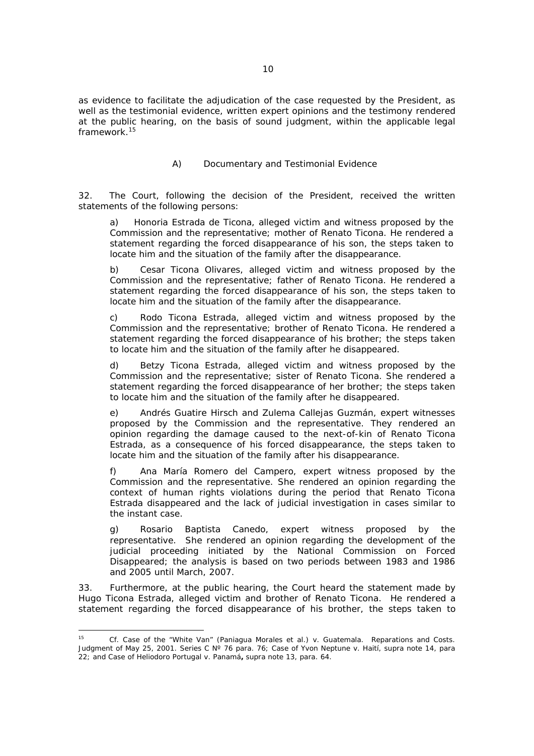as evidence to facilitate the adjudication of the case requested by the President, as well as the testimonial evidence, written expert opinions and the testimony rendered at the public hearing, on the basis of sound judgment, within the applicable legal framework.[15]

### A) Documentary and Testimonial Evidence

32. The Court, following the decision of the President, received the written statements of the following persons:

> a) Honoria Estrada de Ticona, alleged victim and witness proposed by the Commission and the representative; mother of Renato Ticona. He rendered a statement regarding the forced disappearance of his son, the steps taken to locate him and the situation of the family after the disappearance.
>
> b) Cesar Ticona Olivares, alleged victim and witness proposed by the Commission and the representative; father of Renato Ticona. He rendered a statement regarding the forced disappearance of his son, the steps taken to locate him and the situation of the family after the disappearance.
>
> c) Rodo Ticona Estrada, alleged victim and witness proposed by the Commission and the representative; brother of Renato Ticona. He rendered a statement regarding the forced disappearance of his brother; the steps taken to locate him and the situation of the family after he disappeared.
>
> d) Betzy Ticona Estrada, alleged victim and witness proposed by the Commission and the representative; sister of Renato Ticona. She rendered a statement regarding the forced disappearance of her brother; the steps taken to locate him and the situation of the family after he disappeared.
>
> e) Andrés Guatire Hirsch and Zulema Callejas Guzmán, expert witnesses proposed by the Commission and the representative. They rendered an opinion regarding the damage caused to the next-of-kin of Renato Ticona Estrada, as a consequence of his forced disappearance, the steps taken to locate him and the situation of the family after his disappearance.
>
> f) Ana María Romero del Campero, expert witness proposed by the Commission and the representative. She rendered an opinion regarding the context of human rights violations during the period that Renato Ticona Estrada disappeared and the lack of judicial investigation in cases similar to the instant case.
>
> g) Rosario Baptista Canedo, expert witness proposed by the representative. She rendered an opinion regarding the development of the judicial proceeding initiated by the National Commission on Forced Disappeared; the analysis is based on two periods between 1983 and 1986 and 2005 until March, 2007.

33. Furthermore, at the public hearing, the Court heard the statement made by Hugo Ticona Estrada, alleged victim and brother of Renato Ticona. He rendered a statement regarding the forced disappearance of his brother, the steps taken to

---

[15] Cf. *Case of the "White Van" (Paniagua Morales et al.) v. Guatemala. Reparations and Costs.* Judgment of May 25, 2001. Series C Nº 76 para. 76; *Case of Yvon Neptune v. Haití*, supra note 14, para 22; and *Case of Heliodoro Portugal v. Panamá*, supra note 13, para. 64.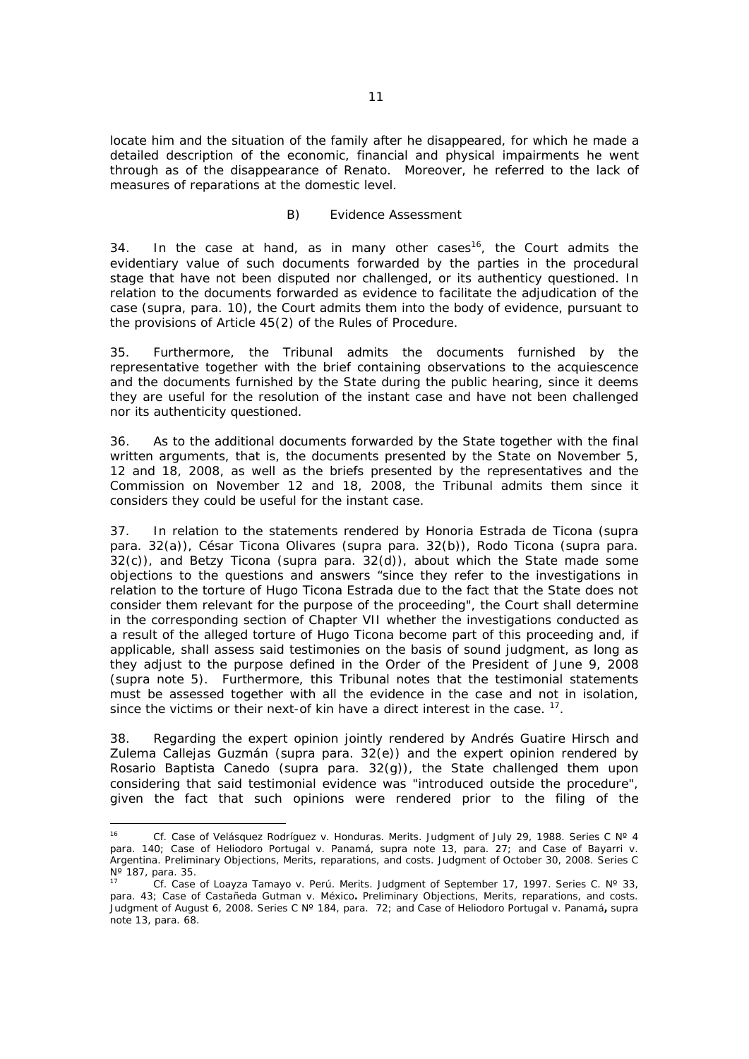locate him and the situation of the family after he disappeared, for which he made a detailed description of the economic, financial and physical impairments he went through as of the disappearance of Renato. Moreover, he referred to the lack of measures of reparations at the domestic level.

### B) Evidence Assessment

34. In the case at hand, as in many other cases[16], the Court admits the evidentiary value of such documents forwarded by the parties in the procedural stage that have not been disputed nor challenged, or its authenticy questioned. In relation to the documents forwarded as evidence to facilitate the adjudication of the case (*supra*, para. 10), the Court admits them into the body of evidence, pursuant to the provisions of Article 45(2) of the Rules of Procedure.

35. Furthermore, the Tribunal admits the documents furnished by the representative together with the brief containing observations to the acquiescence and the documents furnished by the State during the public hearing, since it deems they are useful for the resolution of the instant case and have not been challenged nor its authenticity questioned.

36. As to the additional documents forwarded by the State together with the final written arguments, that is, the documents presented by the State on November 5, 12 and 18, 2008, as well as the briefs presented by the representatives and the Commission on November 12 and 18, 2008, the Tribunal admits them since it considers they could be useful for the instant case.

37. In relation to the statements rendered by Honoria Estrada de Ticona (*supra* para. 32(a)), César Ticona Olivares (*supra* para. 32(b)), Rodo Ticona (*supra* para. 32(c)), and Betzy Ticona (*supra* para. 32(d)), about which the State made some objections to the questions and answers "since they refer to the investigations in relation to the torture of Hugo Ticona Estrada due to the fact that the State does not consider them relevant for the purpose of the proceeding", the Court shall determine in the corresponding section of Chapter VII whether the investigations conducted as a result of the alleged torture of Hugo Ticona become part of this proceeding and, if applicable, shall assess said testimonies on the basis of sound judgment, as long as they adjust to the purpose defined in the Order of the President of June 9, 2008 (*supra* note 5). Furthermore, this Tribunal notes that the testimonial statements must be assessed together with all the evidence in the case and not in isolation, since the victims or their next-of kin have a direct interest in the case. [17].

38. Regarding the expert opinion jointly rendered by Andrés Guatire Hirsch and Zulema Callejas Guzmán (*supra* para. 32(e)) and the expert opinion rendered by Rosario Baptista Canedo (*supra* para. 32(g)), the State challenged them upon considering that said testimonial evidence was "introduced outside the procedure", given the fact that such opinions were rendered prior to the filing of the

---

[16] *Cf. Case of Velásquez Rodríguez v. Honduras*. Merits. Judgment of July 29, 1988. Series C Nº 4 para. 140; *Case of Heliodoro Portugal v. Panamá, supra* note 13, para. 27; and *Case of Bayarri v. Argentina*. Preliminary Objections, Merits, reparations, and costs. Judgment of October 30, 2008. Series C Nº 187, para. 35.

[17] *Cf. Case of Loayza Tamayo v. Perú*. Merits. Judgment of September 17, 1997. Series C. Nº 33, para. 43; *Case of Castañeda Gutman v. México*. Preliminary Objections, Merits, reparations, and costs. Judgment of August 6, 2008. Series C Nº 184, para. 72; and *Case of Heliodoro Portugal v. Panamá*, *supra* note 13, para. 68.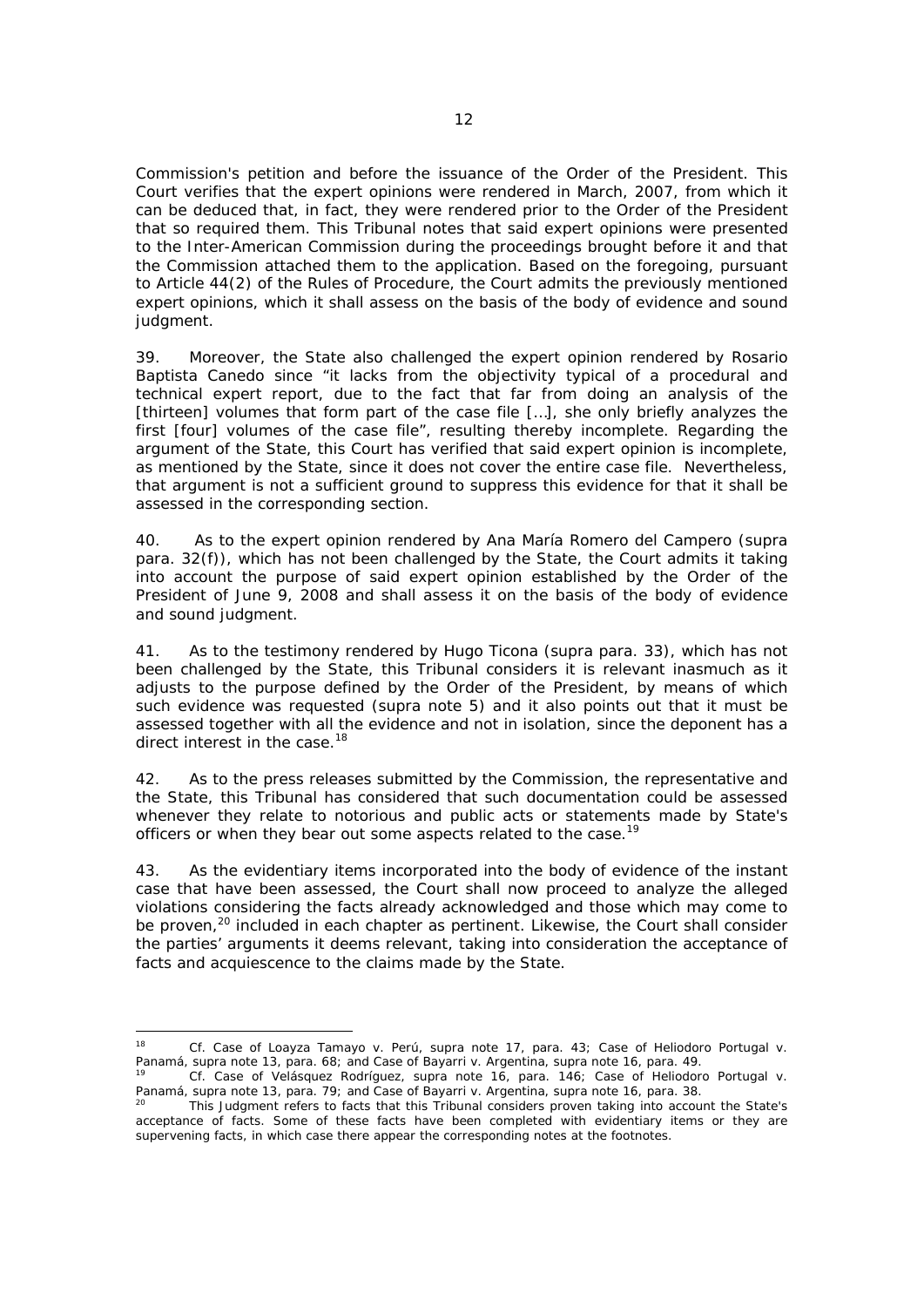Commission's petition and before the issuance of the Order of the President. This Court verifies that the expert opinions were rendered in March, 2007, from which it can be deduced that, in fact, they were rendered prior to the Order of the President that so required them. This Tribunal notes that said expert opinions were presented to the Inter-American Commission during the proceedings brought before it and that the Commission attached them to the application. Based on the foregoing, pursuant to Article 44(2) of the Rules of Procedure, the Court admits the previously mentioned expert opinions, which it shall assess on the basis of the body of evidence and sound judgment.

39. Moreover, the State also challenged the expert opinion rendered by Rosario Baptista Canedo since "it lacks from the objectivity typical of a procedural and technical expert report, due to the fact that far from doing an analysis of the [thirteen] volumes that form part of the case file […], she only briefly analyzes the first [four] volumes of the case file", resulting thereby incomplete. Regarding the argument of the State, this Court has verified that said expert opinion is incomplete, as mentioned by the State, since it does not cover the entire case file. Nevertheless, that argument is not a sufficient ground to suppress this evidence for that it shall be assessed in the corresponding section.

40. As to the expert opinion rendered by Ana María Romero del Campero (*supra* para. 32(f)), which has not been challenged by the State, the Court admits it taking into account the purpose of said expert opinion established by the Order of the President of June 9, 2008 and shall assess it on the basis of the body of evidence and sound judgment.

41. As to the testimony rendered by Hugo Ticona (*supra* para. 33), which has not been challenged by the State, this Tribunal considers it is relevant inasmuch as it adjusts to the purpose defined by the Order of the President, by means of which such evidence was requested (*supra* note 5) and it also points out that it must be assessed together with all the evidence and not in isolation, since the deponent has a direct interest in the case.[18]

42. As to the press releases submitted by the Commission, the representative and the State, this Tribunal has considered that such documentation could be assessed whenever they relate to notorious and public acts or statements made by State's officers or when they bear out some aspects related to the case.[19]

43. As the evidentiary items incorporated into the body of evidence of the instant case that have been assessed, the Court shall now proceed to analyze the alleged violations considering the facts already acknowledged and those which may come to be proven,[20] included in each chapter as pertinent. Likewise, the Court shall consider the parties' arguments it deems relevant, taking into consideration the acceptance of facts and acquiescence to the claims made by the State.

---

[18] *Cf. Case of Loayza Tamayo v. Perú, supra* note 17, para. 43; *Case of Heliodoro Portugal v. Panamá, supra* note 13, para. 68; and *Case of Bayarri v. Argentina, supra* note 16, para. 49.

[19] *Cf. Case of Velásquez Rodríguez, supra* note 16, para. 146; *Case of Heliodoro Portugal v. Panamá, supra* note 13, para. 79; and *Case of Bayarri v. Argentina, supra* note 16, para. 38.

[20] This Judgment refers to facts that this Tribunal considers proven taking into account the State's acceptance of facts. Some of these facts have been completed with evidentiary items or they are supervening facts, in which case there appear the corresponding notes at the footnotes.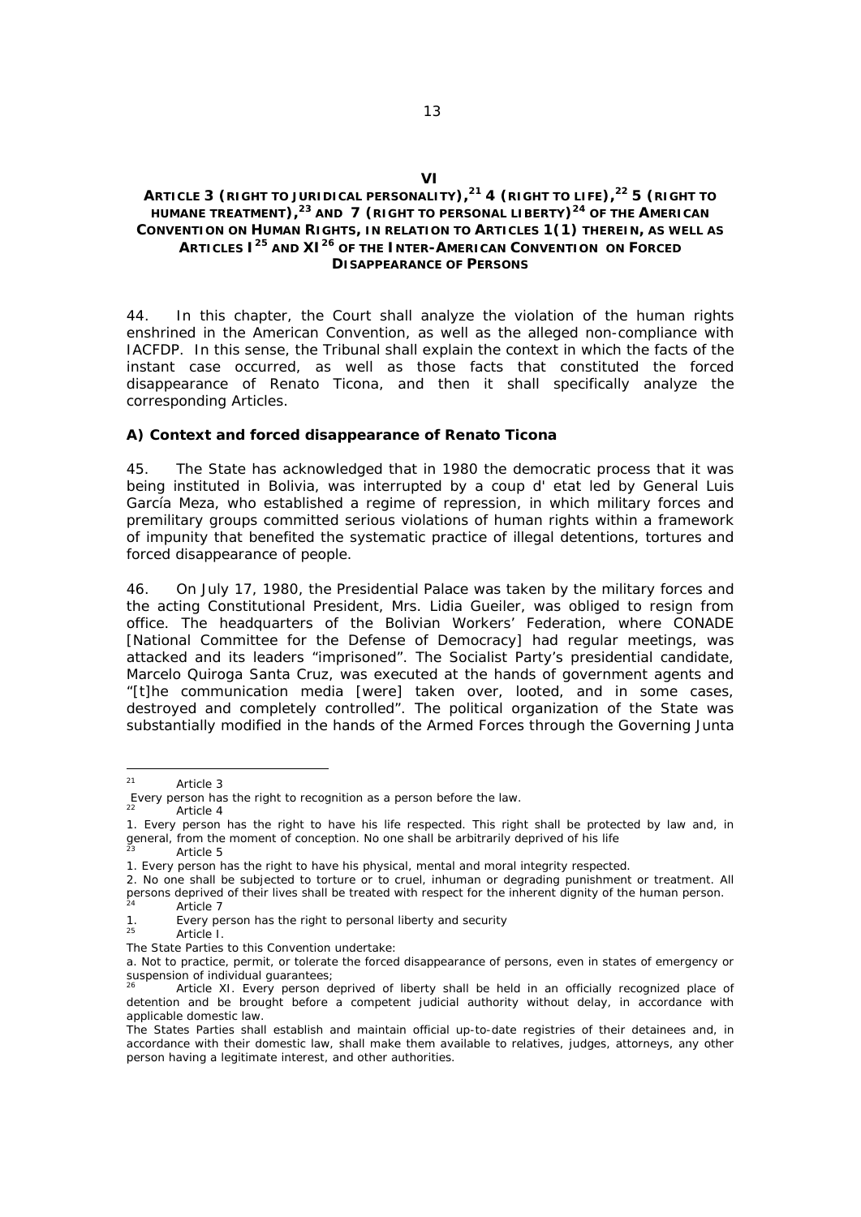## VI

## ARTICLE 3 (RIGHT TO JURIDICAL PERSONALITY),[21] 4 (RIGHT TO LIFE),[22] 5 (RIGHT TO HUMANE TREATMENT),[23] AND 7 (RIGHT TO PERSONAL LIBERTY)[24] OF THE AMERICAN CONVENTION ON HUMAN RIGHTS, IN RELATION TO ARTICLES 1(1) THEREIN, AS WELL AS ARTICLES I[25] AND XI[26] OF THE INTER-AMERICAN CONVENTION ON FORCED DISAPPEARANCE OF PERSONS

44. In this chapter, the Court shall analyze the violation of the human rights enshrined in the American Convention, as well as the alleged non-compliance with IACFDP. In this sense, the Tribunal shall explain the context in which the facts of the instant case occurred, as well as those facts that constituted the forced disappearance of Renato Ticona, and then it shall specifically analyze the corresponding Articles.

### A) Context and forced disappearance of Renato Ticona

45. The State has acknowledged that in 1980 the democratic process that it was being instituted in Bolivia, was interrupted by a coup d' etat led by General Luis García Meza, who established a regime of repression, in which military forces and premilitary groups committed serious violations of human rights within a framework of impunity that benefited the systematic practice of illegal detentions, tortures and forced disappearance of people.

46. On July 17, 1980, the Presidential Palace was taken by the military forces and the acting Constitutional President, Mrs. Lidia Gueiler, was obliged to resign from office. The headquarters of the Bolivian Workers' Federation, where CONADE [National Committee for the Defense of Democracy] had regular meetings, was attacked and its leaders "imprisoned". The Socialist Party's presidential candidate, Marcelo Quiroga Santa Cruz, was executed at the hands of government agents and "[t]he communication media [were] taken over, looted, and in some cases, destroyed and completely controlled". The political organization of the State was substantially modified in the hands of the Armed Forces through the Governing Junta

---

[21] *Article 3*
Every person has the right to recognition as a person before the law.

[22] *Article 4*
1. Every person has the right to have his life respected. This right shall be protected by law and, in general, from the moment of conception. No one shall be arbitrarily deprived of his life

[23] *Article 5*
1. Every person has the right to have his physical, mental and moral integrity respected.
2. No one shall be subjected to torture or to cruel, inhuman or degrading punishment or treatment. All persons deprived of their lives shall be treated with respect for the inherent dignity of the human person.

[24] *Article 7*
1. Every person has the right to personal liberty and security

[25] *Article I.*
The State Parties to this Convention undertake:
a. Not to practice, permit, or tolerate the forced disappearance of persons, even in states of emergency or suspension of individual guarantees;

[26] *Article XI.* Every person deprived of liberty shall be held in an officially recognized place of detention and be brought before a competent judicial authority without delay, in accordance with applicable domestic law.
The States Parties shall establish and maintain official up-to-date registries of their detainees and, in accordance with their domestic law, shall make them available to relatives, judges, attorneys, any other person having a legitimate interest, and other authorities.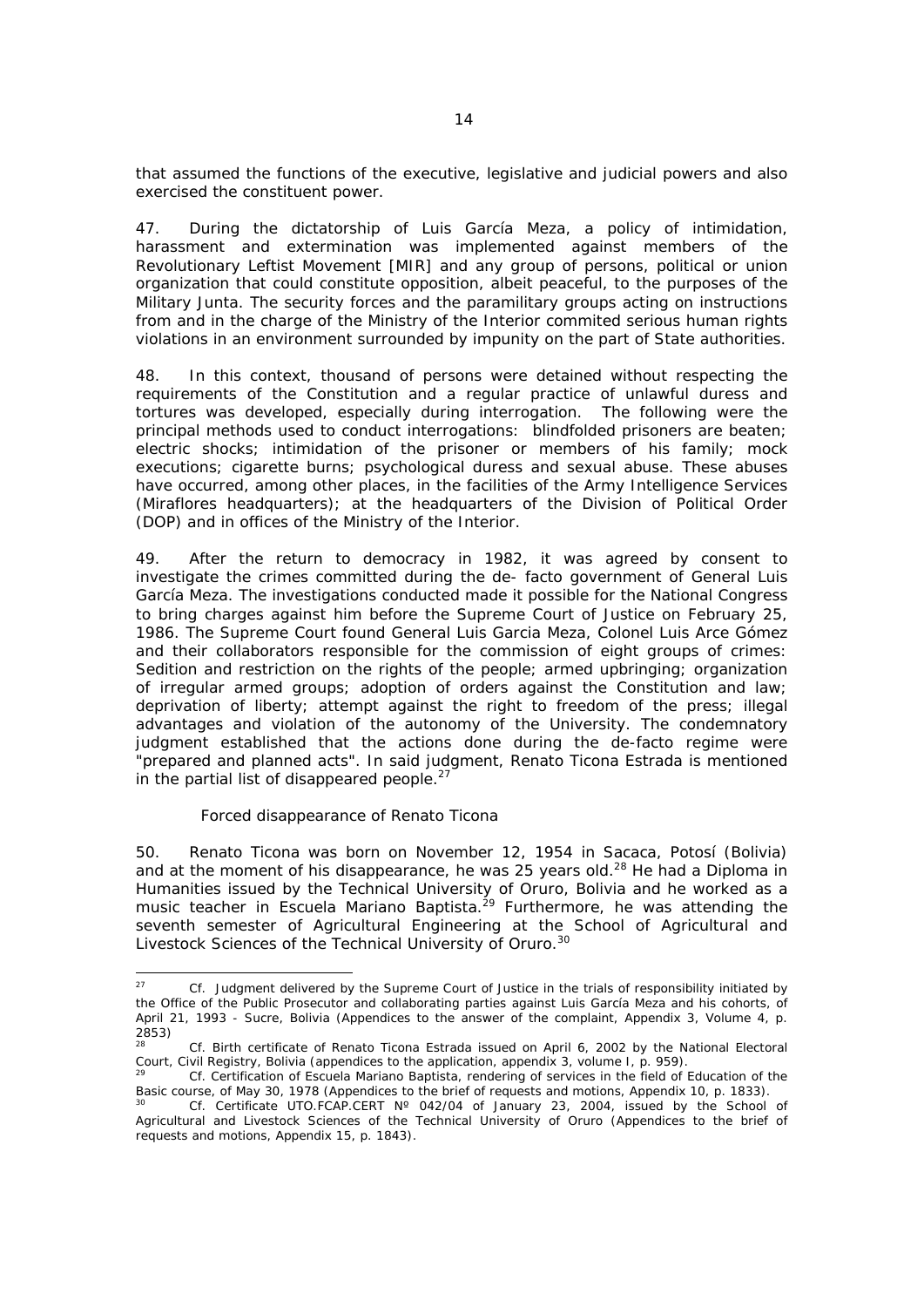that assumed the functions of the executive, legislative and judicial powers and also exercised the constituent power.

47. During the dictatorship of Luis García Meza, a policy of intimidation, harassment and extermination was implemented against members of the Revolutionary Leftist Movement [MIR] and any group of persons, political or union organization that could constitute opposition, albeit peaceful, to the purposes of the Military Junta. The security forces and the paramilitary groups acting on instructions from and in the charge of the Ministry of the Interior commited serious human rights violations in an environment surrounded by impunity on the part of State authorities.

48. In this context, thousand of persons were detained without respecting the requirements of the Constitution and a regular practice of unlawful duress and tortures was developed, especially during interrogation. The following were the principal methods used to conduct interrogations: blindfolded prisoners are beaten; electric shocks; intimidation of the prisoner or members of his family; mock executions; cigarette burns; psychological duress and sexual abuse. These abuses have occurred, among other places, in the facilities of the Army Intelligence Services (Miraflores headquarters); at the headquarters of the Division of Political Order (DOP) and in offices of the Ministry of the Interior.

49. After the return to democracy in 1982, it was agreed by consent to investigate the crimes committed during the de- facto government of General Luis García Meza. The investigations conducted made it possible for the National Congress to bring charges against him before the Supreme Court of Justice on February 25, 1986. The Supreme Court found General Luis Garcia Meza, Colonel Luis Arce Gómez and their collaborators responsible for the commission of eight groups of crimes: Sedition and restriction on the rights of the people; armed upbringing; organization of irregular armed groups; adoption of orders against the Constitution and law; deprivation of liberty; attempt against the right to freedom of the press; illegal advantages and violation of the autonomy of the University. The condemnatory judgment established that the actions done during the de-facto regime were "prepared and planned acts". In said judgment, Renato Ticona Estrada is mentioned in the partial list of disappeared people.[27]

*Forced disappearance of Renato Ticona*

50. Renato Ticona was born on November 12, 1954 in Sacaca, Potosí (Bolivia) and at the moment of his disappearance, he was 25 years old.[28] He had a Diploma in Humanities issued by the Technical University of Oruro, Bolivia and he worked as a music teacher in Escuela Mariano Baptista.[29] Furthermore, he was attending the seventh semester of Agricultural Engineering at the School of Agricultural and Livestock Sciences of the Technical University of Oruro.[30]

---

[27] Cf. Judgment delivered by the Supreme Court of Justice in the trials of responsibility initiated by the Office of the Public Prosecutor and collaborating parties against Luis García Meza and his cohorts, of April 21, 1993 - Sucre, Bolivia (Appendices to the answer of the complaint, Appendix 3, Volume 4, p. 2853)

[28] Cf. Birth certificate of Renato Ticona Estrada issued on April 6, 2002 by the National Electoral Court, Civil Registry, Bolivia (appendices to the application, appendix 3, volume I, p. 959).

[29] Cf. Certification of Escuela Mariano Baptista, rendering of services in the field of Education of the Basic course, of May 30, 1978 (Appendices to the brief of requests and motions, Appendix 10, p. 1833).

[30] Cf. Certificate UTO.FCAP.CERT Nº 042/04 of January 23, 2004, issued by the School of Agricultural and Livestock Sciences of the Technical University of Oruro (Appendices to the brief of requests and motions, Appendix 15, p. 1843).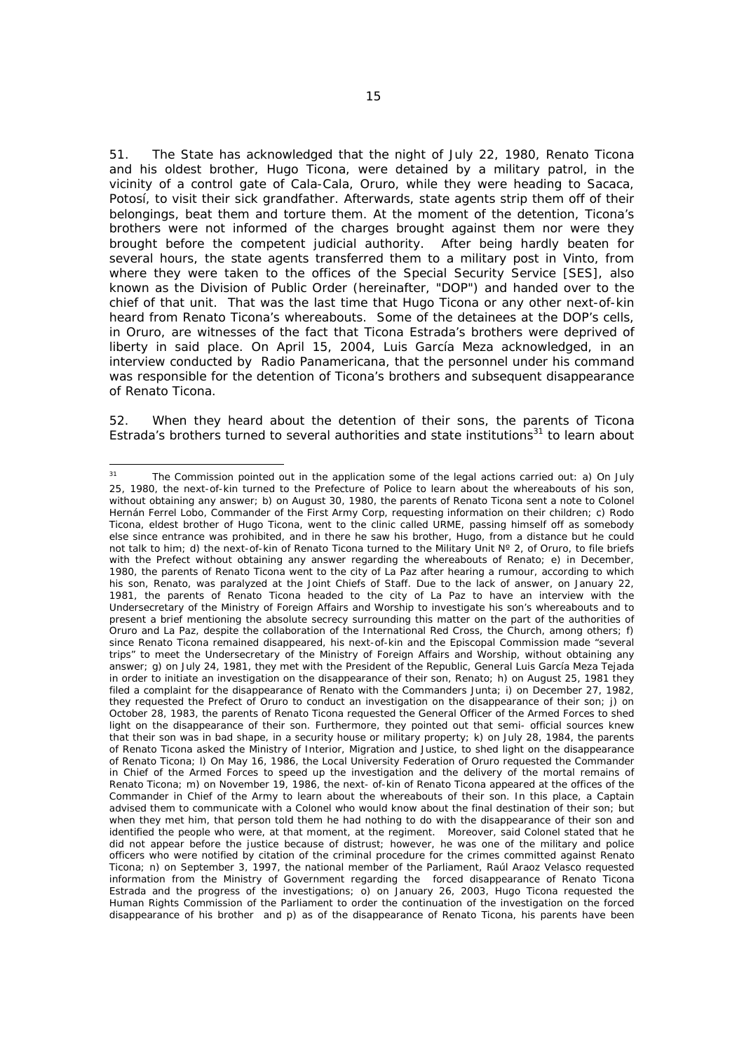51. The State has acknowledged that the night of July 22, 1980, Renato Ticona and his oldest brother, Hugo Ticona, were detained by a military patrol, in the vicinity of a control gate of Cala-Cala, Oruro, while they were heading to Sacaca, Potosí, to visit their sick grandfather. Afterwards, state agents strip them off of their belongings, beat them and torture them. At the moment of the detention, Ticona's brothers were not informed of the charges brought against them nor were they brought before the competent judicial authority. After being hardly beaten for several hours, the state agents transferred them to a military post in Vinto, from where they were taken to the offices of the Special Security Service [SES], also known as the Division of Public Order (hereinafter, "DOP") and handed over to the chief of that unit. That was the last time that Hugo Ticona or any other next-of-kin heard from Renato Ticona's whereabouts. Some of the detainees at the DOP's cells, in Oruro, are witnesses of the fact that Ticona Estrada's brothers were deprived of liberty in said place. On April 15, 2004, Luis García Meza acknowledged, in an interview conducted by Radio Panamericana, that the personnel under his command was responsible for the detention of Ticona's brothers and subsequent disappearance of Renato Ticona.

52. When they heard about the detention of their sons, the parents of Ticona Estrada's brothers turned to several authorities and state institutions[31] to learn about

---

[31] The Commission pointed out in the application some of the legal actions carried out: a) On July 25, 1980, the next-of-kin turned to the Prefecture of Police to learn about the whereabouts of his son, without obtaining any answer; b) on August 30, 1980, the parents of Renato Ticona sent a note to Colonel Hernán Ferrel Lobo, Commander of the First Army Corp, requesting information on their children; c) Rodo Ticona, eldest brother of Hugo Ticona, went to the clinic called URME, passing himself off as somebody else since entrance was prohibited, and in there he saw his brother, Hugo, from a distance but he could not talk to him; d) the next-of-kin of Renato Ticona turned to the Military Unit Nº 2, of Oruro, to file briefs with the Prefect without obtaining any answer regarding the whereabouts of Renato; e) in December, 1980, the parents of Renato Ticona went to the city of La Paz after hearing a rumour, according to which his son, Renato, was paralyzed at the Joint Chiefs of Staff. Due to the lack of answer, on January 22, 1981, the parents of Renato Ticona headed to the city of La Paz to have an interview with the Undersecretary of the Ministry of Foreign Affairs and Worship to investigate his son's whereabouts and to present a brief mentioning the absolute secrecy surrounding this matter on the part of the authorities of Oruro and La Paz, despite the collaboration of the International Red Cross, the Church, among others; f) since Renato Ticona remained disappeared, his next-of-kin and the Episcopal Commission made "several trips" to meet the Undersecretary of the Ministry of Foreign Affairs and Worship, without obtaining any answer; g) on July 24, 1981, they met with the President of the Republic, General Luis García Meza Tejada in order to initiate an investigation on the disappearance of their son, Renato; h) on August 25, 1981 they filed a complaint for the disappearance of Renato with the Commanders Junta; i) on December 27, 1982, they requested the Prefect of Oruro to conduct an investigation on the disappearance of their son; j) on October 28, 1983, the parents of Renato Ticona requested the General Officer of the Armed Forces to shed light on the disappearance of their son. Furthermore, they pointed out that semi- official sources knew that their son was in bad shape, in a security house or military property; k) on July 28, 1984, the parents of Renato Ticona asked the Ministry of Interior, Migration and Justice, to shed light on the disappearance of Renato Ticona; l) On May 16, 1986, the Local University Federation of Oruro requested the Commander in Chief of the Armed Forces to speed up the investigation and the delivery of the mortal remains of Renato Ticona; m) on November 19, 1986, the next- of-kin of Renato Ticona appeared at the offices of the Commander in Chief of the Army to learn about the whereabouts of their son. In this place, a Captain advised them to communicate with a Colonel who would know about the final destination of their son; but when they met him, that person told them he had nothing to do with the disappearance of their son and identified the people who were, at that moment, at the regiment. Moreover, said Colonel stated that he did not appear before the justice because of distrust; however, he was one of the military and police officers who were notified by citation of the criminal procedure for the crimes committed against Renato Ticona; n) on September 3, 1997, the national member of the Parliament, Raúl Araoz Velasco requested information from the Ministry of Government regarding the forced disappearance of Renato Ticona Estrada and the progress of the investigations; o) on January 26, 2003, Hugo Ticona requested the Human Rights Commission of the Parliament to order the continuation of the investigation on the forced disappearance of his brother and p) as of the disappearance of Renato Ticona, his parents have been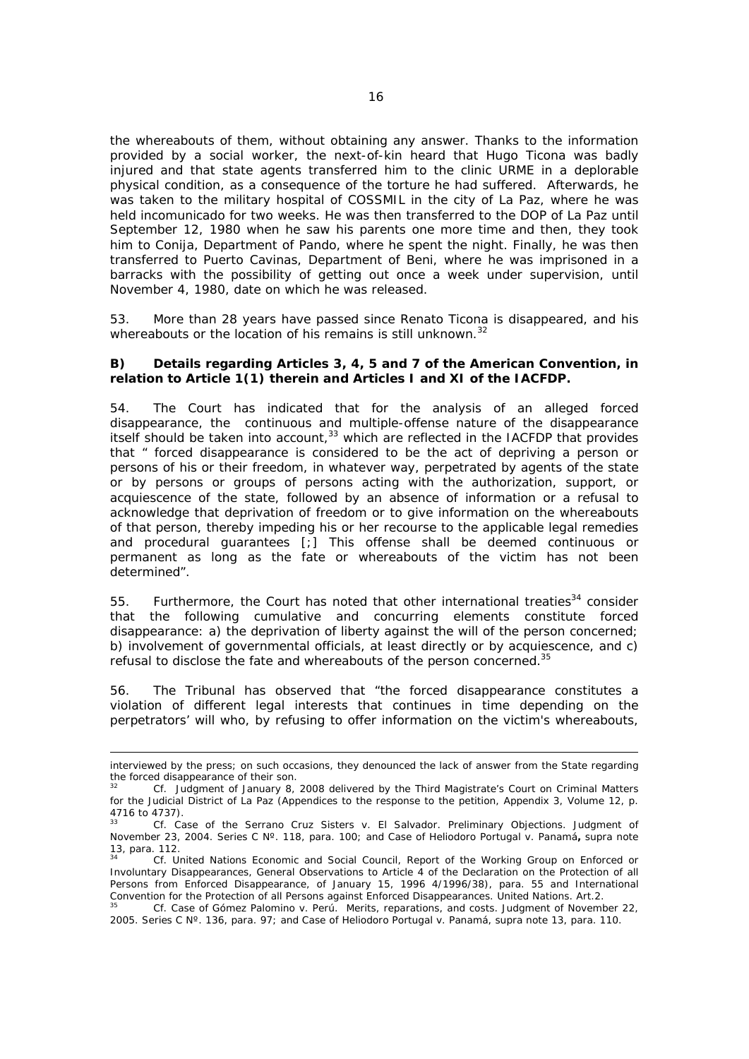the whereabouts of them, without obtaining any answer. Thanks to the information provided by a social worker, the next-of-kin heard that Hugo Ticona was badly injured and that state agents transferred him to the clinic URME in a deplorable physical condition, as a consequence of the torture he had suffered. Afterwards, he was taken to the military hospital of COSSMIL in the city of La Paz, where he was held incomunicado for two weeks. He was then transferred to the DOP of La Paz until September 12, 1980 when he saw his parents one more time and then, they took him to Conija, Department of Pando, where he spent the night. Finally, he was then transferred to Puerto Cavinas, Department of Beni, where he was imprisoned in a barracks with the possibility of getting out once a week under supervision, until November 4, 1980, date on which he was released.

53. More than 28 years have passed since Renato Ticona is disappeared, and his whereabouts or the location of his remains is still unknown.[32]

**B) Details regarding Articles 3, 4, 5 and 7 of the American Convention, in relation to Article 1(1) therein and Articles I and XI of the IACFDP.**

54. The Court has indicated that for the analysis of an alleged forced disappearance, the continuous and multiple-offense nature of the disappearance itself should be taken into account,[33] which are reflected in the IACFDP that provides that " forced disappearance is considered to be the act of depriving a person or persons of his or their freedom, in whatever way, perpetrated by agents of the state or by persons or groups of persons acting with the authorization, support, or acquiescence of the state, followed by an absence of information or a refusal to acknowledge that deprivation of freedom or to give information on the whereabouts of that person, thereby impeding his or her recourse to the applicable legal remedies and procedural guarantees [;] This offense shall be deemed continuous or permanent as long as the fate or whereabouts of the victim has not been determined".

55. Furthermore, the Court has noted that other international treaties[34] consider that the following cumulative and concurring elements constitute forced disappearance: a) the deprivation of liberty against the will of the person concerned; b) involvement of governmental officials, at least directly or by acquiescence, and c) refusal to disclose the fate and whereabouts of the person concerned.[35]

56. The Tribunal has observed that "the forced disappearance constitutes a violation of different legal interests that continues in time depending on the perpetrators' will who, by refusing to offer information on the victim's whereabouts,

---

interviewed by the press; on such occasions, they denounced the lack of answer from the State regarding the forced disappearance of their son.

[32] Cf. Judgment of January 8, 2008 delivered by the Third Magistrate's Court on Criminal Matters for the Judicial District of La Paz (Appendices to the response to the petition, Appendix 3, Volume 12, p. 4716 to 4737).

[33] Cf. Case of the Serrano Cruz Sisters v. El Salvador. Preliminary Objections. Judgment of November 23, 2004. Series C Nº. 118, para. 100; and Case of Heliodoro Portugal v. Panamá**,** supra note 13, para. 112.

[34] Cf. United Nations Economic and Social Council, Report of the Working Group on Enforced or Involuntary Disappearances, General Observations to Article 4 of the Declaration on the Protection of all Persons from Enforced Disappearance, of January 15, 1996 4/1996/38), para. 55 and International Convention for the Protection of all Persons against Enforced Disappearances. United Nations. Art.2.

[35] Cf. Case of Gómez Palomino v. Perú. Merits, reparations, and costs. Judgment of November 22, 2005. Series C Nº. 136, para. 97; and Case of Heliodoro Portugal v. Panamá, supra note 13, para. 110.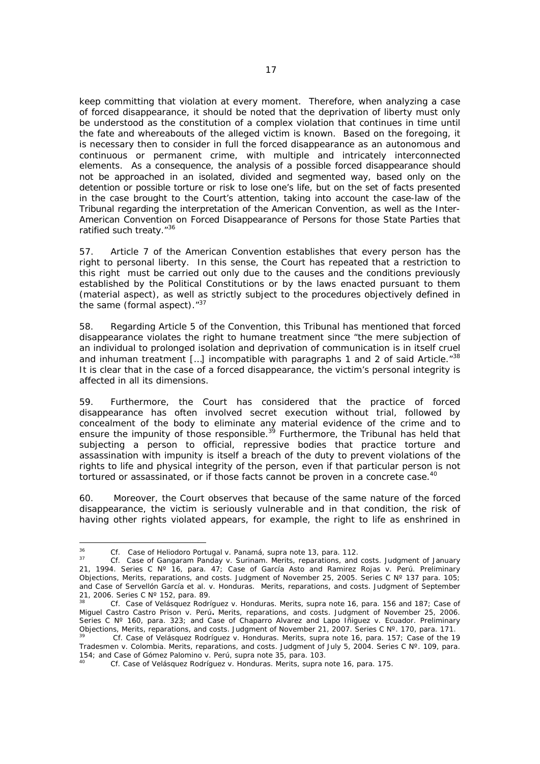keep committing that violation at every moment. Therefore, when analyzing a case of forced disappearance, it should be noted that the deprivation of liberty must only be understood as the constitution of a complex violation that continues in time until the fate and whereabouts of the alleged victim is known. Based on the foregoing, it is necessary then to consider in full the forced disappearance as an autonomous and continuous or permanent crime, with multiple and intricately interconnected elements. As a consequence, the analysis of a possible forced disappearance should not be approached in an isolated, divided and segmented way, based only on the detention or possible torture or risk to lose one's life, but on the set of facts presented in the case brought to the Court's attention, taking into account the case-law of the Tribunal regarding the interpretation of the American Convention, as well as the Inter-American Convention on Forced Disappearance of Persons for those State Parties that ratified such treaty."[36]

57. Article 7 of the American Convention establishes that every person has the right to personal liberty. In this sense, the Court has repeated that a restriction to this right must be carried out only due to the causes and the conditions previously established by the Political Constitutions or by the laws enacted pursuant to them (material aspect), as well as strictly subject to the procedures objectively defined in the same (formal aspect)."[37]

58. Regarding Article 5 of the Convention, this Tribunal has mentioned that forced disappearance violates the right to humane treatment since "the mere subjection of an individual to prolonged isolation and deprivation of communication is in itself cruel and inhuman treatment […] incompatible with paragraphs 1 and 2 of said Article."[38] It is clear that in the case of a forced disappearance, the victim's personal integrity is affected in all its dimensions.

59. Furthermore, the Court has considered that the practice of forced disappearance has often involved secret execution without trial, followed by concealment of the body to eliminate any material evidence of the crime and to ensure the impunity of those responsible.[39] Furthermore, the Tribunal has held that subjecting a person to official, repressive bodies that practice torture and assassination with impunity is itself a breach of the duty to prevent violations of the rights to life and physical integrity of the person, even if that particular person is not tortured or assassinated, or if those facts cannot be proven in a concrete case.[40]

60. Moreover, the Court observes that because of the same nature of the forced disappearance, the victim is seriously vulnerable and in that condition, the risk of having other rights violated appears, for example, the right to life as enshrined in

---

[36] *Cf.* Case of Heliodoro Portugal v. Panamá, *supra* note 13, para. 112.

[37] *Cf.* Case of Gangaram Panday v. Surinam. Merits, reparations, and costs. Judgment of January 21, 1994. Series C Nº 16, para. 47; Case of García Asto and Ramirez Rojas v. Perú. Preliminary Objections, Merits, reparations, and costs. Judgment of November 25, 2005. Series C Nº 137 para. 105; and Case of Servellón García et al. v. Honduras. Merits, reparations, and costs. Judgment of September 21, 2006. Series C Nº 152, para. 89.

[38] *Cf.* Case of Velásquez Rodríguez v. Honduras. Merits, *supra* note 16, para. 156 and 187; Case of Miguel Castro Castro Prison v. Perú**.** Merits, reparations, and costs. Judgment of November 25, 2006. Series C Nº 160, para. 323; and Case of Chaparro Alvarez and Lapo Iñiguez v. Ecuador. Preliminary Objections, Merits, reparations, and costs. Judgment of November 21, 2007. Series C Nº. 170, para. 171.

[39] *Cf.* Case of Velásquez Rodríguez v. Honduras. Merits, *supra* note 16, para. 157; Case of the 19 Tradesmen v. Colombia. Merits, reparations, and costs. Judgment of July 5, 2004. Series C Nº. 109, para. 154; and Case of Gómez Palomino v. Perú, *supra* note 35, para. 103.

[40] *Cf.* Case of Velásquez Rodríguez v. Honduras. Merits, *supra* note 16, para. 175.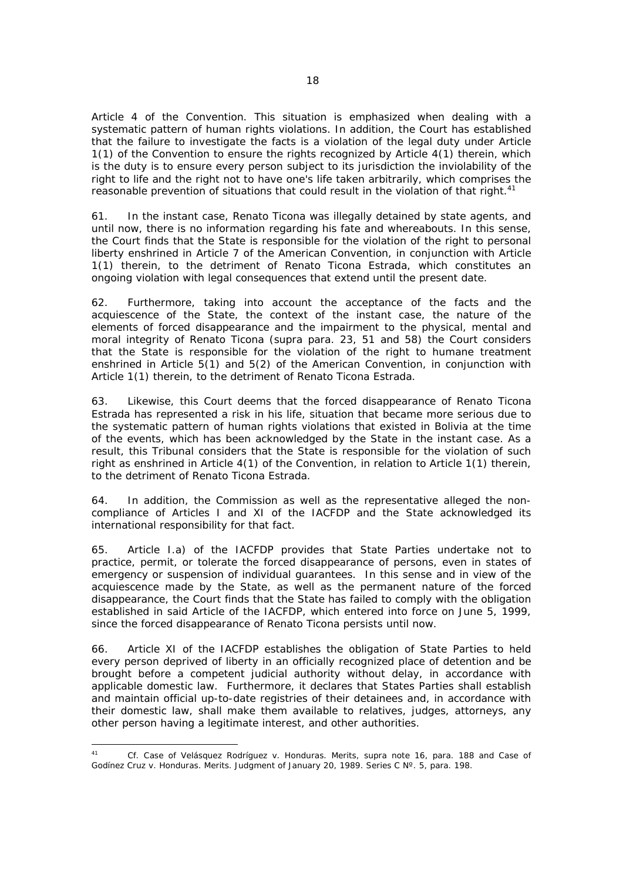Article 4 of the Convention. This situation is emphasized when dealing with a systematic pattern of human rights violations. In addition, the Court has established that the failure to investigate the facts is a violation of the legal duty under Article 1(1) of the Convention to ensure the rights recognized by Article 4(1) therein, which is the duty is to ensure every person subject to its jurisdiction the inviolability of the right to life and the right not to have one's life taken arbitrarily, which comprises the reasonable prevention of situations that could result in the violation of that right.[41]

61. In the instant case, Renato Ticona was illegally detained by state agents, and until now, there is no information regarding his fate and whereabouts. In this sense, the Court finds that the State is responsible for the violation of the right to personal liberty enshrined in Article 7 of the American Convention, in conjunction with Article 1(1) therein, to the detriment of Renato Ticona Estrada, which constitutes an ongoing violation with legal consequences that extend until the present date.

62. Furthermore, taking into account the acceptance of the facts and the acquiescence of the State, the context of the instant case, the nature of the elements of forced disappearance and the impairment to the physical, mental and moral integrity of Renato Ticona (*supra* para. 23, 51 and 58) the Court considers that the State is responsible for the violation of the right to humane treatment enshrined in Article 5(1) and 5(2) of the American Convention, in conjunction with Article 1(1) therein, to the detriment of Renato Ticona Estrada.

63. Likewise, this Court deems that the forced disappearance of Renato Ticona Estrada has represented a risk in his life, situation that became more serious due to the systematic pattern of human rights violations that existed in Bolivia at the time of the events, which has been acknowledged by the State in the instant case. As a result, this Tribunal considers that the State is responsible for the violation of such right as enshrined in Article 4(1) of the Convention, in relation to Article 1(1) therein, to the detriment of Renato Ticona Estrada.

64. In addition, the Commission as well as the representative alleged the non-compliance of Articles I and XI of the IACFDP and the State acknowledged its international responsibility for that fact.

65. Article I.a) of the IACFDP provides that State Parties undertake not to practice, permit, or tolerate the forced disappearance of persons, even in states of emergency or suspension of individual guarantees. In this sense and in view of the acquiescence made by the State, as well as the permanent nature of the forced disappearance, the Court finds that the State has failed to comply with the obligation established in said Article of the IACFDP, which entered into force on June 5, 1999, since the forced disappearance of Renato Ticona persists until now.

66. Article XI of the IACFDP establishes the obligation of State Parties to held every person deprived of liberty in an officially recognized place of detention and be brought before a competent judicial authority without delay, in accordance with applicable domestic law. Furthermore, it declares that States Parties shall establish and maintain official up-to-date registries of their detainees and, in accordance with their domestic law, shall make them available to relatives, judges, attorneys, any other person having a legitimate interest, and other authorities.

---

[41] *Cf. Case of Velásquez Rodríguez v. Honduras. Merits, supra* note 16, para. 188 and *Case of Godínez Cruz v. Honduras. Merits.* Judgment of January 20, 1989. Series C Nº. 5, para. 198.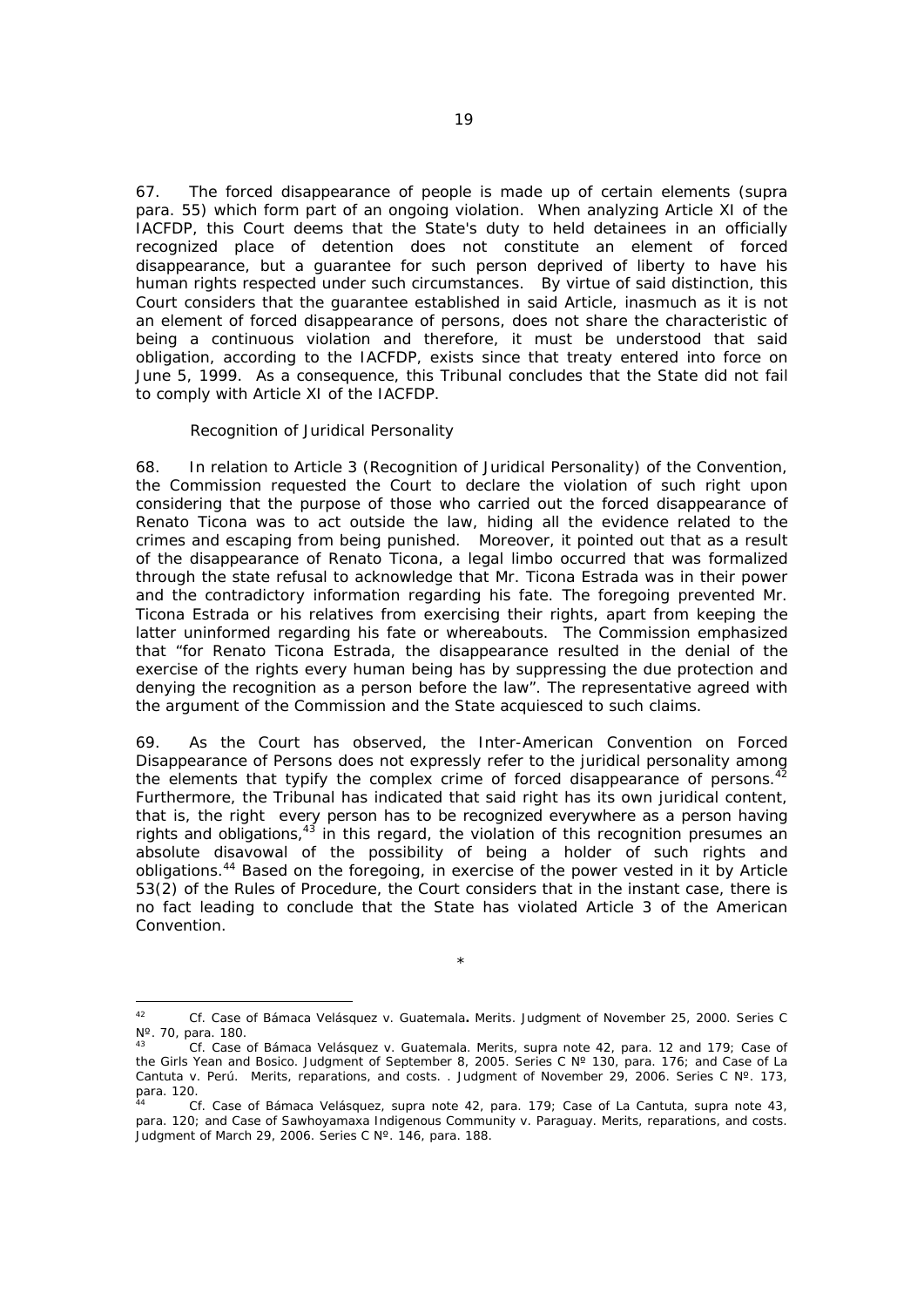67. The forced disappearance of people is made up of certain elements (*supra* para. 55) which form part of an ongoing violation. When analyzing Article XI of the IACFDP, this Court deems that the State's duty to held detainees in an officially recognized place of detention does not constitute an element of forced disappearance, but a guarantee for such person deprived of liberty to have his human rights respected under such circumstances. By virtue of said distinction, this Court considers that the guarantee established in said Article, inasmuch as it is not an element of forced disappearance of persons, does not share the characteristic of being a continuous violation and therefore, it must be understood that said obligation, according to the IACFDP, exists since that treaty entered into force on June 5, 1999. As a consequence, this Tribunal concludes that the State did not fail to comply with Article XI of the IACFDP.

*Recognition of Juridical Personality*

68. In relation to Article 3 (Recognition of Juridical Personality) of the Convention, the Commission requested the Court to declare the violation of such right upon considering that the purpose of those who carried out the forced disappearance of Renato Ticona was to act outside the law, hiding all the evidence related to the crimes and escaping from being punished. Moreover, it pointed out that as a result of the disappearance of Renato Ticona, a legal limbo occurred that was formalized through the state refusal to acknowledge that Mr. Ticona Estrada was in their power and the contradictory information regarding his fate. The foregoing prevented Mr. Ticona Estrada or his relatives from exercising their rights, apart from keeping the latter uninformed regarding his fate or whereabouts. The Commission emphasized that "for Renato Ticona Estrada, the disappearance resulted in the denial of the exercise of the rights every human being has by suppressing the due protection and denying the recognition as a person before the law". The representative agreed with the argument of the Commission and the State acquiesced to such claims.

69. As the Court has observed, the Inter-American Convention on Forced Disappearance of Persons does not expressly refer to the juridical personality among the elements that typify the complex crime of forced disappearance of persons.[42] Furthermore, the Tribunal has indicated that said right has its own juridical content, that is, the right every person has to be recognized everywhere as a person having rights and obligations,[43] in this regard, the violation of this recognition presumes an absolute disavowal of the possibility of being a holder of such rights and obligations.[44] Based on the foregoing, in exercise of the power vested in it by Article 53(2) of the Rules of Procedure, the Court considers that in the instant case, there is no fact leading to conclude that the State has violated Article 3 of the American Convention.

*

---

[42] *Cf. Case of Bámaca Velásquez v. Guatemala***.** *Merits.* Judgment of November 25, 2000. Series C Nº. 70, para. 180.

[43] *Cf. Case of Bámaca Velásquez v. Guatemala. Merits, supra* note 42, para. 12 and 179; *Case of the Girls Yean and Bosico.* Judgment of September 8, 2005. Series C Nº 130, para. 176; and *Case of La Cantuta v. Perú. Merits, reparations, and costs. .* Judgment of November 29, 2006. Series C Nº. 173, para. 120.

[44] *Cf. Case of Bámaca Velásquez, supra* note 42, para. 179; *Case of La Cantuta, supra* note 43, para. 120; and *Case of Sawhoyamaxa Indigenous Community v. Paraguay. Merits, reparations, and costs.* Judgment of March 29, 2006. Series C Nº. 146, para. 188.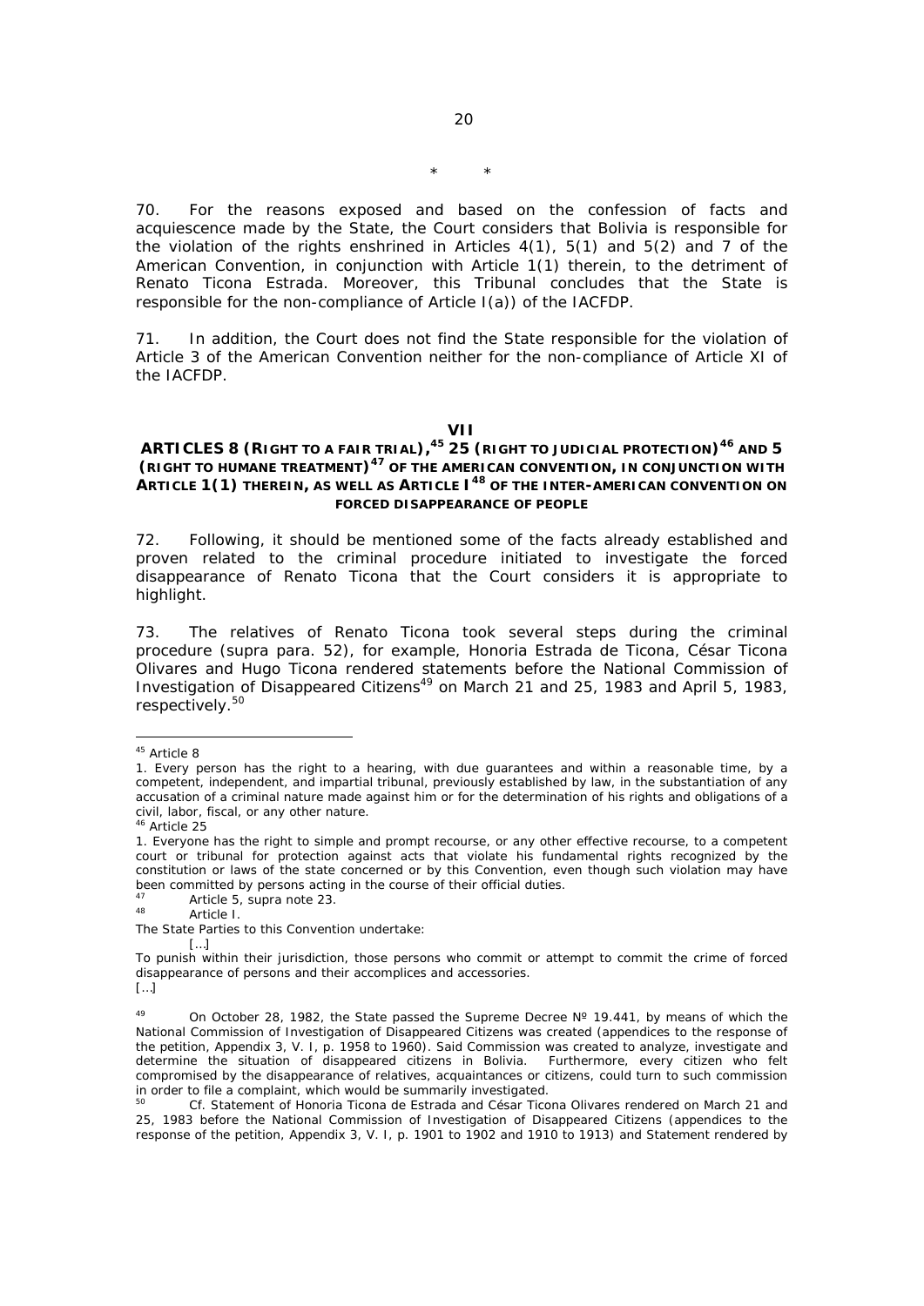\*        \*

70. For the reasons exposed and based on the confession of facts and acquiescence made by the State, the Court considers that Bolivia is responsible for the violation of the rights enshrined in Articles 4(1), 5(1) and 5(2) and 7 of the American Convention, in conjunction with Article 1(1) therein, to the detriment of Renato Ticona Estrada. Moreover, this Tribunal concludes that the State is responsible for the non-compliance of Article I(a)) of the IACFDP.

71. In addition, the Court does not find the State responsible for the violation of Article 3 of the American Convention neither for the non-compliance of Article XI of the IACFDP.

## VII
## ARTICLES 8 (RIGHT TO A FAIR TRIAL),[45] 25 (RIGHT TO JUDICIAL PROTECTION)[46] AND 5 (RIGHT TO HUMANE TREATMENT)[47] OF THE AMERICAN CONVENTION, IN CONJUNCTION WITH ARTICLE 1(1) THEREIN, AS WELL AS ARTICLE I[48] OF THE INTER-AMERICAN CONVENTION ON FORCED DISAPPEARANCE OF PEOPLE

72. Following, it should be mentioned some of the facts already established and proven related to the criminal procedure initiated to investigate the forced disappearance of Renato Ticona that the Court considers it is appropriate to highlight.

73. The relatives of Renato Ticona took several steps during the criminal procedure (supra para. 52), for example, Honoria Estrada de Ticona, César Ticona Olivares and Hugo Ticona rendered statements before the National Commission of Investigation of Disappeared Citizens[49] on March 21 and 25, 1983 and April 5, 1983, respectively.[50]

---

[45] Article 8

1. Every person has the right to a hearing, with due guarantees and within a reasonable time, by a competent, independent, and impartial tribunal, previously established by law, in the substantiation of any accusation of a criminal nature made against him or for the determination of his rights and obligations of a civil, labor, fiscal, or any other nature.

[46] Article 25

1. Everyone has the right to simple and prompt recourse, or any other effective recourse, to a competent court or tribunal for protection against acts that violate his fundamental rights recognized by the constitution or laws of the state concerned or by this Convention, even though such violation may have been committed by persons acting in the course of their official duties.

[47] Article 5, supra note 23.

[48] Article I.

The State Parties to this Convention undertake:

[…]

To punish within their jurisdiction, those persons who commit or attempt to commit the crime of forced disappearance of persons and their accomplices and accessories.

[…]

[49] On October 28, 1982, the State passed the Supreme Decree Nº 19.441, by means of which the National Commission of Investigation of Disappeared Citizens was created (appendices to the response of the petition, Appendix 3, V. I, p. 1958 to 1960). Said Commission was created to analyze, investigate and determine the situation of disappeared citizens in Bolivia. Furthermore, every citizen who felt compromised by the disappearance of relatives, acquaintances or citizens, could turn to such commission in order to file a complaint, which would be summarily investigated.

[50] Cf. Statement of Honoria Ticona de Estrada and César Ticona Olivares rendered on March 21 and 25, 1983 before the National Commission of Investigation of Disappeared Citizens (appendices to the response of the petition, Appendix 3, V. I, p. 1901 to 1902 and 1910 to 1913) and Statement rendered by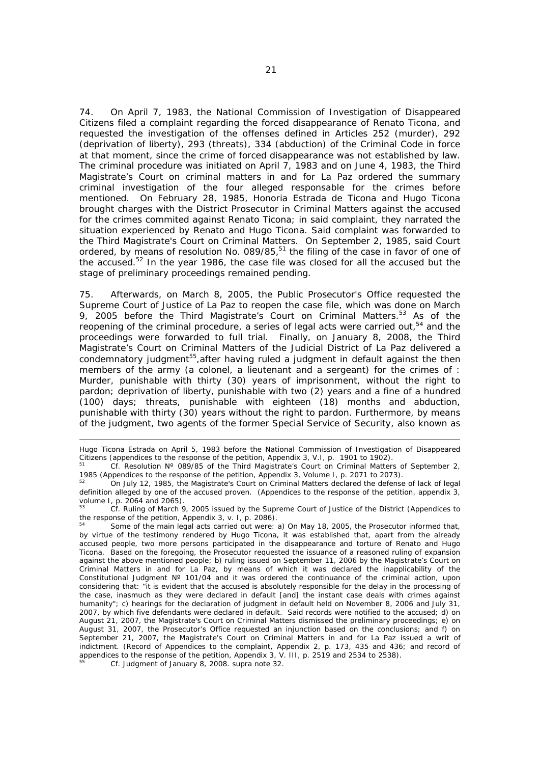74. On April 7, 1983, the National Commission of Investigation of Disappeared Citizens filed a complaint regarding the forced disappearance of Renato Ticona, and requested the investigation of the offenses defined in Articles 252 (murder), 292 (deprivation of liberty), 293 (threats), 334 (abduction) of the Criminal Code in force at that moment, since the crime of forced disappearance was not established by law. The criminal procedure was initiated on April 7, 1983 and on June 4, 1983, the Third Magistrate's Court on criminal matters in and for La Paz ordered the summary criminal investigation of the four alleged responsable for the crimes before mentioned. On February 28, 1985, Honoria Estrada de Ticona and Hugo Ticona brought charges with the District Prosecutor in Criminal Matters against the accused for the crimes commited against Renato Ticona; in said complaint, they narrated the situation experienced by Renato and Hugo Ticona. Said complaint was forwarded to the Third Magistrate's Court on Criminal Matters. On September 2, 1985, said Court ordered, by means of resolution No. 089/85,[51] the filing of the case in favor of one of the accused.[52] In the year 1986, the case file was closed for all the accused but the stage of preliminary proceedings remained pending.

75. Afterwards, on March 8, 2005, the Public Prosecutor's Office requested the Supreme Court of Justice of La Paz to reopen the case file, which was done on March 9, 2005 before the Third Magistrate's Court on Criminal Matters.[53] As of the reopening of the criminal procedure, a series of legal acts were carried out,[54] and the proceedings were forwarded to full trial. Finally, on January 8, 2008, the Third Magistrate's Court on Criminal Matters of the Judicial District of La Paz delivered a condemnatory judgment[55],after having ruled a judgment in default against the then members of the army (a colonel, a lieutenant and a sergeant) for the crimes of : Murder, punishable with thirty (30) years of imprisonment, without the right to pardon; deprivation of liberty, punishable with two (2) years and a fine of a hundred (100) days; threats, punishable with eighteen (18) months and abduction, punishable with thirty (30) years without the right to pardon. Furthermore, by means of the judgment, two agents of the former Special Service of Security, also known as

---

Hugo Ticona Estrada on April 5, 1983 before the National Commission of Investigation of Disappeared Citizens (appendices to the response of the petition, Appendix 3, V.I, p. 1901 to 1902).

[51] Cf. Resolution Nº 089/85 of the Third Magistrate's Court on Criminal Matters of September 2, 1985 (Appendices to the response of the petition, Appendix 3, Volume I, p. 2071 to 2073).

[52] On July 12, 1985, the Magistrate's Court on Criminal Matters declared the defense of lack of legal definition alleged by one of the accused proven. (Appendices to the response of the petition, appendix 3, volume I, p. 2064 and 2065).

[53] Cf. Ruling of March 9, 2005 issued by the Supreme Court of Justice of the District (Appendices to the response of the petition, Appendix 3, v. I, p. 2086).

[54] Some of the main legal acts carried out were: a) On May 18, 2005, the Prosecutor informed that, by virtue of the testimony rendered by Hugo Ticona, it was established that, apart from the already accused people, two more persons participated in the disappearance and torture of Renato and Hugo Ticona. Based on the foregoing, the Prosecutor requested the issuance of a reasoned ruling of expansion against the above mentioned people; b) ruling issued on September 11, 2006 by the Magistrate's Court on Criminal Matters in and for La Paz, by means of which it was declared the inapplicability of the Constitutional Judgment Nº 101/04 and it was ordered the continuance of the criminal action, upon considering that: "it is evident that the accused is absolutely responsible for the delay in the processing of the case, inasmuch as they were declared in default [and] the instant case deals with crimes against humanity"; c) hearings for the declaration of judgment in default held on November 8, 2006 and July 31, 2007, by which five defendants were declared in default. Said records were notified to the accused; d) on August 21, 2007, the Magistrate's Court on Criminal Matters dismissed the preliminary proceedings; e) on August 31, 2007, the Prosecutor's Office requested an injunction based on the conclusions; and f) on September 21, 2007, the Magistrate's Court on Criminal Matters in and for La Paz issued a writ of indictment. (Record of Appendices to the complaint, Appendix 2, p. 173, 435 and 436; and record of appendices to the response of the petition, Appendix 3, V. III, p. 2519 and 2534 to 2538).

[55] Cf. Judgment of January 8, 2008. supra note 32.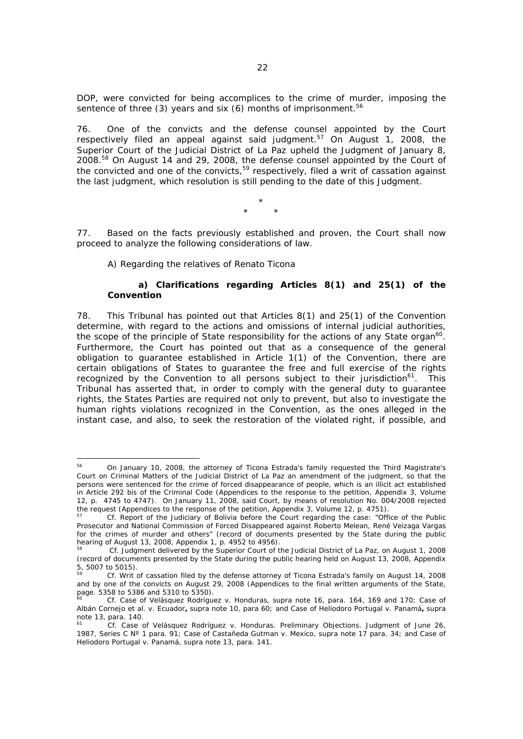DOP, were convicted for being accomplices to the crime of murder, imposing the sentence of three (3) years and six (6) months of imprisonment.[56]

76. One of the convicts and the defense counsel appointed by the Court respectively filed an appeal against said judgment.[57] On August 1, 2008, the Superior Court of the Judicial District of La Paz upheld the Judgment of January 8, 2008.[58] On August 14 and 29, 2008, the defense counsel appointed by the Court of the convicted and one of the convicts,[59] respectively, filed a writ of cassation against the last judgment, which resolution is still pending to the date of this Judgment.

\*

\* \*

77. Based on the facts previously established and proven, the Court shall now proceed to analyze the following considerations of law.

A) Regarding the relatives of Renato Ticona

**a) Clarifications regarding Articles 8(1) and 25(1) of the Convention**

78. This Tribunal has pointed out that Articles 8(1) and 25(1) of the Convention determine, with regard to the actions and omissions of internal judicial authorities, the scope of the principle of State responsibility for the actions of any State organ[60]. Furthermore, the Court has pointed out that as a consequence of the general obligation to guarantee established in Article 1(1) of the Convention, there are certain obligations of States to guarantee the free and full exercise of the rights recognized by the Convention to all persons subject to their jurisdiction[61]. This Tribunal has asserted that, in order to comply with the general duty to guarantee rights, the States Parties are required not only to prevent, but also to investigate the human rights violations recognized in the Convention, as the ones alleged in the instant case, and also, to seek the restoration of the violated right, if possible, and

---

[56] On January 10, 2008, the attorney of Ticona Estrada's family requested the Third Magistrate's Court on Criminal Matters of the Judicial District of La Paz an amendment of the judgment, so that the persons were sentenced for the crime of forced disappearance of people, which is an illicit act established in Article 292 bis of the Criminal Code (Appendices to the response to the petition, Appendix 3, Volume 12, p. 4745 to 4747). On January 11, 2008, said Court, by means of resolution No. 004/2008 rejected the request (Appendices to the response of the petition, Appendix 3, Volume 12, p. 4751).

[57] Cf. Report of the Judiciary of Bolivia before the Court regarding the case: "Office of the Public Prosecutor and National Commission of Forced Disappeared against Roberto Melean, René Veizaga Vargas for the crimes of murder and others" (record of documents presented by the State during the public hearing of August 13, 2008, Appendix 1, p. 4952 to 4956).

[58] Cf. Judgment delivered by the Superior Court of the Judicial District of La Paz, on August 1, 2008 (record of documents presented by the State during the public hearing held on August 13, 2008, Appendix 5, 5007 to 5015).

[59] Cf. Writ of cassation filed by the defense attorney of Ticona Estrada's family on August 14, 2008 and by one of the convicts on August 29, 2008 (Appendices to the final written arguments of the State, page. 5358 to 5386 and 5310 to 5350).

[60] Cf. Case of Velásquez Rodríguez v. Honduras, supra note 16, para. 164, 169 and 170; Case of Albán Cornejo et al. v. Ecuador**,** supra note 10, para 60; and Case of Heliodoro Portugal v. Panamá**,** supra note 13, para. 140.

[61] Cf. Case of Velásquez Rodríguez v. Honduras. Preliminary Objections. Judgment of June 26, 1987, Series C Nº 1 para. 91; Case of Castañeda Gutman v. Mexico, supra note 17 para. 34; and Case of Heliodoro Portugal v. Panamá, supra note 13, para. 141.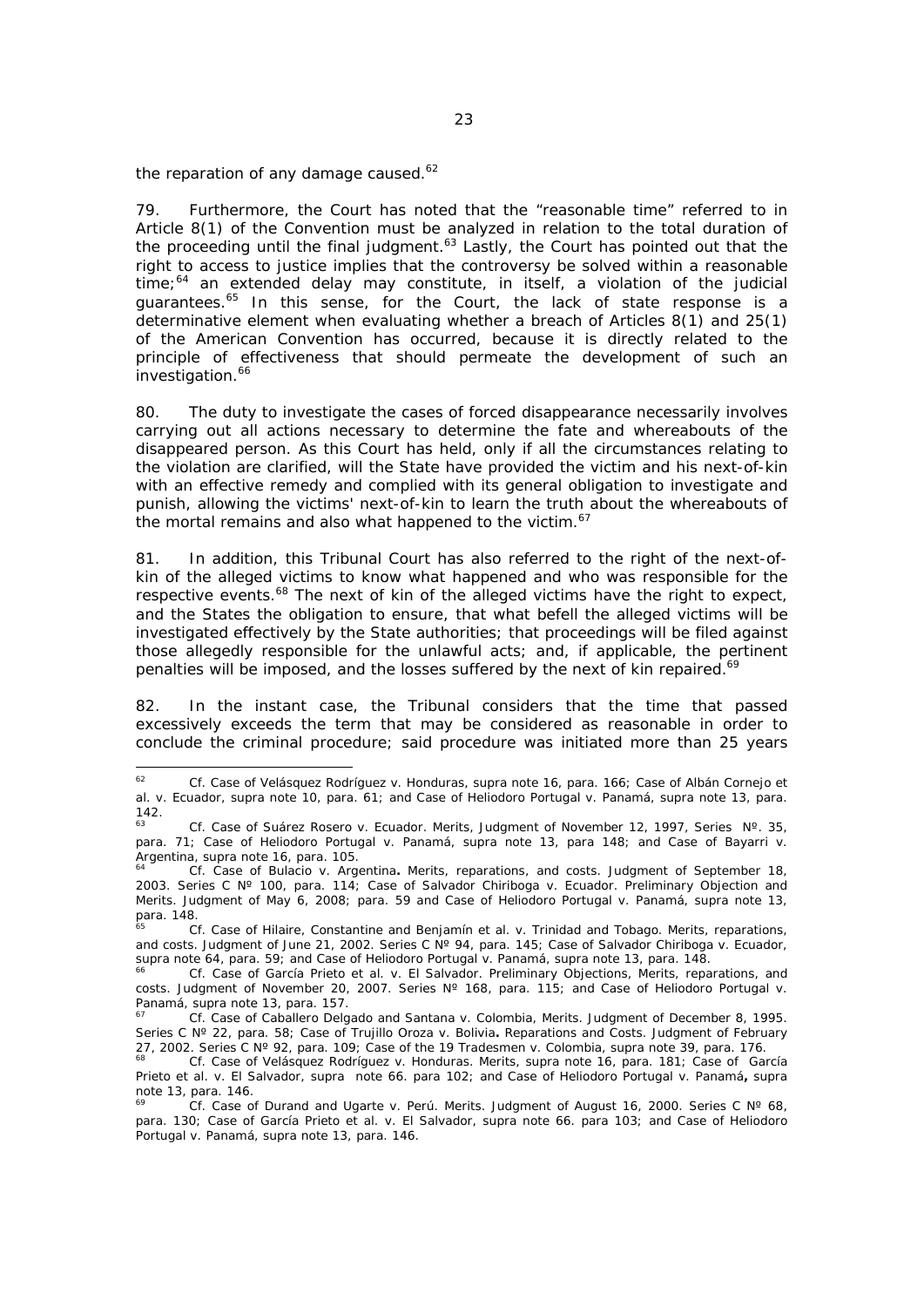the reparation of any damage caused.[62]

79. Furthermore, the Court has noted that the "reasonable time" referred to in Article 8(1) of the Convention must be analyzed in relation to the total duration of the proceeding until the final judgment.[63] Lastly, the Court has pointed out that the right to access to justice implies that the controversy be solved within a reasonable time;[64] an extended delay may constitute, in itself, a violation of the judicial guarantees.[65] In this sense, for the Court, the lack of state response is a determinative element when evaluating whether a breach of Articles 8(1) and 25(1) of the American Convention has occurred, because it is directly related to the principle of effectiveness that should permeate the development of such an investigation.[66]

80. The duty to investigate the cases of forced disappearance necessarily involves carrying out all actions necessary to determine the fate and whereabouts of the disappeared person. As this Court has held, only if all the circumstances relating to the violation are clarified, will the State have provided the victim and his next-of-kin with an effective remedy and complied with its general obligation to investigate and punish, allowing the victims' next-of-kin to learn the truth about the whereabouts of the mortal remains and also what happened to the victim.[67]

81. In addition, this Tribunal Court has also referred to the right of the next-of-kin of the alleged victims to know what happened and who was responsible for the respective events.[68] The next of kin of the alleged victims have the right to expect, and the States the obligation to ensure, that what befell the alleged victims will be investigated effectively by the State authorities; that proceedings will be filed against those allegedly responsible for the unlawful acts; and, if applicable, the pertinent penalties will be imposed, and the losses suffered by the next of kin repaired.[69]

82. In the instant case, the Tribunal considers that the time that passed excessively exceeds the term that may be considered as reasonable in order to conclude the criminal procedure; said procedure was initiated more than 25 years

---

[62] *Cf. Case of Velásquez Rodríguez v. Honduras, supra* note 16, para. 166; *Case of Albán Cornejo et al. v. Ecuador, supra* note 10, para. 61; and *Case of Heliodoro Portugal v. Panamá, supra* note 13, para. 142.

[63] *Cf. Case of Suárez Rosero v. Ecuador. Merits,* Judgment of November 12, 1997, Series Nº. 35, para. 71; *Case of Heliodoro Portugal v. Panamá, supra* note 13, para 148; and *Case of Bayarri v. Argentina, supra* note 16, para. 105.

[64] *Cf. Case of Bulacio v. Argentina. Merits, reparations, and costs.* Judgment of September 18, 2003. Series C Nº 100, para. 114; *Case of Salvador Chiriboga v. Ecuador. Preliminary Objection and Merits.* Judgment of May 6, 2008; para. 59 and *Case of Heliodoro Portugal v. Panamá, supra* note 13, para. 148.

[65] *Cf. Case of Hilaire, Constantine and Benjamín et al. v. Trinidad and Tobago. Merits, reparations, and costs.* Judgment of June 21, 2002. Series C Nº 94, para. 145; *Case of Salvador Chiriboga v. Ecuador, supra* note 64, para. 59; and *Case of Heliodoro Portugal v. Panamá, supra* note 13, para. 148.

[66] *Cf. Case of García Prieto et al. v. El Salvador. Preliminary Objections, Merits, reparations, and costs.* Judgment of November 20, 2007. Series Nº 168, para. 115; and *Case of Heliodoro Portugal v. Panamá, supra* note 13, para. 157.

[67] *Cf. Case of Caballero Delgado and Santana v. Colombia, Merits.* Judgment of December 8, 1995. Series C Nº 22, para. 58; *Case of Trujillo Oroza v. Bolivia. Reparations and Costs.* Judgment of February 27, 2002. Series C Nº 92, para. 109; *Case of the 19 Tradesmen v. Colombia, supra* note 39, para. 176.

[68] *Cf. Case of Velásquez Rodríguez v. Honduras. Merits, supra* note 16, para. 181; *Case of García Prieto et al. v. El Salvador, supra* note 66. para 102; and *Case of Heliodoro Portugal v. Panamá, supra* note 13, para. 146.

[69] *Cf. Case of Durand and Ugarte v. Perú. Merits.* Judgment of August 16, 2000. Series C Nº 68, para. 130; *Case of García Prieto et al. v. El Salvador, supra* note 66. para 103; and *Case of Heliodoro Portugal v. Panamá, supra* note 13, para. 146.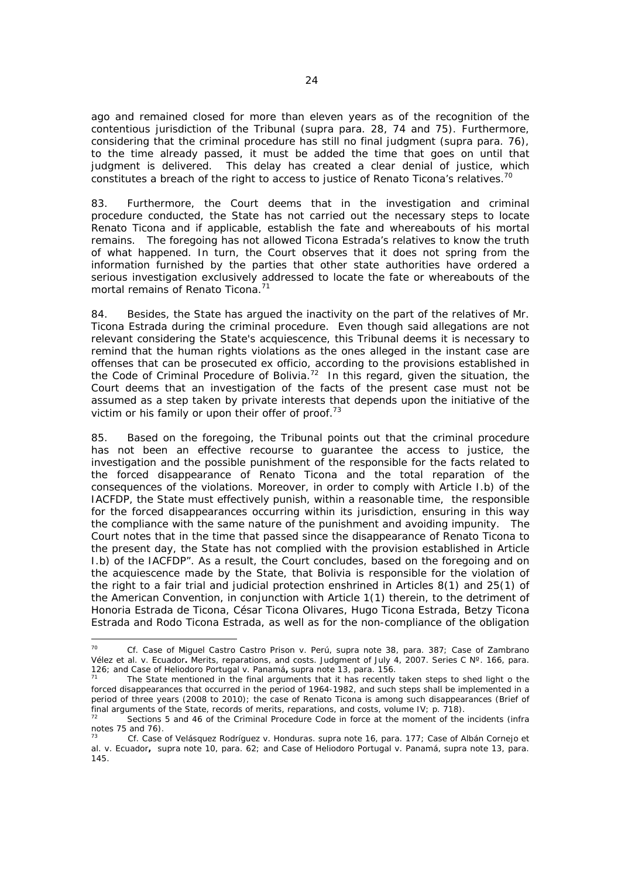ago and remained closed for more than eleven years as of the recognition of the contentious jurisdiction of the Tribunal (supra para. 28, 74 and 75). Furthermore, considering that the criminal procedure has still no final judgment (supra para. 76), to the time already passed, it must be added the time that goes on until that judgment is delivered. This delay has created a clear denial of justice, which constitutes a breach of the right to access to justice of Renato Ticona's relatives.[70]

83. Furthermore, the Court deems that in the investigation and criminal procedure conducted, the State has not carried out the necessary steps to locate Renato Ticona and if applicable, establish the fate and whereabouts of his mortal remains. The foregoing has not allowed Ticona Estrada's relatives to know the truth of what happened. In turn, the Court observes that it does not spring from the information furnished by the parties that other state authorities have ordered a serious investigation exclusively addressed to locate the fate or whereabouts of the mortal remains of Renato Ticona.[71]

84. Besides, the State has argued the inactivity on the part of the relatives of Mr. Ticona Estrada during the criminal procedure. Even though said allegations are not relevant considering the State's acquiescence, this Tribunal deems it is necessary to remind that the human rights violations as the ones alleged in the instant case are offenses that can be prosecuted ex officio, according to the provisions established in the Code of Criminal Procedure of Bolivia.[72] In this regard, given the situation, the Court deems that an investigation of the facts of the present case must not be assumed as a step taken by private interests that depends upon the initiative of the victim or his family or upon their offer of proof.[73]

85. Based on the foregoing, the Tribunal points out that the criminal procedure has not been an effective recourse to guarantee the access to justice, the investigation and the possible punishment of the responsible for the facts related to the forced disappearance of Renato Ticona and the total reparation of the consequences of the violations. Moreover, in order to comply with Article I.b) of the IACFDP, the State must effectively punish, within a reasonable time, the responsible for the forced disappearances occurring within its jurisdiction, ensuring in this way the compliance with the same nature of the punishment and avoiding impunity. The Court notes that in the time that passed since the disappearance of Renato Ticona to the present day, the State has not complied with the provision established in Article I.b) of the IACFDP". As a result, the Court concludes, based on the foregoing and on the acquiescence made by the State, that Bolivia is responsible for the violation of the right to a fair trial and judicial protection enshrined in Articles 8(1) and 25(1) of the American Convention, in conjunction with Article 1(1) therein, to the detriment of Honoria Estrada de Ticona, César Ticona Olivares, Hugo Ticona Estrada, Betzy Ticona Estrada and Rodo Ticona Estrada, as well as for the non-compliance of the obligation

---

[70] *Cf.* *Case of Miguel Castro Castro Prison v. Perú, supra* note 38, para. 387; *Case of Zambrano Vélez et al. v. Ecuador***.** *Merits, reparations, and costs.* Judgment of July 4, 2007. Series C Nº. 166, para. 126; and *Case of Heliodoro Portugal v. Panamá***,** *supra* note 13, para. 156.

[71] The State mentioned in the final arguments that it has recently taken steps to shed light o the forced disappearances that occurred in the period of 1964-1982, and such steps shall be implemented in a period of three years (2008 to 2010); the case of Renato Ticona is among such disappearances (Brief of final arguments of the State, records of merits, reparations, and costs, volume IV; p. 718).

[72] Sections 5 and 46 of the Criminal Procedure Code in force at the moment of the incidents (*infra* notes 75 and 76).

[73] *Cf.* *Case of Velásquez Rodríguez v. Honduras. supra* note 16, para. 177; *Case of Albán Cornejo et al. v. Ecuador***,** *supra* note 10, para. 62; and *Case of Heliodoro Portugal v. Panamá*, *supra* note 13, para. 145.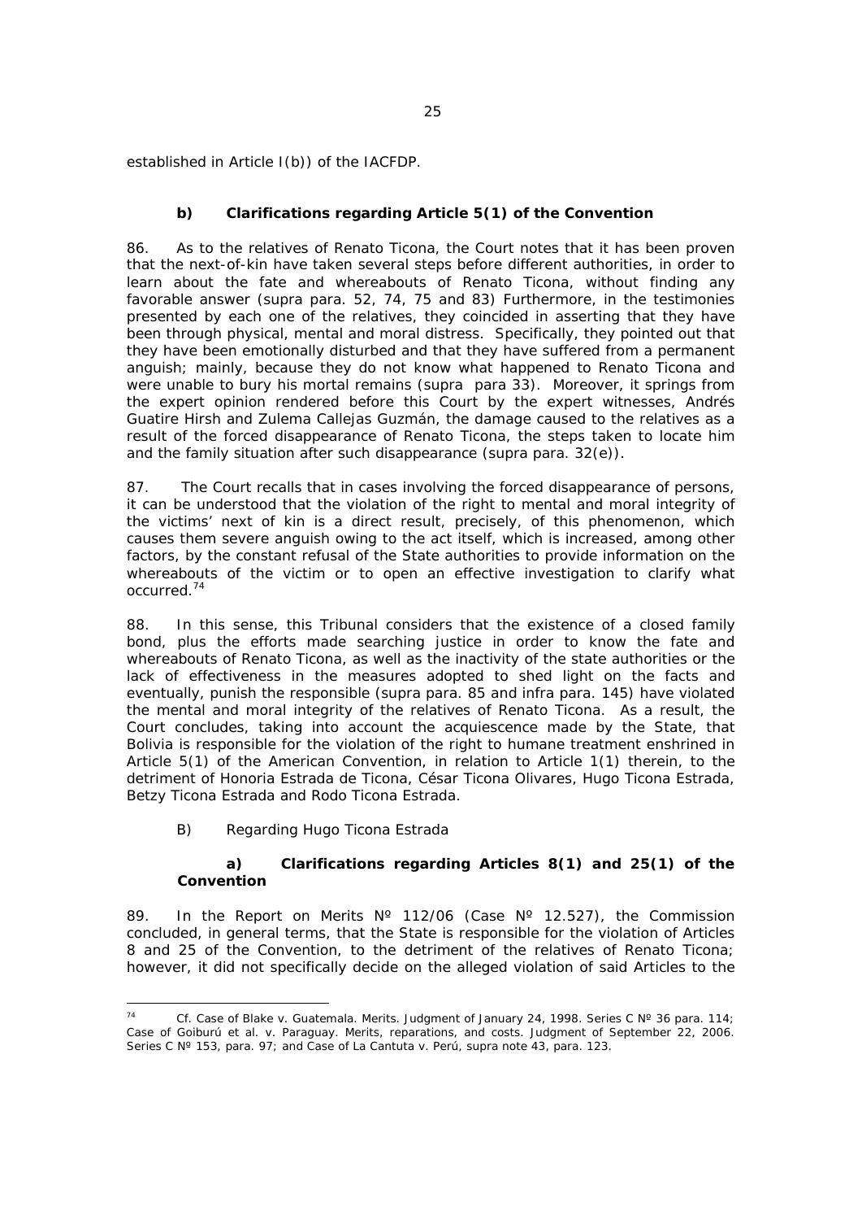established in Article I(b)) of the IACFDP.

### b) Clarifications regarding Article 5(1) of the Convention

86. As to the relatives of Renato Ticona, the Court notes that it has been proven that the next-of-kin have taken several steps before different authorities, in order to learn about the fate and whereabouts of Renato Ticona, without finding any favorable answer (*supra* para. 52, 74, 75 and 83) Furthermore, in the testimonies presented by each one of the relatives, they coincided in asserting that they have been through physical, mental and moral distress. Specifically, they pointed out that they have been emotionally disturbed and that they have suffered from a permanent anguish; mainly, because they do not know what happened to Renato Ticona and were unable to bury his mortal remains (*supra* para 33). Moreover, it springs from the expert opinion rendered before this Court by the expert witnesses, Andrés Guatire Hirsh and Zulema Callejas Guzmán, the damage caused to the relatives as a result of the forced disappearance of Renato Ticona, the steps taken to locate him and the family situation after such disappearance (*supra* para. 32(e)).

87. The Court recalls that in cases involving the forced disappearance of persons, it can be understood that the violation of the right to mental and moral integrity of the victims' next of kin is a direct result, precisely, of this phenomenon, which causes them severe anguish owing to the act itself, which is increased, among other factors, by the constant refusal of the State authorities to provide information on the whereabouts of the victim or to open an effective investigation to clarify what occurred.[74]

88. In this sense, this Tribunal considers that the existence of a closed family bond, plus the efforts made searching justice in order to know the fate and whereabouts of Renato Ticona, as well as the inactivity of the state authorities or the lack of effectiveness in the measures adopted to shed light on the facts and eventually, punish the responsible (*supra* para. 85 and *infra* para. 145) have violated the mental and moral integrity of the relatives of Renato Ticona. As a result, the Court concludes, taking into account the acquiescence made by the State, that Bolivia is responsible for the violation of the right to humane treatment enshrined in Article 5(1) of the American Convention, in relation to Article 1(1) therein, to the detriment of Honoria Estrada de Ticona, César Ticona Olivares, Hugo Ticona Estrada, Betzy Ticona Estrada and Rodo Ticona Estrada.

## B) Regarding Hugo Ticona Estrada

### a) Clarifications regarding Articles 8(1) and 25(1) of the Convention

89. In the Report on Merits Nº 112/06 (Case Nº 12.527), the Commission concluded, in general terms, that the State is responsible for the violation of Articles 8 and 25 of the Convention, to the detriment of the relatives of Renato Ticona; however, it did not specifically decide on the alleged violation of said Articles to the

---

[74] *Cf. Case of Blake v. Guatemala. Merits*. Judgment of January 24, 1998. Series C Nº 36 para. 114; *Case of Goiburú et al. v. Paraguay. Merits, reparations, and costs*. Judgment of September 22, 2006. Series C Nº 153, para. 97; and *Case of La Cantuta v. Perú, supra* note 43, para. 123.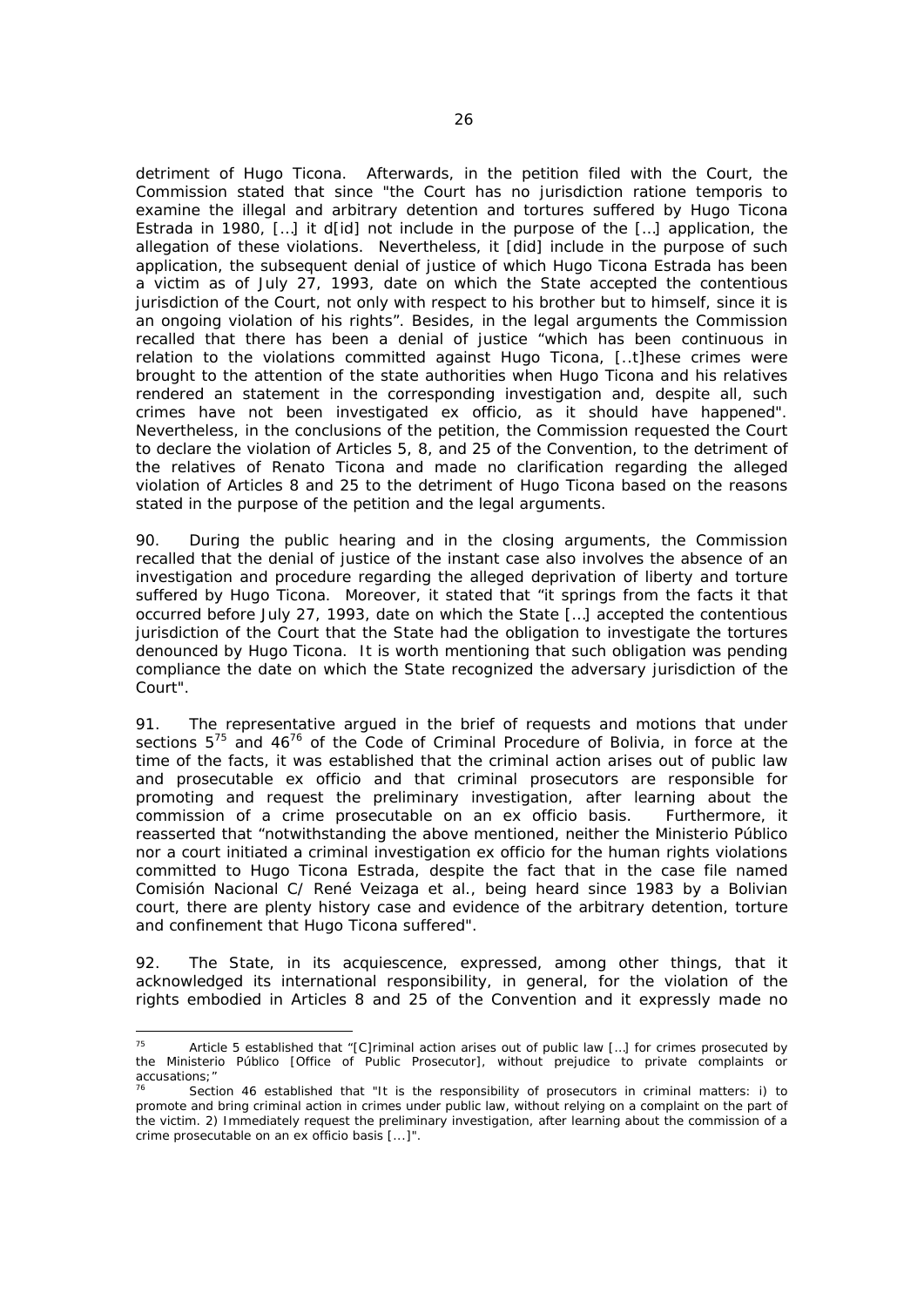detriment of Hugo Ticona. Afterwards, in the petition filed with the Court, the Commission stated that since "the Court has no jurisdiction ratione temporis to examine the illegal and arbitrary detention and tortures suffered by Hugo Ticona Estrada in 1980, […] it d[id] not include in the purpose of the […] application, the allegation of these violations. Nevertheless, it [did] include in the purpose of such application, the subsequent denial of justice of which Hugo Ticona Estrada has been a victim as of July 27, 1993, date on which the State accepted the contentious jurisdiction of the Court, not only with respect to his brother but to himself, since it is an ongoing violation of his rights". Besides, in the legal arguments the Commission recalled that there has been a denial of justice "which has been continuous in relation to the violations committed against Hugo Ticona, [..t]hese crimes were brought to the attention of the state authorities when Hugo Ticona and his relatives rendered an statement in the corresponding investigation and, despite all, such crimes have not been investigated ex officio, as it should have happened". Nevertheless, in the conclusions of the petition, the Commission requested the Court to declare the violation of Articles 5, 8, and 25 of the Convention, to the detriment of the relatives of Renato Ticona and made no clarification regarding the alleged violation of Articles 8 and 25 to the detriment of Hugo Ticona based on the reasons stated in the purpose of the petition and the legal arguments.

90. During the public hearing and in the closing arguments, the Commission recalled that the denial of justice of the instant case also involves the absence of an investigation and procedure regarding the alleged deprivation of liberty and torture suffered by Hugo Ticona. Moreover, it stated that "it springs from the facts it that occurred before July 27, 1993, date on which the State […] accepted the contentious jurisdiction of the Court that the State had the obligation to investigate the tortures denounced by Hugo Ticona. It is worth mentioning that such obligation was pending compliance the date on which the State recognized the adversary jurisdiction of the Court".

91. The representative argued in the brief of requests and motions that under sections 5[75] and 46[76] of the Code of Criminal Procedure of Bolivia, in force at the time of the facts, it was established that the criminal action arises out of public law and prosecutable ex officio and that criminal prosecutors are responsible for promoting and request the preliminary investigation, after learning about the commission of a crime prosecutable on an ex officio basis. Furthermore, it reasserted that "notwithstanding the above mentioned, neither the Ministerio Público nor a court initiated a criminal investigation ex officio for the human rights violations committed to Hugo Ticona Estrada, despite the fact that in the case file named Comisión Nacional C/ René Veizaga et al., being heard since 1983 by a Bolivian court, there are plenty history case and evidence of the arbitrary detention, torture and confinement that Hugo Ticona suffered".

92. The State, in its acquiescence, expressed, among other things, that it acknowledged its international responsibility, in general, for the violation of the rights embodied in Articles 8 and 25 of the Convention and it expressly made no

---

[75] Article 5 established that "[C]riminal action arises out of public law […] for crimes prosecuted by the Ministerio Público [Office of Public Prosecutor], without prejudice to private complaints or accusations;"

[76] Section 46 established that "It is the responsibility of prosecutors in criminal matters: i) to promote and bring criminal action in crimes under public law, without relying on a complaint on the part of the victim. 2) Immediately request the preliminary investigation, after learning about the commission of a crime prosecutable on an ex officio basis […]".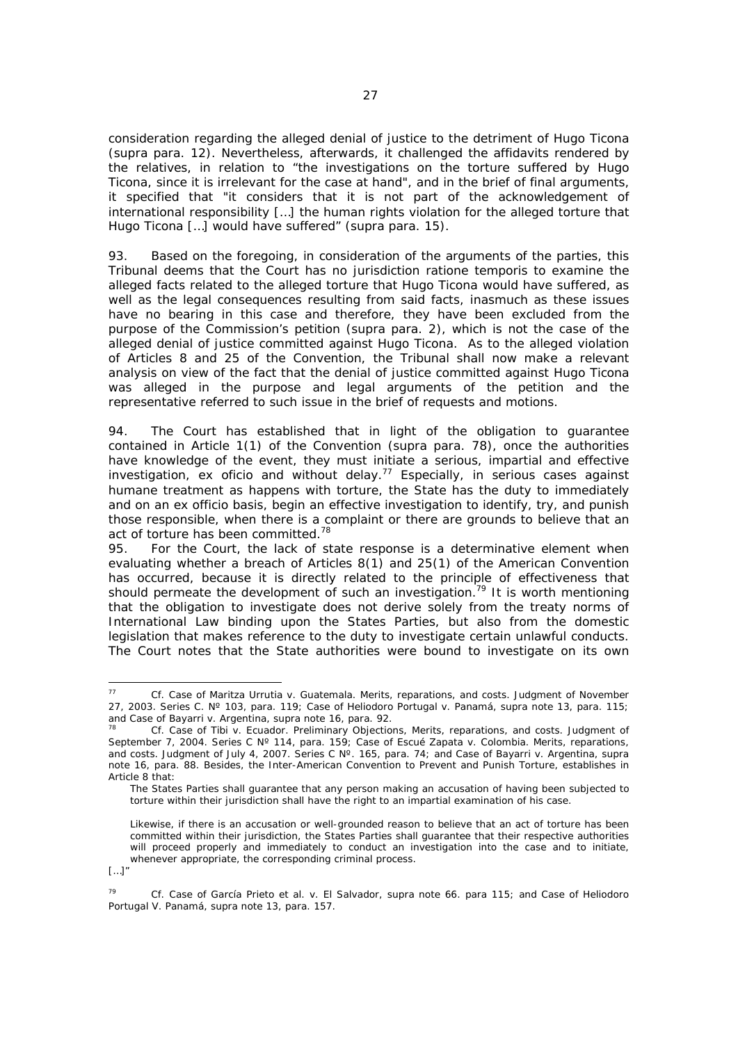consideration regarding the alleged denial of justice to the detriment of Hugo Ticona (*supra* para. 12). Nevertheless, afterwards, it challenged the affidavits rendered by the relatives, in relation to "the investigations on the torture suffered by Hugo Ticona, since it is irrelevant for the case at hand", and in the brief of final arguments, it specified that "it considers that it is not part of the acknowledgement of international responsibility […] the human rights violation for the alleged torture that Hugo Ticona […] would have suffered" (*supra* para. 15).

93. Based on the foregoing, in consideration of the arguments of the parties, this Tribunal deems that the Court has no jurisdiction *ratione temporis* to examine the alleged facts related to the alleged torture that Hugo Ticona would have suffered, as well as the legal consequences resulting from said facts, inasmuch as these issues have no bearing in this case and therefore, they have been excluded from the purpose of the Commission's petition (*supra* para. 2), which is not the case of the alleged denial of justice committed against Hugo Ticona. As to the alleged violation of Articles 8 and 25 of the Convention, the Tribunal shall now make a relevant analysis on view of the fact that the denial of justice committed against Hugo Ticona was alleged in the purpose and legal arguments of the petition and the representative referred to such issue in the brief of requests and motions.

94. The Court has established that in light of the obligation to guarantee contained in Article 1(1) of the Convention (*supra* para. 78), once the authorities have knowledge of the event, they must initiate a serious, impartial and effective investigation, *ex oficio* and without delay.[77] Especially, in serious cases against humane treatment as happens with torture, the State has the duty to immediately and on an *ex officio* basis, begin an effective investigation to identify, try, and punish those responsible, when there is a complaint or there are grounds to believe that an act of torture has been committed.[78]

95. For the Court, the lack of state response is a determinative element when evaluating whether a breach of Articles 8(1) and 25(1) of the American Convention has occurred, because it is directly related to the principle of effectiveness that should permeate the development of such an investigation.[79] It is worth mentioning that the obligation to investigate does not derive solely from the treaty norms of International Law binding upon the States Parties, but also from the domestic legislation that makes reference to the duty to investigate certain unlawful conducts. The Court notes that the State authorities were bound to investigate on its own

---

[77] *Cf. Case of Maritza Urrutia v. Guatemala. Merits, reparations, and costs.* Judgment of November 27, 2003. Series C. Nº 103, para. 119; *Case of Heliodoro Portugal v. Panamá, supra* note 13, para. 115; and *Case of Bayarri v. Argentina, supra* note 16, para. 92.

[78] *Cf. Case of Tibi v. Ecuador. Preliminary Objections, Merits, reparations, and costs.* Judgment of September 7, 2004. Series C Nº 114, para. 159; *Case of Escué Zapata v. Colombia. Merits, reparations, and costs.* Judgment of July 4, 2007. Series C Nº. 165, para. 74; and *Case of Bayarri v. Argentina, supra* note 16, para. 88. Besides, the Inter-American Convention to Prevent and Punish Torture, establishes in Article 8 that:

> The States Parties shall guarantee that any person making an accusation of having been subjected to torture within their jurisdiction shall have the right to an impartial examination of his case.
>
> Likewise, if there is an accusation or well-grounded reason to believe that an act of torture has been committed within their jurisdiction, the States Parties shall guarantee that their respective authorities will proceed properly and immediately to conduct an investigation into the case and to initiate, whenever appropriate, the corresponding criminal process.

[…]"

[79] *Cf. Case of García Prieto et al. v. El Salvador, supra* note 66. para 115; and *Case of Heliodoro Portugal V. Panamá, supra* note 13, para. 157.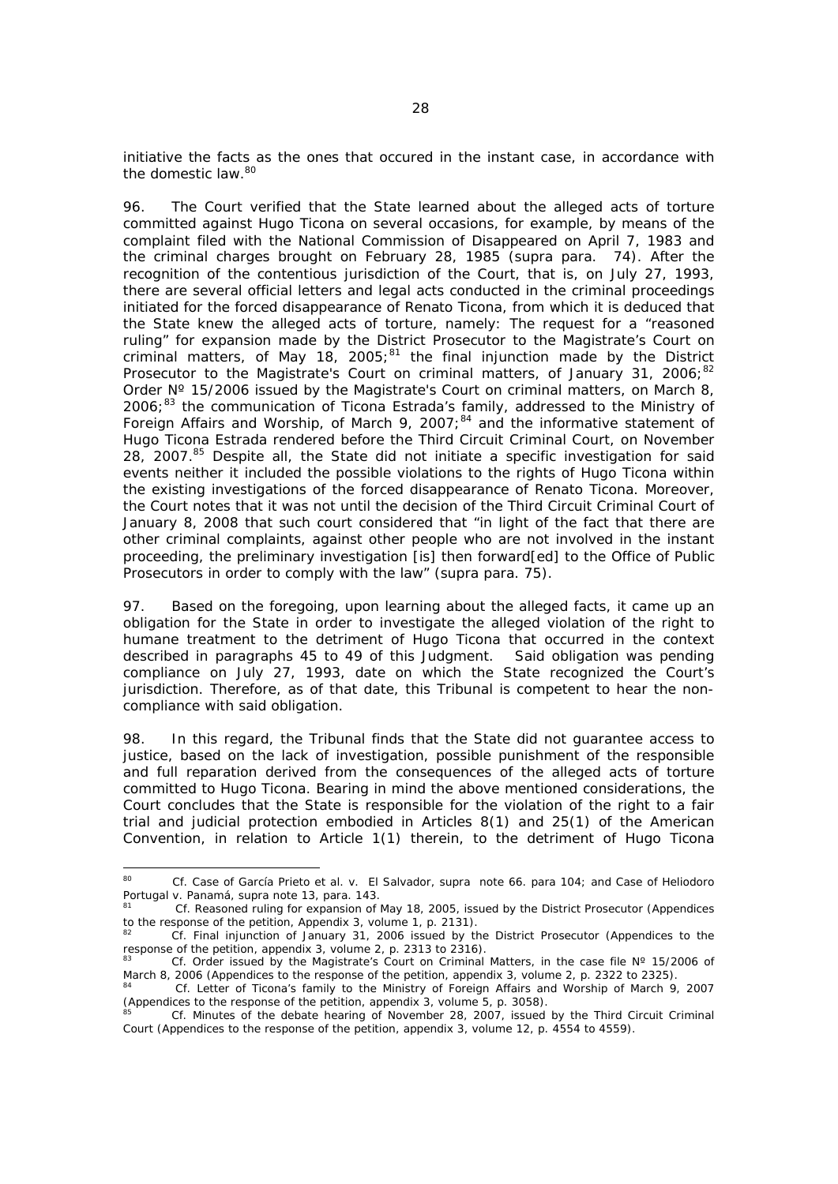initiative the facts as the ones that occured in the instant case, in accordance with the domestic law.[80]

96. The Court verified that the State learned about the alleged acts of torture committed against Hugo Ticona on several occasions, for example, by means of the complaint filed with the National Commission of Disappeared on April 7, 1983 and the criminal charges brought on February 28, 1985 (*supra* para. 74). After the recognition of the contentious jurisdiction of the Court, that is, on July 27, 1993, there are several official letters and legal acts conducted in the criminal proceedings initiated for the forced disappearance of Renato Ticona, from which it is deduced that the State knew the alleged acts of torture, namely: The request for a "reasoned ruling" for expansion made by the District Prosecutor to the Magistrate's Court on criminal matters, of May 18, 2005;[81] the final injunction made by the District Prosecutor to the Magistrate's Court on criminal matters, of January 31, 2006;[82] Order Nº 15/2006 issued by the Magistrate's Court on criminal matters, on March 8, 2006;[83] the communication of Ticona Estrada's family, addressed to the Ministry of Foreign Affairs and Worship, of March 9, 2007;[84] and the informative statement of Hugo Ticona Estrada rendered before the Third Circuit Criminal Court, on November 28, 2007.[85] Despite all, the State did not initiate a specific investigation for said events neither it included the possible violations to the rights of Hugo Ticona within the existing investigations of the forced disappearance of Renato Ticona. Moreover, the Court notes that it was not until the decision of the Third Circuit Criminal Court of January 8, 2008 that such court considered that "in light of the fact that there are other criminal complaints, against other people who are not involved in the instant proceeding, the preliminary investigation [is] then forward[ed] to the Office of Public Prosecutors in order to comply with the law" (*supra* para. 75).

97. Based on the foregoing, upon learning about the alleged facts, it came up an obligation for the State in order to investigate the alleged violation of the right to humane treatment to the detriment of Hugo Ticona that occurred in the context described in paragraphs 45 to 49 of this Judgment. Said obligation was pending compliance on July 27, 1993, date on which the State recognized the Court's jurisdiction. Therefore, as of that date, this Tribunal is competent to hear the non-compliance with said obligation.

98. In this regard, the Tribunal finds that the State did not guarantee access to justice, based on the lack of investigation, possible punishment of the responsible and full reparation derived from the consequences of the alleged acts of torture committed to Hugo Ticona. Bearing in mind the above mentioned considerations, the Court concludes that the State is responsible for the violation of the right to a fair trial and judicial protection embodied in Articles 8(1) and 25(1) of the American Convention, in relation to Article 1(1) therein, to the detriment of Hugo Ticona

---

[80] Cf. *Case of García Prieto et al. v. El Salvador*, *supra* note 66. para 104; and *Case of Heliodoro Portugal v. Panamá*, *supra* note 13, para. 143.

[81] Cf. Reasoned ruling for expansion of May 18, 2005, issued by the District Prosecutor (Appendices to the response of the petition, Appendix 3, volume 1, p. 2131).

[82] Cf. Final injunction of January 31, 2006 issued by the District Prosecutor (Appendices to the response of the petition, appendix 3, volume 2, p. 2313 to 2316).

[83] Cf. Order issued by the Magistrate's Court on Criminal Matters, in the case file Nº 15/2006 of March 8, 2006 (Appendices to the response of the petition, appendix 3, volume 2, p. 2322 to 2325).

[84] Cf. Letter of Ticona's family to the Ministry of Foreign Affairs and Worship of March 9, 2007 (Appendices to the response of the petition, appendix 3, volume 5, p. 3058).

[85] Cf. Minutes of the debate hearing of November 28, 2007, issued by the Third Circuit Criminal Court (Appendices to the response of the petition, appendix 3, volume 12, p. 4554 to 4559).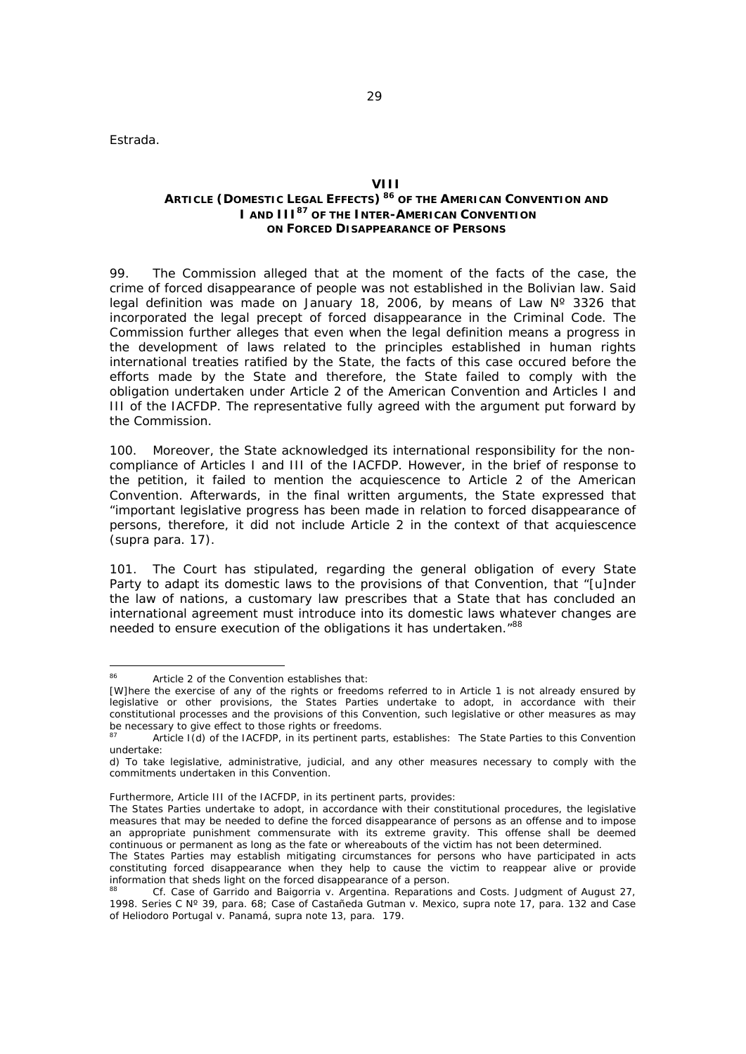Estrada.

## VIII
## ARTICLE (DOMESTIC LEGAL EFFECTS) [86] OF THE AMERICAN CONVENTION AND I AND III [87] OF THE INTER-AMERICAN CONVENTION ON FORCED DISAPPEARANCE OF PERSONS

99. The Commission alleged that at the moment of the facts of the case, the crime of forced disappearance of people was not established in the Bolivian law. Said legal definition was made on January 18, 2006, by means of Law Nº 3326 that incorporated the legal precept of forced disappearance in the Criminal Code. The Commission further alleges that even when the legal definition means a progress in the development of laws related to the principles established in human rights international treaties ratified by the State, the facts of this case occured before the efforts made by the State and therefore, the State failed to comply with the obligation undertaken under Article 2 of the American Convention and Articles I and III of the IACFDP. The representative fully agreed with the argument put forward by the Commission.

100. Moreover, the State acknowledged its international responsibility for the non-compliance of Articles I and III of the IACFDP. However, in the brief of response to the petition, it failed to mention the acquiescence to Article 2 of the American Convention. Afterwards, in the final written arguments, the State expressed that "important legislative progress has been made in relation to forced disappearance of persons, therefore, it did not include Article 2 in the context of that acquiescence (*supra* para. 17).

101. The Court has stipulated, regarding the general obligation of every State Party to adapt its domestic laws to the provisions of that Convention, that "[u]nder the law of nations, a customary law prescribes that a State that has concluded an international agreement must introduce into its domestic laws whatever changes are needed to ensure execution of the obligations it has undertaken."[88]

---

[86] Article 2 of the Convention establishes that:
*[W]here the exercise of any of the rights or freedoms referred to in Article 1 is not already ensured by legislative or other provisions, the States Parties undertake to adopt, in accordance with their constitutional processes and the provisions of this Convention, such legislative or other measures as may be necessary to give effect to those rights or freedoms.*

[87] Article I(d) of the IACFDP, in its pertinent parts, establishes: *The State Parties to this Convention undertake:*
*d) To take legislative, administrative, judicial, and any other measures necessary to comply with the commitments undertaken in this Convention.*

Furthermore, Article III of the IACFDP, in its pertinent parts, provides:
*The States Parties undertake to adopt, in accordance with their constitutional procedures, the legislative measures that may be needed to define the forced disappearance of persons as an offense and to impose an appropriate punishment commensurate with its extreme gravity. This offense shall be deemed continuous or permanent as long as the fate or whereabouts of the victim has not been determined.*
*The States Parties may establish mitigating circumstances for persons who have participated in acts constituting forced disappearance when they help to cause the victim to reappear alive or provide information that sheds light on the forced disappearance of a person.*

[88] *Cf. Case of Garrido and Baigorria v. Argentina. Reparations and Costs.* Judgment of August 27, 1998. Series C Nº 39, para. 68; *Case of Castañeda Gutman v. Mexico, supra* note 17, para. 132 and *Case of Heliodoro Portugal v. Panamá, supra* note 13, para. 179.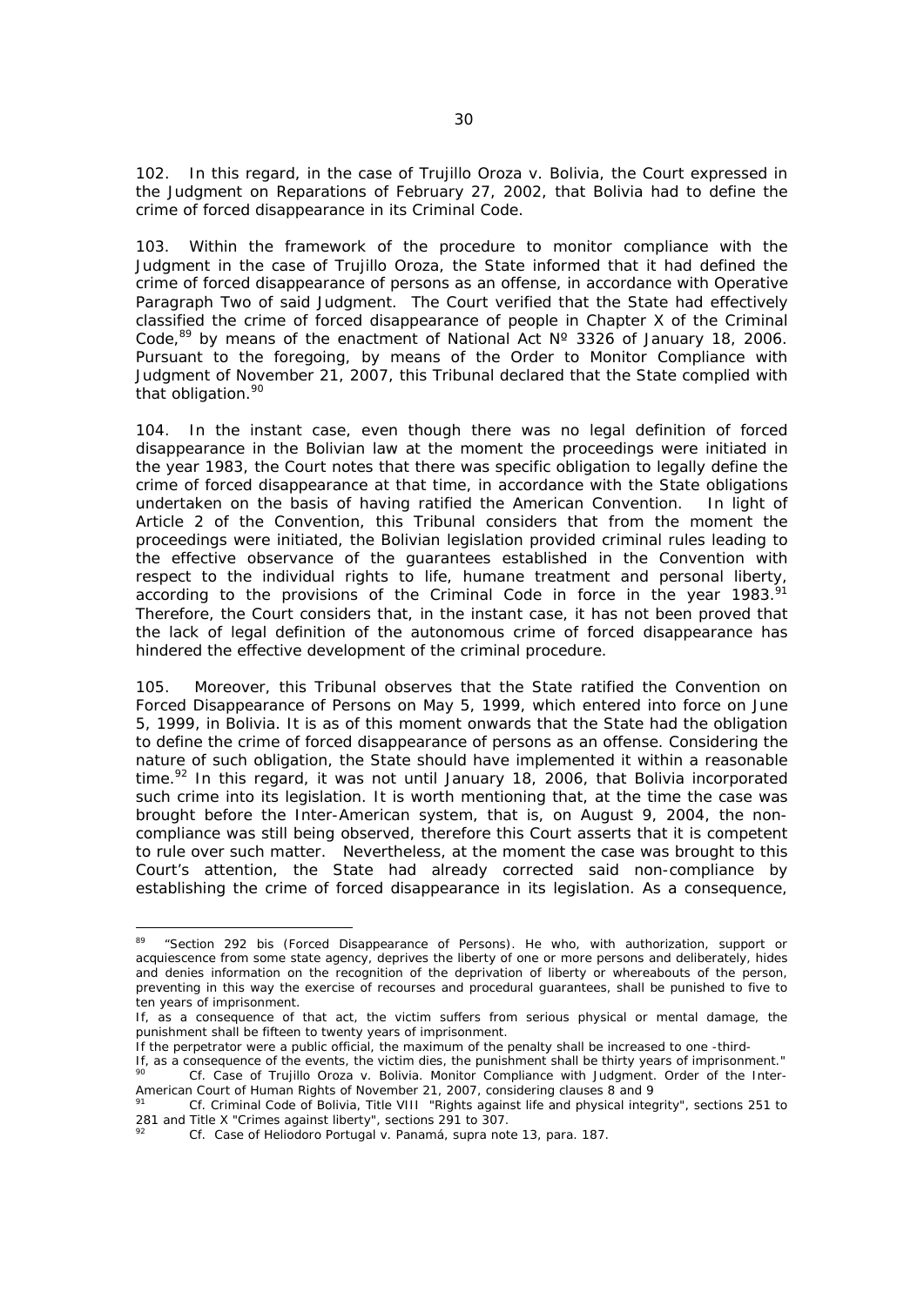102. In this regard, in the case of Trujillo Oroza v. Bolivia, the Court expressed in the Judgment on Reparations of February 27, 2002, that Bolivia had to define the crime of forced disappearance in its Criminal Code.

103. Within the framework of the procedure to monitor compliance with the Judgment in the case of Trujillo Oroza, the State informed that it had defined the crime of forced disappearance of persons as an offense, in accordance with Operative Paragraph Two of said Judgment. The Court verified that the State had effectively classified the crime of forced disappearance of people in Chapter X of the Criminal Code,[89] by means of the enactment of National Act Nº 3326 of January 18, 2006. Pursuant to the foregoing, by means of the Order to Monitor Compliance with Judgment of November 21, 2007, this Tribunal declared that the State complied with that obligation.[90]

104. In the instant case, even though there was no legal definition of forced disappearance in the Bolivian law at the moment the proceedings were initiated in the year 1983, the Court notes that there was specific obligation to legally define the crime of forced disappearance at that time, in accordance with the State obligations undertaken on the basis of having ratified the American Convention. In light of Article 2 of the Convention, this Tribunal considers that from the moment the proceedings were initiated, the Bolivian legislation provided criminal rules leading to the effective observance of the guarantees established in the Convention with respect to the individual rights to life, humane treatment and personal liberty, according to the provisions of the Criminal Code in force in the year 1983.[91] Therefore, the Court considers that, in the instant case, it has not been proved that the lack of legal definition of the autonomous crime of forced disappearance has hindered the effective development of the criminal procedure.

105. Moreover, this Tribunal observes that the State ratified the Convention on Forced Disappearance of Persons on May 5, 1999, which entered into force on June 5, 1999, in Bolivia. It is as of this moment onwards that the State had the obligation to define the crime of forced disappearance of persons as an offense. Considering the nature of such obligation, the State should have implemented it within a reasonable time.[92] In this regard, it was not until January 18, 2006, that Bolivia incorporated such crime into its legislation. It is worth mentioning that, at the time the case was brought before the Inter-American system, that is, on August 9, 2004, the non-compliance was still being observed, therefore this Court asserts that it is competent to rule over such matter. Nevertheless, at the moment the case was brought to this Court's attention, the State had already corrected said non-compliance by establishing the crime of forced disappearance in its legislation. As a consequence,

---

[89] "Section 292 bis (Forced Disappearance of Persons). He who, with authorization, support or acquiescence from some state agency, deprives the liberty of one or more persons and deliberately, hides and denies information on the recognition of the deprivation of liberty or whereabouts of the person, preventing in this way the exercise of recourses and procedural guarantees, shall be punished to five to ten years of imprisonment.

If, as a consequence of that act, the victim suffers from serious physical or mental damage, the punishment shall be fifteen to twenty years of imprisonment.

If the perpetrator were a public official, the maximum of the penalty shall be increased to one -third-

If, as a consequence of the events, the victim dies, the punishment shall be thirty years of imprisonment."

[90] Cf. Case of Trujillo Oroza v. Bolivia. Monitor Compliance with Judgment. Order of the Inter-American Court of Human Rights of November 21, 2007, considering clauses 8 and 9

[91] Cf. Criminal Code of Bolivia, Title VIII "Rights against life and physical integrity", sections 251 to 281 and Title X "Crimes against liberty", sections 291 to 307.

[92] Cf. Case of Heliodoro Portugal v. Panamá, supra note 13, para. 187.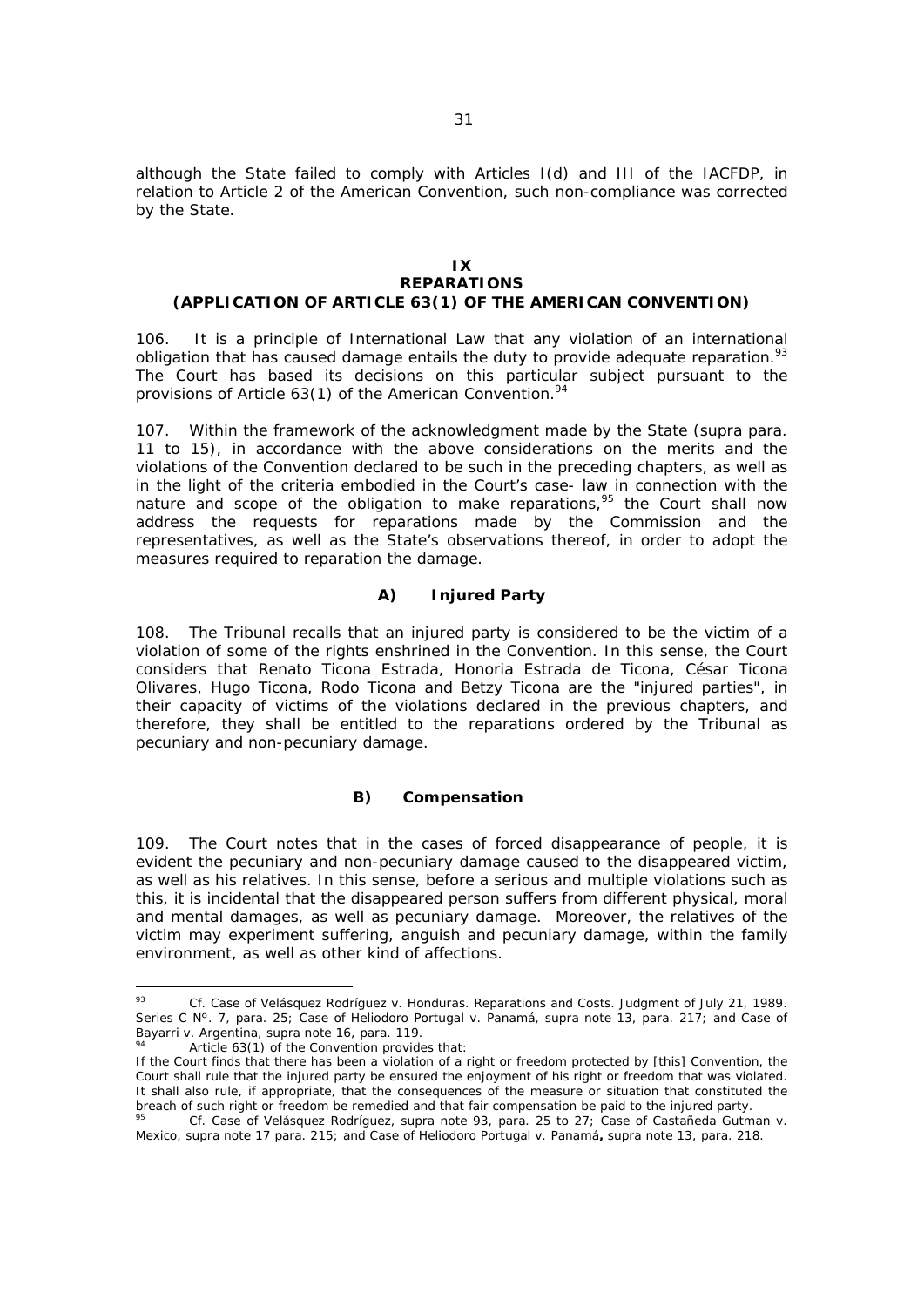although the State failed to comply with Articles I(d) and III of the IACFDP, in relation to Article 2 of the American Convention, such non-compliance was corrected by the State.

## IX
## REPARATIONS
## (APPLICATION OF ARTICLE 63(1) OF THE AMERICAN CONVENTION)

106. It is a principle of International Law that any violation of an international obligation that has caused damage entails the duty to provide adequate reparation.[93] The Court has based its decisions on this particular subject pursuant to the provisions of Article 63(1) of the American Convention.[94]

107. Within the framework of the acknowledgment made by the State (supra para. 11 to 15), in accordance with the above considerations on the merits and the violations of the Convention declared to be such in the preceding chapters, as well as in the light of the criteria embodied in the Court's case- law in connection with the nature and scope of the obligation to make reparations,[95] the Court shall now address the requests for reparations made by the Commission and the representatives, as well as the State's observations thereof, in order to adopt the measures required to reparation the damage.

### A) Injured Party

108. The Tribunal recalls that an injured party is considered to be the victim of a violation of some of the rights enshrined in the Convention. In this sense, the Court considers that Renato Ticona Estrada, Honoria Estrada de Ticona, César Ticona Olivares, Hugo Ticona, Rodo Ticona and Betzy Ticona are the "injured parties", in their capacity of victims of the violations declared in the previous chapters, and therefore, they shall be entitled to the reparations ordered by the Tribunal as pecuniary and non-pecuniary damage.

### B) Compensation

109. The Court notes that in the cases of forced disappearance of people, it is evident the pecuniary and non-pecuniary damage caused to the disappeared victim, as well as his relatives. In this sense, before a serious and multiple violations such as this, it is incidental that the disappeared person suffers from different physical, moral and mental damages, as well as pecuniary damage. Moreover, the relatives of the victim may experiment suffering, anguish and pecuniary damage, within the family environment, as well as other kind of affections.

---

[93] *Cf. Case of Velásquez Rodríguez v. Honduras. Reparations and Costs.* Judgment of July 21, 1989. Series C Nº. 7, para. 25; *Case of Heliodoro Portugal v. Panamá, supra* note 13, para. 217; and *Case of Bayarri v. Argentina, supra* note 16, para. 119.

[94] Article 63(1) of the Convention provides that:
If the Court finds that there has been a violation of a right or freedom protected by [this] Convention, the Court shall rule that the injured party be ensured the enjoyment of his right or freedom that was violated. It shall also rule, if appropriate, that the consequences of the measure or situation that constituted the breach of such right or freedom be remedied and that fair compensation be paid to the injured party.

[95] *Cf. Case of Velásquez Rodríguez, supra* note 93, para. 25 to 27; *Case of Castañeda Gutman v. Mexico, supra* note 17 para. 215; and *Case of Heliodoro Portugal v. Panamá***,** *supra* note 13, para. 218.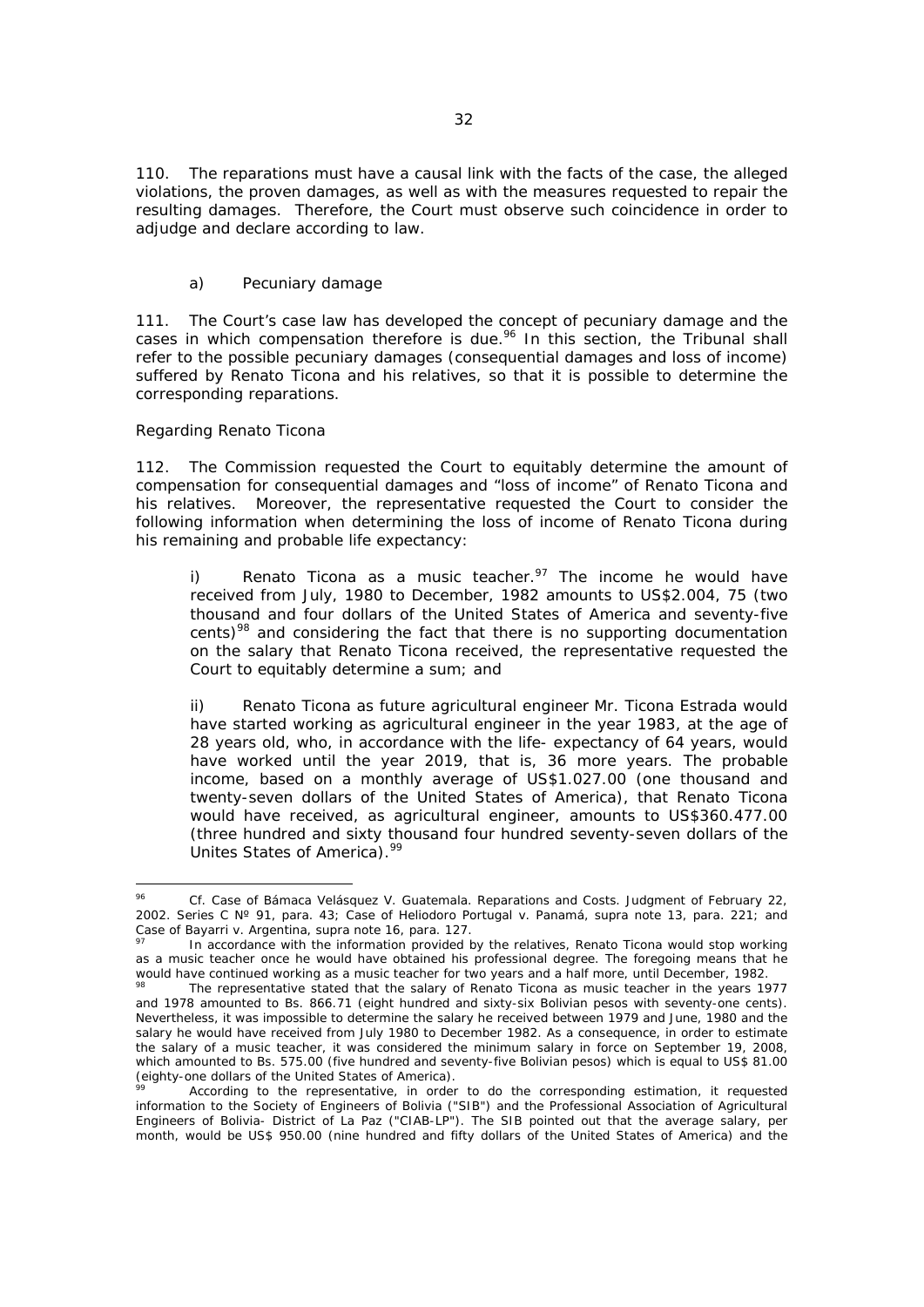110. The reparations must have a causal link with the facts of the case, the alleged violations, the proven damages, as well as with the measures requested to repair the resulting damages. Therefore, the Court must observe such coincidence in order to adjudge and declare according to law.

a) *Pecuniary damage*

111. The Court's case law has developed the concept of pecuniary damage and the cases in which compensation therefore is due.[96] In this section, the Tribunal shall refer to the possible pecuniary damages (consequential damages and loss of income) suffered by Renato Ticona and his relatives, so that it is possible to determine the corresponding reparations.

*Regarding Renato Ticona*

112. The Commission requested the Court to equitably determine the amount of compensation for consequential damages and "loss of income" of Renato Ticona and his relatives. Moreover, the representative requested the Court to consider the following information when determining the loss of income of Renato Ticona during his remaining and probable life expectancy:

> i) Renato Ticona as a music teacher.[97] The income he would have received from July, 1980 to December, 1982 amounts to US$2.004, 75 (two thousand and four dollars of the United States of America and seventy-five cents)[98] and considering the fact that there is no supporting documentation on the salary that Renato Ticona received, the representative requested the Court to equitably determine a sum; and
>
> ii) Renato Ticona as future agricultural engineer Mr. Ticona Estrada would have started working as agricultural engineer in the year 1983, at the age of 28 years old, who, in accordance with the life- expectancy of 64 years, would have worked until the year 2019, that is, 36 more years. The probable income, based on a monthly average of US$1.027.00 (one thousand and twenty-seven dollars of the United States of America), that Renato Ticona would have received, as agricultural engineer, amounts to US$360.477.00 (three hundred and sixty thousand four hundred seventy-seven dollars of the Unites States of America).[99]

---

[96] *Cf. Case of Bámaca Velásquez V. Guatemala. Reparations and Costs.* Judgment of February 22, 2002. Series C Nº 91, para. 43; *Case of Heliodoro Portugal v. Panamá, supra* note 13, para. 221; and *Case of Bayarri v. Argentina, supra* note 16, para. 127.

[97] In accordance with the information provided by the relatives, Renato Ticona would stop working as a music teacher once he would have obtained his professional degree. The foregoing means that he would have continued working as a music teacher for two years and a half more, until December, 1982.

[98] The representative stated that the salary of Renato Ticona as music teacher in the years 1977 and 1978 amounted to Bs. 866.71 (eight hundred and sixty-six Bolivian pesos with seventy-one cents). Nevertheless, it was impossible to determine the salary he received between 1979 and June, 1980 and the salary he would have received from July 1980 to December 1982. As a consequence, in order to estimate the salary of a music teacher, it was considered the minimum salary in force on September 19, 2008, which amounted to Bs. 575.00 (five hundred and seventy-five Bolivian pesos) which is equal to US$ 81.00 (eighty-one dollars of the United States of America).

[99] According to the representative, in order to do the corresponding estimation, it requested information to the Society of Engineers of Bolivia ("SIB") and the Professional Association of Agricultural Engineers of Bolivia- District of La Paz ("CIAB-LP"). The SIB pointed out that the average salary, per month, would be US$ 950.00 (nine hundred and fifty dollars of the United States of America) and the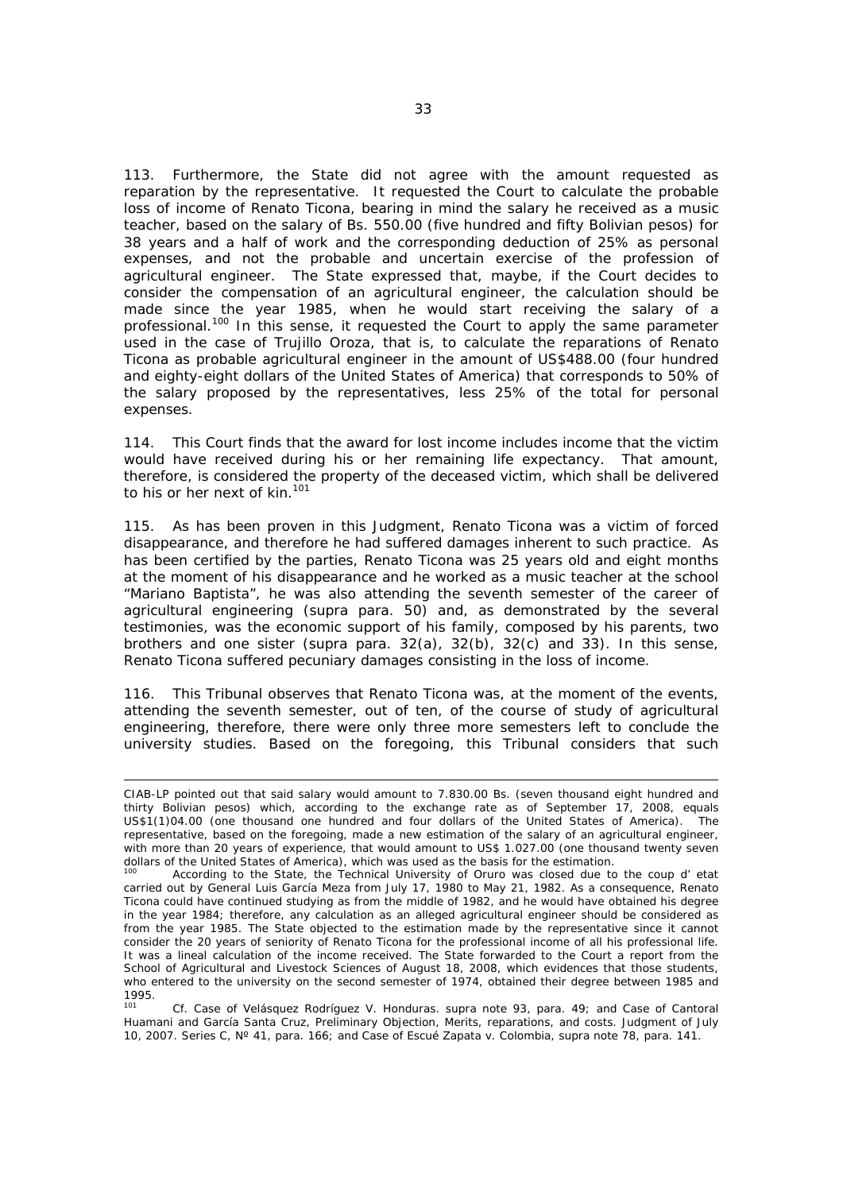113. Furthermore, the State did not agree with the amount requested as reparation by the representative. It requested the Court to calculate the probable loss of income of Renato Ticona, bearing in mind the salary he received as a music teacher, based on the salary of Bs. 550.00 (five hundred and fifty Bolivian pesos) for 38 years and a half of work and the corresponding deduction of 25% as personal expenses, and not the probable and uncertain exercise of the profession of agricultural engineer. The State expressed that, maybe, if the Court decides to consider the compensation of an agricultural engineer, the calculation should be made since the year 1985, when he would start receiving the salary of a professional.[100] In this sense, it requested the Court to apply the same parameter used in the case of Trujillo Oroza, that is, to calculate the reparations of Renato Ticona as probable agricultural engineer in the amount of US$488.00 (four hundred and eighty-eight dollars of the United States of America) that corresponds to 50% of the salary proposed by the representatives, less 25% of the total for personal expenses.

114. This Court finds that the award for lost income includes income that the victim would have received during his or her remaining life expectancy. That amount, therefore, is considered the property of the deceased victim, which shall be delivered to his or her next of kin.[101]

115. As has been proven in this Judgment, Renato Ticona was a victim of forced disappearance, and therefore he had suffered damages inherent to such practice. As has been certified by the parties, Renato Ticona was 25 years old and eight months at the moment of his disappearance and he worked as a music teacher at the school "Mariano Baptista", he was also attending the seventh semester of the career of agricultural engineering (supra para. 50) and, as demonstrated by the several testimonies, was the economic support of his family, composed by his parents, two brothers and one sister (supra para. 32(a), 32(b), 32(c) and 33). In this sense, Renato Ticona suffered pecuniary damages consisting in the loss of income.

116. This Tribunal observes that Renato Ticona was, at the moment of the events, attending the seventh semester, out of ten, of the course of study of agricultural engineering, therefore, there were only three more semesters left to conclude the university studies. Based on the foregoing, this Tribunal considers that such

---

CIAB-LP pointed out that said salary would amount to 7.830.00 Bs. (seven thousand eight hundred and thirty Bolivian pesos) which, according to the exchange rate as of September 17, 2008, equals US$1(1)04.00 (one thousand one hundred and four dollars of the United States of America). The representative, based on the foregoing, made a new estimation of the salary of an agricultural engineer, with more than 20 years of experience, that would amount to US$ 1.027.00 (one thousand twenty seven dollars of the United States of America), which was used as the basis for the estimation.

[100] According to the State, the Technical University of Oruro was closed due to the coup d' etat carried out by General Luis García Meza from July 17, 1980 to May 21, 1982. As a consequence, Renato Ticona could have continued studying as from the middle of 1982, and he would have obtained his degree in the year 1984; therefore, any calculation as an alleged agricultural engineer should be considered as from the year 1985. The State objected to the estimation made by the representative since it cannot consider the 20 years of seniority of Renato Ticona for the professional income of all his professional life. It was a lineal calculation of the income received. The State forwarded to the Court a report from the School of Agricultural and Livestock Sciences of August 18, 2008, which evidences that those students, who entered to the university on the second semester of 1974, obtained their degree between 1985 and 1995.

[101] Cf. Case of Velásquez Rodríguez V. Honduras. supra note 93, para. 49; and Case of Cantoral Huamani and García Santa Cruz, Preliminary Objection, Merits, reparations, and costs. Judgment of July 10, 2007. Series C, Nº 41, para. 166; and Case of Escué Zapata v. Colombia, supra note 78, para. 141.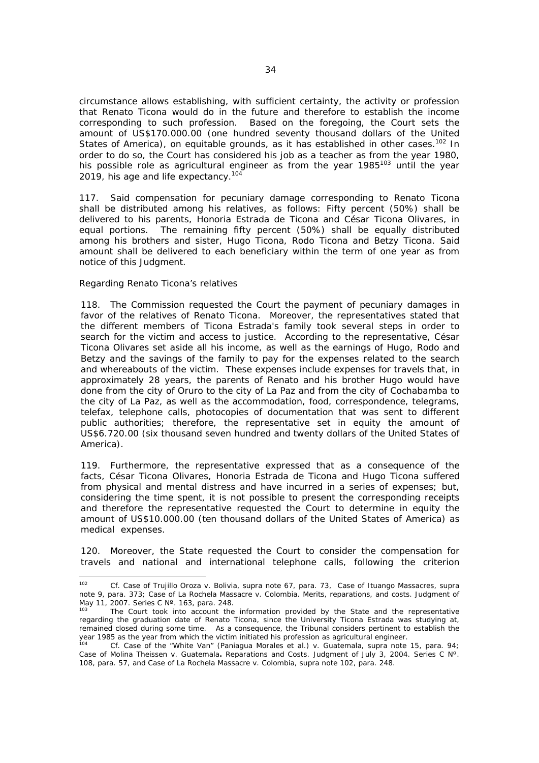circumstance allows establishing, with sufficient certainty, the activity or profession that Renato Ticona would do in the future and therefore to establish the income corresponding to such profession. Based on the foregoing, the Court sets the amount of US$170.000.00 (one hundred seventy thousand dollars of the United States of America), on equitable grounds, as it has established in other cases.[102] In order to do so, the Court has considered his job as a teacher as from the year 1980, his possible role as agricultural engineer as from the year 1985[103] until the year 2019, his age and life expectancy.[104]

117. Said compensation for pecuniary damage corresponding to Renato Ticona shall be distributed among his relatives, as follows: Fifty percent (50%) shall be delivered to his parents, Honoria Estrada de Ticona and César Ticona Olivares, in equal portions. The remaining fifty percent (50%) shall be equally distributed among his brothers and sister, Hugo Ticona, Rodo Ticona and Betzy Ticona. Said amount shall be delivered to each beneficiary within the term of one year as from notice of this Judgment.

*Regarding Renato Ticona's relatives*

118. The Commission requested the Court the payment of pecuniary damages in favor of the relatives of Renato Ticona. Moreover, the representatives stated that the different members of Ticona Estrada's family took several steps in order to search for the victim and access to justice. According to the representative, César Ticona Olivares set aside all his income, as well as the earnings of Hugo, Rodo and Betzy and the savings of the family to pay for the expenses related to the search and whereabouts of the victim. These expenses include expenses for travels that, in approximately 28 years, the parents of Renato and his brother Hugo would have done from the city of Oruro to the city of La Paz and from the city of Cochabamba to the city of La Paz, as well as the accommodation, food, correspondence, telegrams, telefax, telephone calls, photocopies of documentation that was sent to different public authorities; therefore, the representative set in equity the amount of US$6.720.00 (six thousand seven hundred and twenty dollars of the United States of America).

119. Furthermore, the representative expressed that as a consequence of the facts, César Ticona Olivares, Honoria Estrada de Ticona and Hugo Ticona suffered from physical and mental distress and have incurred in a series of expenses; but, considering the time spent, it is not possible to present the corresponding receipts and therefore the representative requested the Court to determine in equity the amount of US$10.000.00 (ten thousand dollars of the United States of America) as medical expenses.

120. Moreover, the State requested the Court to consider the compensation for travels and national and international telephone calls, following the criterion

---

[102] Cf. *Case of Trujillo Oroza v. Bolivia*, supra note 67, para. 73, *Case of Ituango Massacres*, supra note 9, para. 373; *Case of La Rochela Massacre v. Colombia. Merits, reparations, and costs.* Judgment of May 11, 2007. Series C Nº. 163, para. 248.

[103] The Court took into account the information provided by the State and the representative regarding the graduation date of Renato Ticona, since the University Ticona Estrada was studying at, remained closed during some time. As a consequence, the Tribunal considers pertinent to establish the year 1985 as the year from which the victim initiated his profession as agricultural engineer.

[104] Cf. *Case of the "White Van" (Paniagua Morales et al.) v. Guatemala*, supra note 15, para. 94; *Case of Molina Theissen v. Guatemala***.** *Reparations and Costs*. Judgment of July 3, 2004. Series C Nº. 108, para. 57, and *Case of La Rochela Massacre v. Colombia*, supra note 102, para. 248.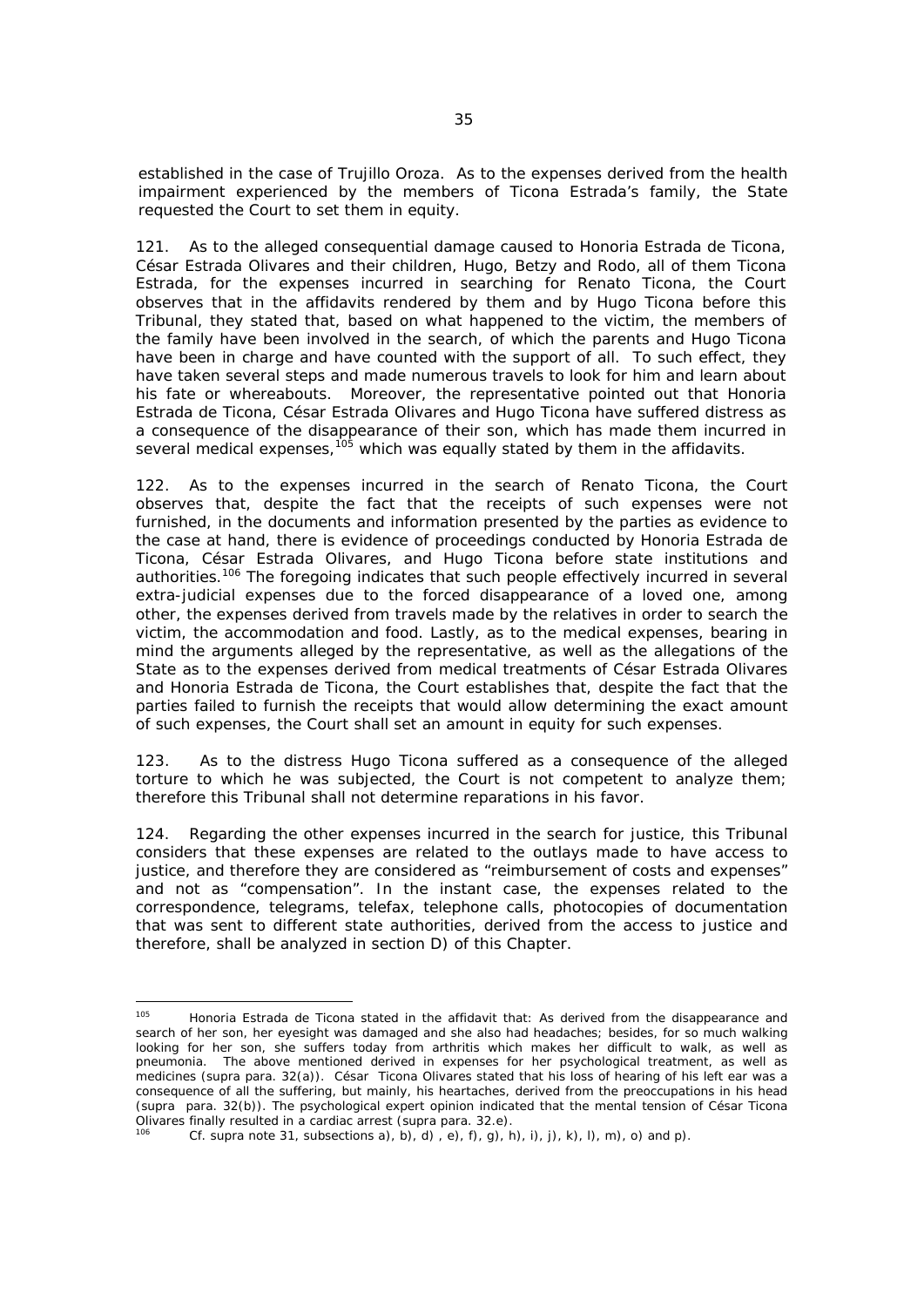established in the case of Trujillo Oroza. As to the expenses derived from the health impairment experienced by the members of Ticona Estrada's family, the State requested the Court to set them in equity.

121. As to the alleged consequential damage caused to Honoria Estrada de Ticona, César Estrada Olivares and their children, Hugo, Betzy and Rodo, all of them Ticona Estrada, for the expenses incurred in searching for Renato Ticona, the Court observes that in the affidavits rendered by them and by Hugo Ticona before this Tribunal, they stated that, based on what happened to the victim, the members of the family have been involved in the search, of which the parents and Hugo Ticona have been in charge and have counted with the support of all. To such effect, they have taken several steps and made numerous travels to look for him and learn about his fate or whereabouts. Moreover, the representative pointed out that Honoria Estrada de Ticona, César Estrada Olivares and Hugo Ticona have suffered distress as a consequence of the disappearance of their son, which has made them incurred in several medical expenses,[105] which was equally stated by them in the affidavits.

122. As to the expenses incurred in the search of Renato Ticona, the Court observes that, despite the fact that the receipts of such expenses were not furnished, in the documents and information presented by the parties as evidence to the case at hand, there is evidence of proceedings conducted by Honoria Estrada de Ticona, César Estrada Olivares, and Hugo Ticona before state institutions and authorities.[106] The foregoing indicates that such people effectively incurred in several extra-judicial expenses due to the forced disappearance of a loved one, among other, the expenses derived from travels made by the relatives in order to search the victim, the accommodation and food. Lastly, as to the medical expenses, bearing in mind the arguments alleged by the representative, as well as the allegations of the State as to the expenses derived from medical treatments of César Estrada Olivares and Honoria Estrada de Ticona, the Court establishes that, despite the fact that the parties failed to furnish the receipts that would allow determining the exact amount of such expenses, the Court shall set an amount in equity for such expenses.

123. As to the distress Hugo Ticona suffered as a consequence of the alleged torture to which he was subjected, the Court is not competent to analyze them; therefore this Tribunal shall not determine reparations in his favor.

124. Regarding the other expenses incurred in the search for justice, this Tribunal considers that these expenses are related to the outlays made to have access to justice, and therefore they are considered as "reimbursement of costs and expenses" and not as "compensation". In the instant case, the expenses related to the correspondence, telegrams, telefax, telephone calls, photocopies of documentation that was sent to different state authorities, derived from the access to justice and therefore, shall be analyzed in section D) of this Chapter.

---

[105] Honoria Estrada de Ticona stated in the affidavit that: As derived from the disappearance and search of her son, her eyesight was damaged and she also had headaches; besides, for so much walking looking for her son, she suffers today from arthritis which makes her difficult to walk, as well as pneumonia. The above mentioned derived in expenses for her psychological treatment, as well as medicines (supra para. 32(a)). César Ticona Olivares stated that his loss of hearing of his left ear was a consequence of all the suffering, but mainly, his heartaches, derived from the preoccupations in his head (supra para. 32(b)). The psychological expert opinion indicated that the mental tension of César Ticona Olivares finally resulted in a cardiac arrest (supra para. 32.e).

[106] Cf. supra note 31, subsections a), b), d) , e), f), g), h), i), j), k), l), m), o) and p).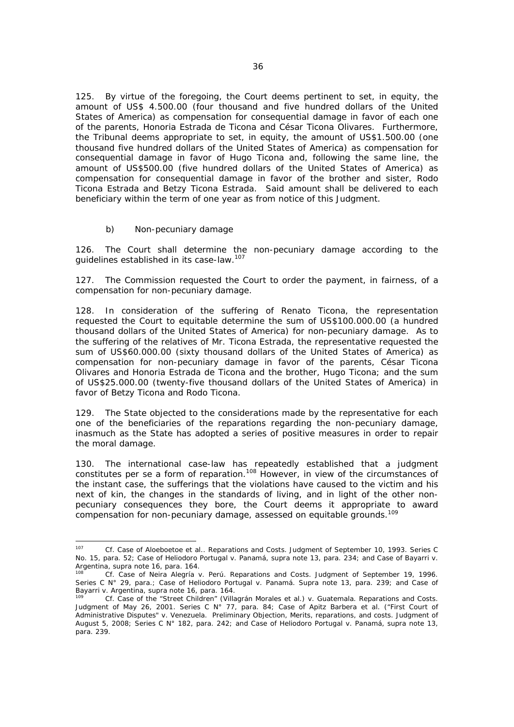125. By virtue of the foregoing, the Court deems pertinent to set, in equity, the amount of US$ 4.500.00 (four thousand and five hundred dollars of the United States of America) as compensation for consequential damage in favor of each one of the parents, Honoria Estrada de Ticona and César Ticona Olivares. Furthermore, the Tribunal deems appropriate to set, in equity, the amount of US$1.500.00 (one thousand five hundred dollars of the United States of America) as compensation for consequential damage in favor of Hugo Ticona and, following the same line, the amount of US$500.00 (five hundred dollars of the United States of America) as compensation for consequential damage in favor of the brother and sister, Rodo Ticona Estrada and Betzy Ticona Estrada. Said amount shall be delivered to each beneficiary within the term of one year as from notice of this Judgment.

b) Non-pecuniary damage

126. The Court shall determine the non-pecuniary damage according to the guidelines established in its case-law.[107]

127. The Commission requested the Court to order the payment, in fairness, of a compensation for non-pecuniary damage.

128. In consideration of the suffering of Renato Ticona, the representation requested the Court to equitable determine the sum of US$100.000.00 (a hundred thousand dollars of the United States of America) for non-pecuniary damage. As to the suffering of the relatives of Mr. Ticona Estrada, the representative requested the sum of US$60.000.00 (sixty thousand dollars of the United States of America) as compensation for non-pecuniary damage in favor of the parents, César Ticona Olivares and Honoria Estrada de Ticona and the brother, Hugo Ticona; and the sum of US$25.000.00 (twenty-five thousand dollars of the United States of America) in favor of Betzy Ticona and Rodo Ticona.

129. The State objected to the considerations made by the representative for each one of the beneficiaries of the reparations regarding the non-pecuniary damage, inasmuch as the State has adopted a series of positive measures in order to repair the moral damage.

130. The international case-law has repeatedly established that a judgment constitutes per se a form of reparation.[108] However, in view of the circumstances of the instant case, the sufferings that the violations have caused to the victim and his next of kin, the changes in the standards of living, and in light of the other non-pecuniary consequences they bore, the Court deems it appropriate to award compensation for non-pecuniary damage, assessed on equitable grounds.[109]

---

[107] Cf. Case of Aloeboetoe et al.. Reparations and Costs. Judgment of September 10, 1993. Series C No. 15, para. 52; Case of Heliodoro Portugal v. Panamá, supra note 13, para. 234; and Case of Bayarri v. Argentina, supra note 16, para. 164.

[108] Cf. Case of Neira Alegría v. Perú. Reparations and Costs. Judgment of September 19, 1996. Series C N° 29, para.; Case of Heliodoro Portugal v. Panamá. Supra note 13, para. 239; and Case of Bayarri v. Argentina, supra note 16, para. 164.

[109] Cf. Case of the "Street Children" (Villagrán Morales et al.) v. Guatemala. Reparations and Costs. Judgment of May 26, 2001. Series C N° 77, para. 84; Case of Apitz Barbera et al. ("First Court of Administrative Disputes" v. Venezuela. Preliminary Objection, Merits, reparations, and costs. Judgment of August 5, 2008; Series C N° 182, para. 242; and Case of Heliodoro Portugal v. Panamá, supra note 13, para. 239.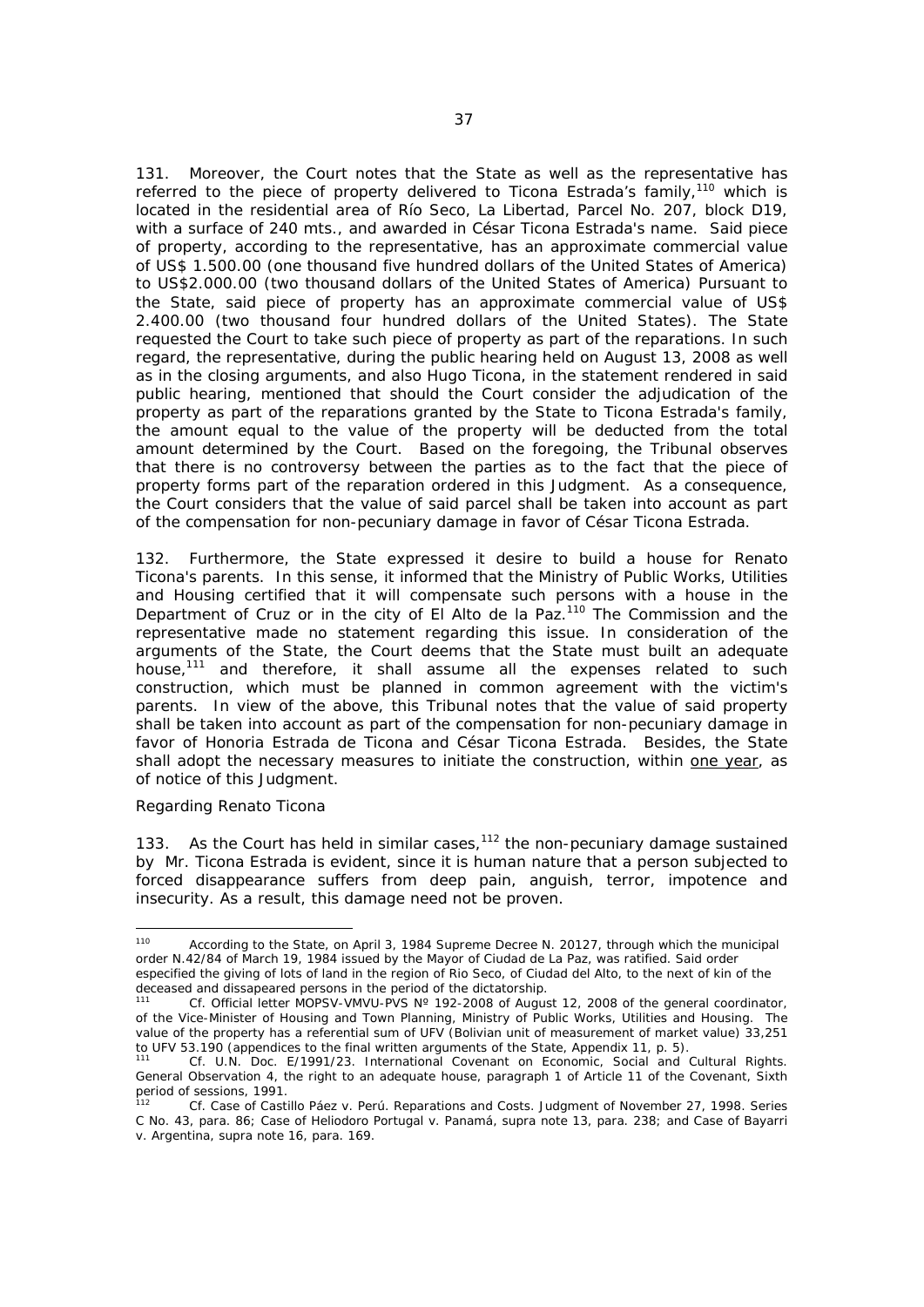131. Moreover, the Court notes that the State as well as the representative has referred to the piece of property delivered to Ticona Estrada's family,[110] which is located in the residential area of Río Seco, La Libertad, Parcel No. 207, block D19, with a surface of 240 mts., and awarded in César Ticona Estrada's name. Said piece of property, according to the representative, has an approximate commercial value of US$ 1.500.00 (one thousand five hundred dollars of the United States of America) to US$2.000.00 (two thousand dollars of the United States of America) Pursuant to the State, said piece of property has an approximate commercial value of US$ 2.400.00 (two thousand four hundred dollars of the United States). The State requested the Court to take such piece of property as part of the reparations. In such regard, the representative, during the public hearing held on August 13, 2008 as well as in the closing arguments, and also Hugo Ticona, in the statement rendered in said public hearing, mentioned that should the Court consider the adjudication of the property as part of the reparations granted by the State to Ticona Estrada's family, the amount equal to the value of the property will be deducted from the total amount determined by the Court. Based on the foregoing, the Tribunal observes that there is no controversy between the parties as to the fact that the piece of property forms part of the reparation ordered in this Judgment. As a consequence, the Court considers that the value of said parcel shall be taken into account as part of the compensation for non-pecuniary damage in favor of César Ticona Estrada.

132. Furthermore, the State expressed it desire to build a house for Renato Ticona's parents. In this sense, it informed that the Ministry of Public Works, Utilities and Housing certified that it will compensate such persons with a house in the Department of Cruz or in the city of El Alto de la Paz.[110] The Commission and the representative made no statement regarding this issue. In consideration of the arguments of the State, the Court deems that the State must built an adequate house,[111] and therefore, it shall assume all the expenses related to such construction, which must be planned in common agreement with the victim's parents. In view of the above, this Tribunal notes that the value of said property shall be taken into account as part of the compensation for non-pecuniary damage in favor of Honoria Estrada de Ticona and César Ticona Estrada. Besides, the State shall adopt the necessary measures to initiate the construction, within <u>one year</u>, as of notice of this Judgment.

*Regarding Renato Ticona*

133. As the Court has held in similar cases,[112] the non-pecuniary damage sustained by Mr. Ticona Estrada is evident, since it is human nature that a person subjected to forced disappearance suffers from deep pain, anguish, terror, impotence and insecurity. As a result, this damage need not be proven.

---

[110] According to the State, on April 3, 1984 Supreme Decree N. 20127, through which the municipal order N.42/84 of March 19, 1984 issued by the Mayor of Ciudad de La Paz, was ratified. Said order especified the giving of lots of land in the region of Rio Seco, of Ciudad del Alto, to the next of kin of the deceased and dissapeared persons in the period of the dictatorship.

[111] Cf. Official letter MOPSV-VMVU-PVS Nº 192-2008 of August 12, 2008 of the general coordinator, of the Vice-Minister of Housing and Town Planning, Ministry of Public Works, Utilities and Housing. The value of the property has a referential sum of UFV (Bolivian unit of measurement of market value) 33,251 to UFV 53.190 (appendices to the final written arguments of the State, Appendix 11, p. 5).

[111] Cf. U.N. Doc. E/1991/23. International Covenant on Economic, Social and Cultural Rights. General Observation 4, the right to an adequate house, paragraph 1 of Article 11 of the Covenant, Sixth period of sessions, 1991.

[112] Cf. *Case of Castillo Páez v. Perú. Reparations and Costs*. Judgment of November 27, 1998. Series C No. 43, para. 86; *Case of Heliodoro Portugal v. Panamá, supra* note 13, para. 238; and *Case of Bayarri v. Argentina, supra* note 16, para. 169.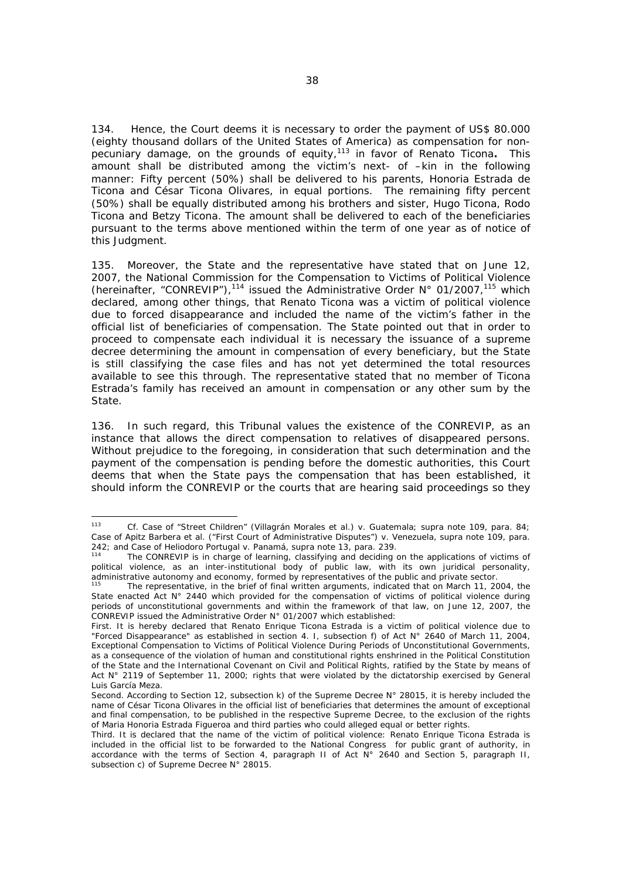134. Hence, the Court deems it is necessary to order the payment of US$ 80.000 (eighty thousand dollars of the United States of America) as compensation for non-pecuniary damage, on the grounds of equity,[113] in favor of Renato Ticona**.** This amount shall be distributed among the victim's next- of –kin in the following manner: Fifty percent (50%) shall be delivered to his parents, Honoria Estrada de Ticona and César Ticona Olivares, in equal portions. The remaining fifty percent (50%) shall be equally distributed among his brothers and sister, Hugo Ticona, Rodo Ticona and Betzy Ticona. The amount shall be delivered to each of the beneficiaries pursuant to the terms above mentioned within the term of one year as of notice of this Judgment.

135. Moreover, the State and the representative have stated that on June 12, 2007, the National Commission for the Compensation to Victims of Political Violence (hereinafter, "CONREVIP"),[114] issued the Administrative Order N° 01/2007,[115] which declared, among other things, that Renato Ticona was a victim of political violence due to forced disappearance and included the name of the victim's father in the official list of beneficiaries of compensation. The State pointed out that in order to proceed to compensate each individual it is necessary the issuance of a supreme decree determining the amount in compensation of every beneficiary, but the State is still classifying the case files and has not yet determined the total resources available to see this through. The representative stated that no member of Ticona Estrada's family has received an amount in compensation or any other sum by the State.

136. In such regard, this Tribunal values the existence of the CONREVIP, as an instance that allows the direct compensation to relatives of disappeared persons. Without prejudice to the foregoing, in consideration that such determination and the payment of the compensation is pending before the domestic authorities, this Court deems that when the State pays the compensation that has been established, it should inform the CONREVIP or the courts that are hearing said proceedings so they

---

[113] *Cf. Case of "Street Children" (Villagrán Morales et al.) v. Guatemala; supra* note 109, para. 84; *Case of Apitz Barbera et al. ("First Court of Administrative Disputes") v. Venezuela, supra* note 109, para. 242; and *Case of Heliodoro Portugal v. Panamá, supra* note 13, para. 239.

[114] The CONREVIP is in charge of learning, classifying and deciding on the applications of victims of political violence, as an inter-institutional body of public law, with its own juridical personality, administrative autonomy and economy, formed by representatives of the public and private sector.

[115] The representative, in the brief of final written arguments, indicated that on March 11, 2004, the State enacted Act N° 2440 which provided for the compensation of victims of political violence during periods of unconstitutional governments and within the framework of that law, on June 12, 2007, the CONREVIP issued the Administrative Order N° 01/2007 which established:

First. It is hereby declared that Renato Enrique Ticona Estrada is a victim of political violence due to "Forced Disappearance" as established in section 4. I, subsection f) of Act N° 2640 of March 11, 2004, Exceptional Compensation to Victims of Political Violence During Periods of Unconstitutional Governments, as a consequence of the violation of human and constitutional rights enshrined in the Political Constitution of the State and the International Covenant on Civil and Political Rights, ratified by the State by means of Act N° 2119 of September 11, 2000; rights that were violated by the dictatorship exercised by General Luis García Meza.

Second. According to Section 12, subsection k) of the Supreme Decree N° 28015, it is hereby included the name of César Ticona Olivares in the official list of beneficiaries that determines the amount of exceptional and final compensation, to be published in the respective Supreme Decree, to the exclusion of the rights of Maria Honoria Estrada Figueroa and third parties who could alleged equal or better rights.

Third. It is declared that the name of the victim of political violence: Renato Enrique Ticona Estrada is included in the official list to be forwarded to the National Congress for public grant of authority, in accordance with the terms of Section 4, paragraph II of Act N° 2640 and Section 5, paragraph II, subsection c) of Supreme Decree N° 28015.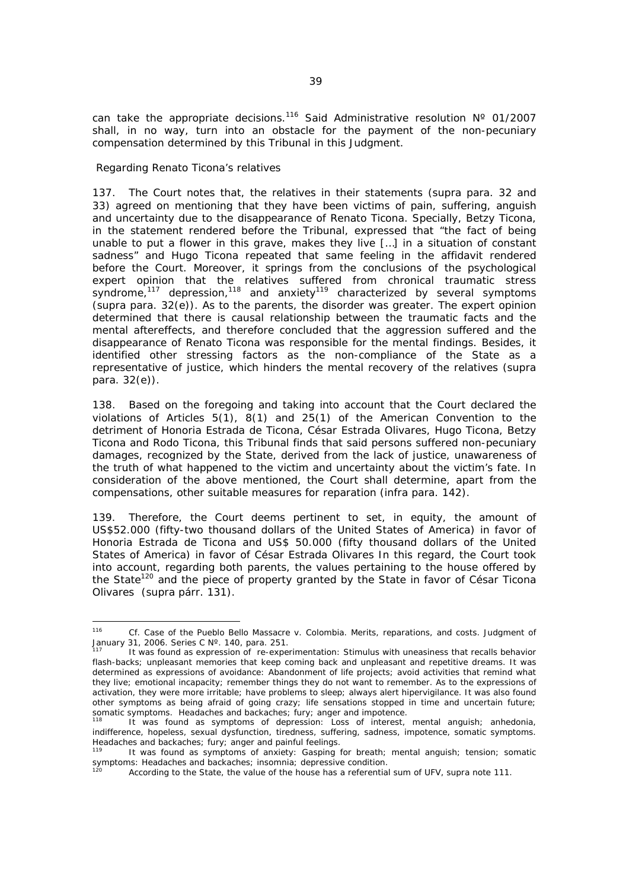can take the appropriate decisions.[116] Said Administrative resolution Nº 01/2007 shall, in no way, turn into an obstacle for the payment of the non-pecuniary compensation determined by this Tribunal in this Judgment.

*Regarding Renato Ticona's relatives*

137. The Court notes that, the relatives in their statements (*supra* para. 32 and 33) agreed on mentioning that they have been victims of pain, suffering, anguish and uncertainty due to the disappearance of Renato Ticona. Specially, Betzy Ticona, in the statement rendered before the Tribunal, expressed that "the fact of being unable to put a flower in this grave, makes they live […] in a situation of constant sadness" and Hugo Ticona repeated that same feeling in the affidavit rendered before the Court. Moreover, it springs from the conclusions of the psychological expert opinion that the relatives suffered from chronical traumatic stress syndrome,[117] depression,[118] and anxiety[119] characterized by several symptoms (*supra* para. 32(e)). As to the parents, the disorder was greater. The expert opinion determined that there is causal relationship between the traumatic facts and the mental aftereffects, and therefore concluded that the aggression suffered and the disappearance of Renato Ticona was responsible for the mental findings. Besides, it identified other stressing factors as the non-compliance of the State as a representative of justice, which hinders the mental recovery of the relatives (*supra* para. 32(e)).

138. Based on the foregoing and taking into account that the Court declared the violations of Articles 5(1), 8(1) and 25(1) of the American Convention to the detriment of Honoria Estrada de Ticona, César Estrada Olivares, Hugo Ticona, Betzy Ticona and Rodo Ticona, this Tribunal finds that said persons suffered non-pecuniary damages, recognized by the State, derived from the lack of justice, unawareness of the truth of what happened to the victim and uncertainty about the victim's fate. In consideration of the above mentioned, the Court shall determine, apart from the compensations, other suitable measures for reparation (*infra* para. 142).

139. Therefore, the Court deems pertinent to set, in equity, the amount of US$52.000 (fifty-two thousand dollars of the United States of America) in favor of Honoria Estrada de Ticona and US$ 50.000 (fifty thousand dollars of the United States of America) in favor of César Estrada Olivares In this regard, the Court took into account, regarding both parents, the values pertaining to the house offered by the State[120] and the piece of property granted by the State in favor of César Ticona Olivares (*supra* párr. 131).

---

[116] *Cf. Case of the Pueblo Bello Massacre v. Colombia. Merits, reparations, and costs*. Judgment of January 31, 2006. Series C Nº. 140, para. 251.

[117] It was found as expression of re-experimentation: Stimulus with uneasiness that recalls behavior flash-backs; unpleasant memories that keep coming back and unpleasant and repetitive dreams. It was determined as expressions of avoidance: Abandonment of life projects; avoid activities that remind what they live; emotional incapacity; remember things they do not want to remember. As to the expressions of activation, they were more irritable; have problems to sleep; always alert hipervigilance. It was also found other symptoms as being afraid of going crazy; life sensations stopped in time and uncertain future; somatic symptoms. Headaches and backaches; fury; anger and impotence.

[118] It was found as symptoms of depression: Loss of interest, mental anguish; anhedonia, indifference, hopeless, sexual dysfunction, tiredness, suffering, sadness, impotence, somatic symptoms. Headaches and backaches; fury; anger and painful feelings.

[119] It was found as symptoms of anxiety: Gasping for breath; mental anguish; tension; somatic symptoms: Headaches and backaches; insomnia; depressive condition.

[120] According to the State, the value of the house has a referential sum of UFV, *supra* note 111.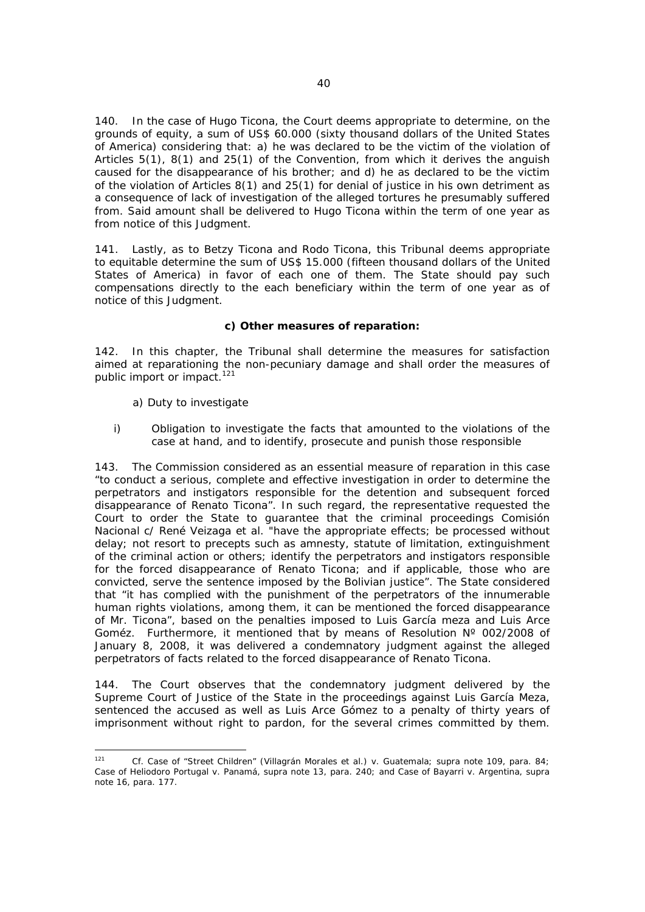140. In the case of Hugo Ticona, the Court deems appropriate to determine, on the grounds of equity, a sum of US$ 60.000 (sixty thousand dollars of the United States of America) considering that: a) he was declared to be the victim of the violation of Articles 5(1), 8(1) and 25(1) of the Convention, from which it derives the anguish caused for the disappearance of his brother; and d) he as declared to be the victim of the violation of Articles 8(1) and 25(1) for denial of justice in his own detriment as a consequence of lack of investigation of the alleged tortures he presumably suffered from. Said amount shall be delivered to Hugo Ticona within the term of one year as from notice of this Judgment.

141. Lastly, as to Betzy Ticona and Rodo Ticona, this Tribunal deems appropriate to equitable determine the sum of US$ 15.000 (fifteen thousand dollars of the United States of America) in favor of each one of them. The State should pay such compensations directly to the each beneficiary within the term of one year as of notice of this Judgment.

**c) Other measures of reparation:**

142. In this chapter, the Tribunal shall determine the measures for satisfaction aimed at reparationing the non-pecuniary damage and shall order the measures of public import or impact.[121]

a) Duty to investigate

i) Obligation to investigate the facts that amounted to the violations of the case at hand, and to identify, prosecute and punish those responsible

143. The Commission considered as an essential measure of reparation in this case "to conduct a serious, complete and effective investigation in order to determine the perpetrators and instigators responsible for the detention and subsequent forced disappearance of Renato Ticona". In such regard, the representative requested the Court to order the State to guarantee that the criminal proceedings Comisión Nacional c/ René Veizaga et al. "have the appropriate effects; be processed without delay; not resort to precepts such as amnesty, statute of limitation, extinguishment of the criminal action or others; identify the perpetrators and instigators responsible for the forced disappearance of Renato Ticona; and if applicable, those who are convicted, serve the sentence imposed by the Bolivian justice". The State considered that "it has complied with the punishment of the perpetrators of the innumerable human rights violations, among them, it can be mentioned the forced disappearance of Mr. Ticona", based on the penalties imposed to Luis García meza and Luis Arce Goméz. Furthermore, it mentioned that by means of Resolution Nº 002/2008 of January 8, 2008, it was delivered a condemnatory judgment against the alleged perpetrators of facts related to the forced disappearance of Renato Ticona.

144. The Court observes that the condemnatory judgment delivered by the Supreme Court of Justice of the State in the proceedings against Luis García Meza, sentenced the accused as well as Luis Arce Gómez to a penalty of thirty years of imprisonment without right to pardon, for the several crimes committed by them.

[121] *Cf. Case of "Street Children" (Villagrán Morales et al.) v. Guatemala; supra* note 109, para. 84; *Case of Heliodoro Portugal v. Panamá, supra* note 13, para. 240; and *Case of Bayarri v. Argentina, supra* note 16, para. 177.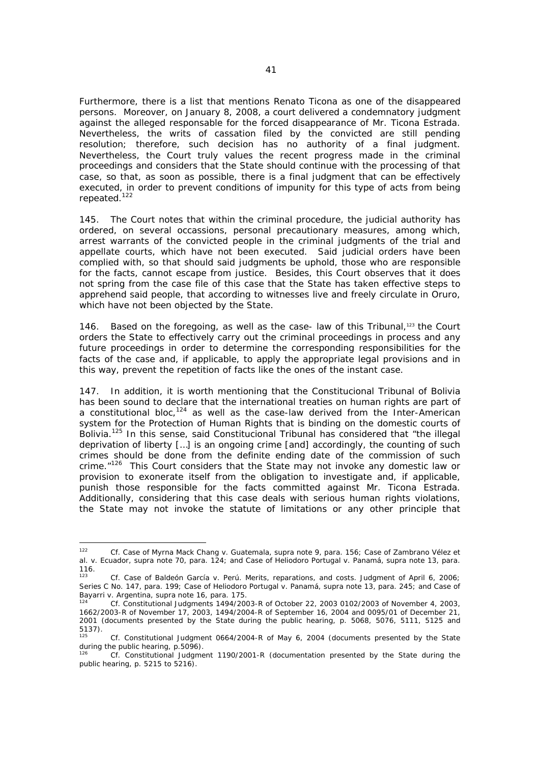Furthermore, there is a list that mentions Renato Ticona as one of the disappeared persons. Moreover, on January 8, 2008, a court delivered a condemnatory judgment against the alleged responsable for the forced disappearance of Mr. Ticona Estrada. Nevertheless, the writs of cassation filed by the convicted are still pending resolution; therefore, such decision has no authority of a final judgment. Nevertheless, the Court truly values the recent progress made in the criminal proceedings and considers that the State should continue with the processing of that case, so that, as soon as possible, there is a final judgment that can be effectively executed, in order to prevent conditions of impunity for this type of acts from being repeated.[122]

145. The Court notes that within the criminal procedure, the judicial authority has ordered, on several occassions, personal precautionary measures, among which, arrest warrants of the convicted people in the criminal judgments of the trial and appellate courts, which have not been executed. Said judicial orders have been complied with, so that should said judgments be uphold, those who are responsible for the facts, cannot escape from justice. Besides, this Court observes that it does not spring from the case file of this case that the State has taken effective steps to apprehend said people, that according to witnesses live and freely circulate in Oruro, which have not been objected by the State.

146. Based on the foregoing, as well as the case- law of this Tribunal,[123] the Court orders the State to effectively carry out the criminal proceedings in process and any future proceedings in order to determine the corresponding responsibilities for the facts of the case and, if applicable, to apply the appropriate legal provisions and in this way, prevent the repetition of facts like the ones of the instant case.

147. In addition, it is worth mentioning that the Constitucional Tribunal of Bolivia has been sound to declare that the international treaties on human rights are part of a constitutional bloc,[124] as well as the case-law derived from the Inter-American system for the Protection of Human Rights that is binding on the domestic courts of Bolivia.[125] In this sense, said Constitucional Tribunal has considered that "the illegal deprivation of liberty […] is an ongoing crime [and] accordingly, the counting of such crimes should be done from the definite ending date of the commission of such crime."[126] This Court considers that the State may not invoke any domestic law or provision to exonerate itself from the obligation to investigate and, if applicable, punish those responsible for the facts committed against Mr. Ticona Estrada. Additionally, considering that this case deals with serious human rights violations, the State may not invoke the statute of limitations or any other principle that

---

[122] Cf. *Case of Myrna Mack Chang v. Guatemala*, supra note 9, para. 156; *Case of Zambrano Vélez et al. v. Ecuador*, supra note 70, para. 124; and *Case of Heliodoro Portugal v. Panamá*, supra note 13, para. 116.

[123] Cf. *Case of Baldeón García v. Perú. Merits, reparations, and costs*. Judgment of April 6, 2006; Series C No. 147, para. 199; *Case of Heliodoro Portugal v. Panamá*, supra note 13, para. 245; and *Case of Bayarri v. Argentina*, supra note 16, para. 175.

[124] Cf. Constitutional Judgments 1494/2003-R of October 22, 2003 0102/2003 of November 4, 2003, 1662/2003-R of November 17, 2003, 1494/2004-R of September 16, 2004 and 0095/01 of December 21, 2001 (documents presented by the State during the public hearing, p. 5068, 5076, 5111, 5125 and 5137).

[125] Cf. Constitutional Judgment 0664/2004-R of May 6, 2004 (documents presented by the State during the public hearing, p.5096).

[126] Cf. Constitutional Judgment 1190/2001-R (documentation presented by the State during the public hearing, p. 5215 to 5216).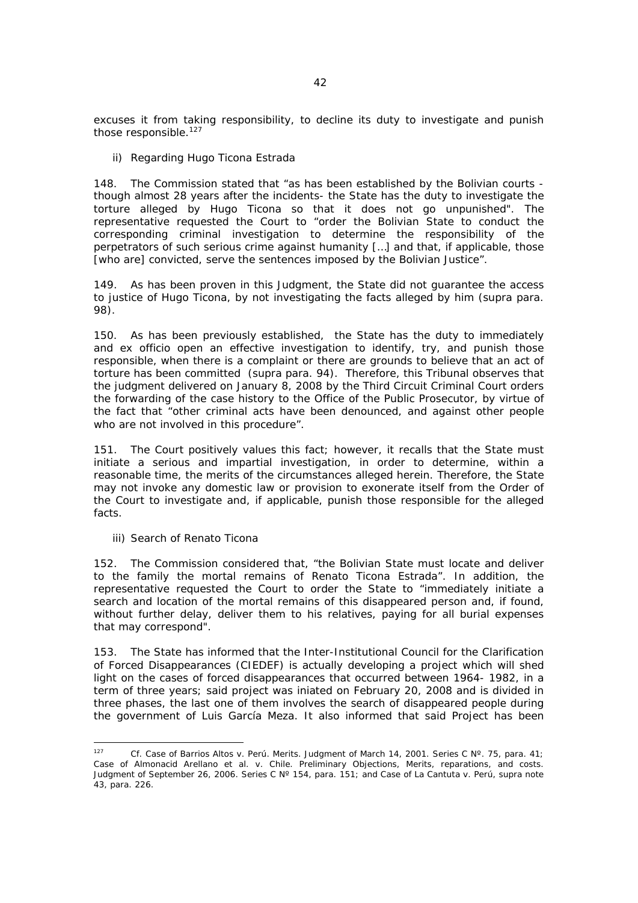excuses it from taking responsibility, to decline its duty to investigate and punish those responsible.[127]

ii) Regarding Hugo Ticona Estrada

148. The Commission stated that "as has been established by the Bolivian courts - though almost 28 years after the incidents- the State has the duty to investigate the torture alleged by Hugo Ticona so that it does not go unpunished". The representative requested the Court to "order the Bolivian State to conduct the corresponding criminal investigation to determine the responsibility of the perpetrators of such serious crime against humanity […] and that, if applicable, those [who are] convicted, serve the sentences imposed by the Bolivian Justice".

149. As has been proven in this Judgment, the State did not guarantee the access to justice of Hugo Ticona, by not investigating the facts alleged by him (*supra* para. 98).

150. As has been previously established, the State has the duty to immediately and ex officio open an effective investigation to identify, try, and punish those responsible, when there is a complaint or there are grounds to believe that an act of torture has been committed (*supra* para. 94). Therefore, this Tribunal observes that the judgment delivered on January 8, 2008 by the Third Circuit Criminal Court orders the forwarding of the case history to the Office of the Public Prosecutor, by virtue of the fact that "other criminal acts have been denounced, and against other people who are not involved in this procedure".

151. The Court positively values this fact; however, it recalls that the State must initiate a serious and impartial investigation, in order to determine, within a reasonable time, the merits of the circumstances alleged herein. Therefore, the State may not invoke any domestic law or provision to exonerate itself from the Order of the Court to investigate and, if applicable, punish those responsible for the alleged facts.

iii) Search of Renato Ticona

152. The Commission considered that, "the Bolivian State must locate and deliver to the family the mortal remains of Renato Ticona Estrada". In addition, the representative requested the Court to order the State to "immediately initiate a search and location of the mortal remains of this disappeared person and, if found, without further delay, deliver them to his relatives, paying for all burial expenses that may correspond".

153. The State has informed that the Inter-Institutional Council for the Clarification of Forced Disappearances (CIEDEF) is actually developing a project which will shed light on the cases of forced disappearances that occurred between 1964- 1982, in a term of three years; said project was iniated on February 20, 2008 and is divided in three phases, the last one of them involves the search of disappeared people during the government of Luis García Meza. It also informed that said Project has been

---

[127] Cf. *Case of Barrios Altos v. Perú. Merits*. Judgment of March 14, 2001. Series C Nº. 75, para. 41; *Case of Almonacid Arellano et al. v. Chile. Preliminary Objections, Merits, reparations, and costs.* Judgment of September 26, 2006. Series C Nº 154, para. 151; and *Case of La Cantuta v. Perú, supra* note 43, para. 226.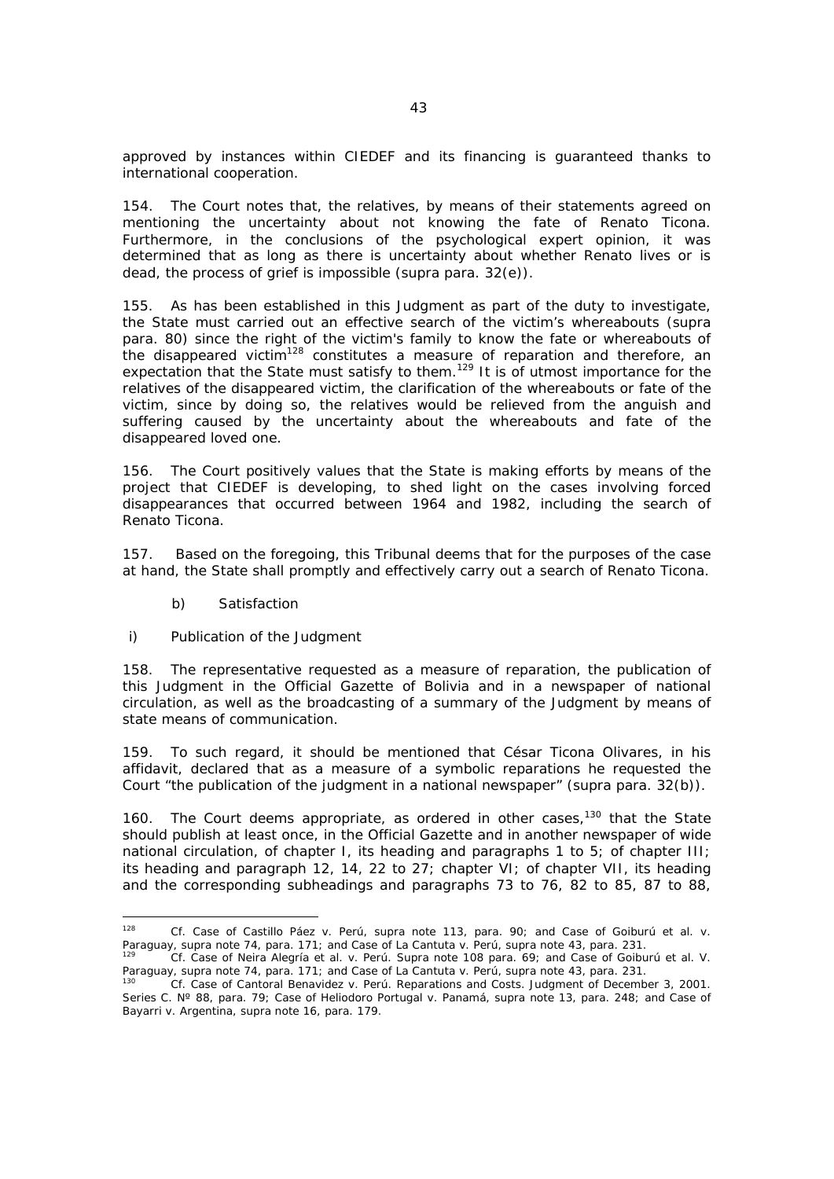approved by instances within CIEDEF and its financing is guaranteed thanks to international cooperation.

154. The Court notes that, the relatives, by means of their statements agreed on mentioning the uncertainty about not knowing the fate of Renato Ticona. Furthermore, in the conclusions of the psychological expert opinion, it was determined that as long as there is uncertainty about whether Renato lives or is dead, the process of grief is impossible (supra para. 32(e)).

155. As has been established in this Judgment as part of the duty to investigate, the State must carried out an effective search of the victim's whereabouts (supra para. 80) since the right of the victim's family to know the fate or whereabouts of the disappeared victim[128] constitutes a measure of reparation and therefore, an expectation that the State must satisfy to them.[129] It is of utmost importance for the relatives of the disappeared victim, the clarification of the whereabouts or fate of the victim, since by doing so, the relatives would be relieved from the anguish and suffering caused by the uncertainty about the whereabouts and fate of the disappeared loved one.

156. The Court positively values that the State is making efforts by means of the project that CIEDEF is developing, to shed light on the cases involving forced disappearances that occurred between 1964 and 1982, including the search of Renato Ticona.

157. Based on the foregoing, this Tribunal deems that for the purposes of the case at hand, the State shall promptly and effectively carry out a search of Renato Ticona.

b) Satisfaction

i) Publication of the Judgment

158. The representative requested as a measure of reparation, the publication of this Judgment in the Official Gazette of Bolivia and in a newspaper of national circulation, as well as the broadcasting of a summary of the Judgment by means of state means of communication.

159. To such regard, it should be mentioned that César Ticona Olivares, in his affidavit, declared that as a measure of a symbolic reparations he requested the Court "the publication of the judgment in a national newspaper" (supra para. 32(b)).

160. The Court deems appropriate, as ordered in other cases,[130] that the State should publish at least once, in the Official Gazette and in another newspaper of wide national circulation, of chapter I, its heading and paragraphs 1 to 5; of chapter III; its heading and paragraph 12, 14, 22 to 27; chapter VI; of chapter VII, its heading and the corresponding subheadings and paragraphs 73 to 76, 82 to 85, 87 to 88,

---

[128] Cf. Case of Castillo Páez v. Perú, supra note 113, para. 90; and Case of Goiburú et al. v. Paraguay, supra note 74, para. 171; and Case of La Cantuta v. Perú, supra note 43, para. 231.

[129] Cf. Case of Neira Alegría et al. v. Perú. Supra note 108 para. 69; and Case of Goiburú et al. V. Paraguay, supra note 74, para. 171; and Case of La Cantuta v. Perú, supra note 43, para. 231.

[130] Cf. Case of Cantoral Benavidez v. Perú. Reparations and Costs. Judgment of December 3, 2001. Series C. Nº 88, para. 79; Case of Heliodoro Portugal v. Panamá, supra note 13, para. 248; and Case of Bayarri v. Argentina, supra note 16, para. 179.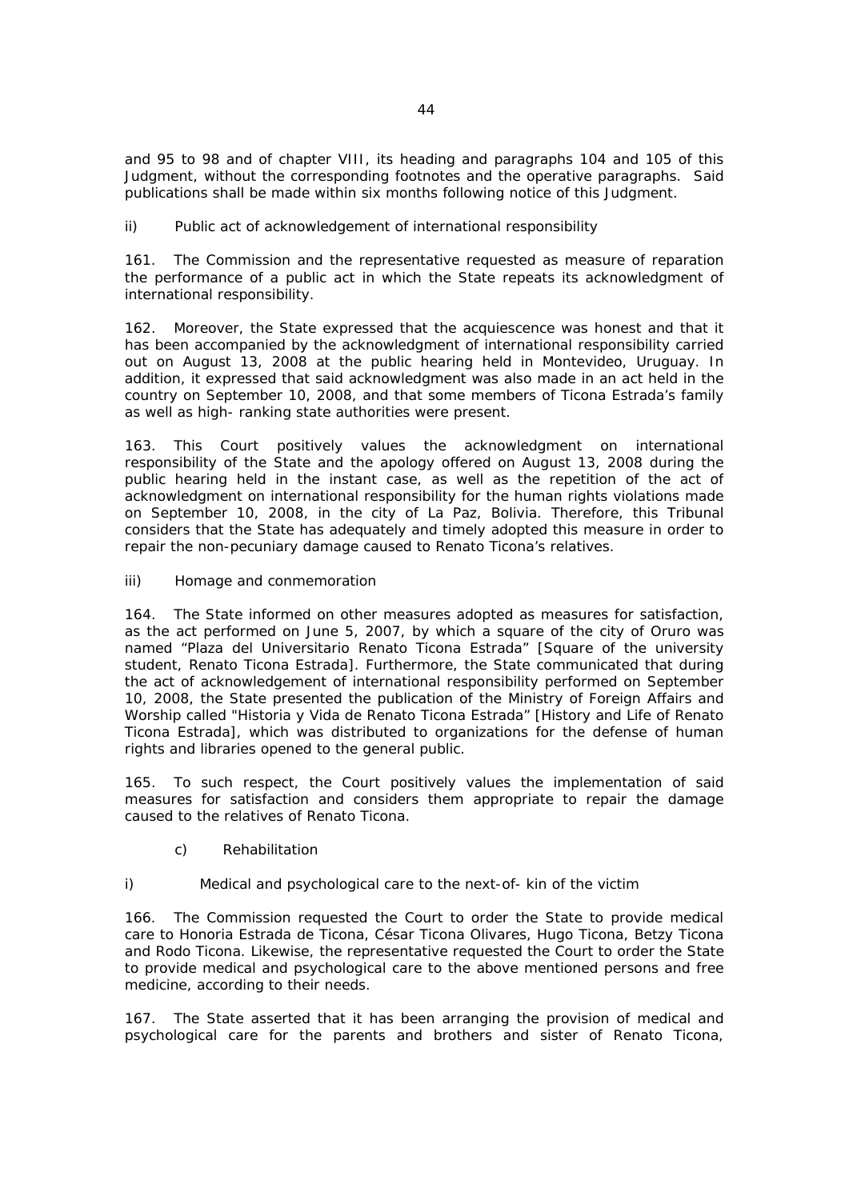and 95 to 98 and of chapter VIII, its heading and paragraphs 104 and 105 of this Judgment, without the corresponding footnotes and the operative paragraphs. Said publications shall be made within six months following notice of this Judgment.

ii) Public act of acknowledgement of international responsibility

161. The Commission and the representative requested as measure of reparation the performance of a public act in which the State repeats its acknowledgment of international responsibility.

162. Moreover, the State expressed that the acquiescence was honest and that it has been accompanied by the acknowledgment of international responsibility carried out on August 13, 2008 at the public hearing held in Montevideo, Uruguay. In addition, it expressed that said acknowledgment was also made in an act held in the country on September 10, 2008, and that some members of Ticona Estrada's family as well as high- ranking state authorities were present.

163. This Court positively values the acknowledgment on international responsibility of the State and the apology offered on August 13, 2008 during the public hearing held in the instant case, as well as the repetition of the act of acknowledgment on international responsibility for the human rights violations made on September 10, 2008, in the city of La Paz, Bolivia. Therefore, this Tribunal considers that the State has adequately and timely adopted this measure in order to repair the non-pecuniary damage caused to Renato Ticona's relatives.

iii) Homage and conmemoration

164. The State informed on other measures adopted as measures for satisfaction, as the act performed on June 5, 2007, by which a square of the city of Oruro was named "Plaza del Universitario Renato Ticona Estrada" [Square of the university student, Renato Ticona Estrada]. Furthermore, the State communicated that during the act of acknowledgement of international responsibility performed on September 10, 2008, the State presented the publication of the Ministry of Foreign Affairs and Worship called "Historia y Vida de Renato Ticona Estrada" [History and Life of Renato Ticona Estrada], which was distributed to organizations for the defense of human rights and libraries opened to the general public.

165. To such respect, the Court positively values the implementation of said measures for satisfaction and considers them appropriate to repair the damage caused to the relatives of Renato Ticona.

c) Rehabilitation

i) Medical and psychological care to the next-of- kin of the victim

166. The Commission requested the Court to order the State to provide medical care to Honoria Estrada de Ticona, César Ticona Olivares, Hugo Ticona, Betzy Ticona and Rodo Ticona. Likewise, the representative requested the Court to order the State to provide medical and psychological care to the above mentioned persons and free medicine, according to their needs.

167. The State asserted that it has been arranging the provision of medical and psychological care for the parents and brothers and sister of Renato Ticona,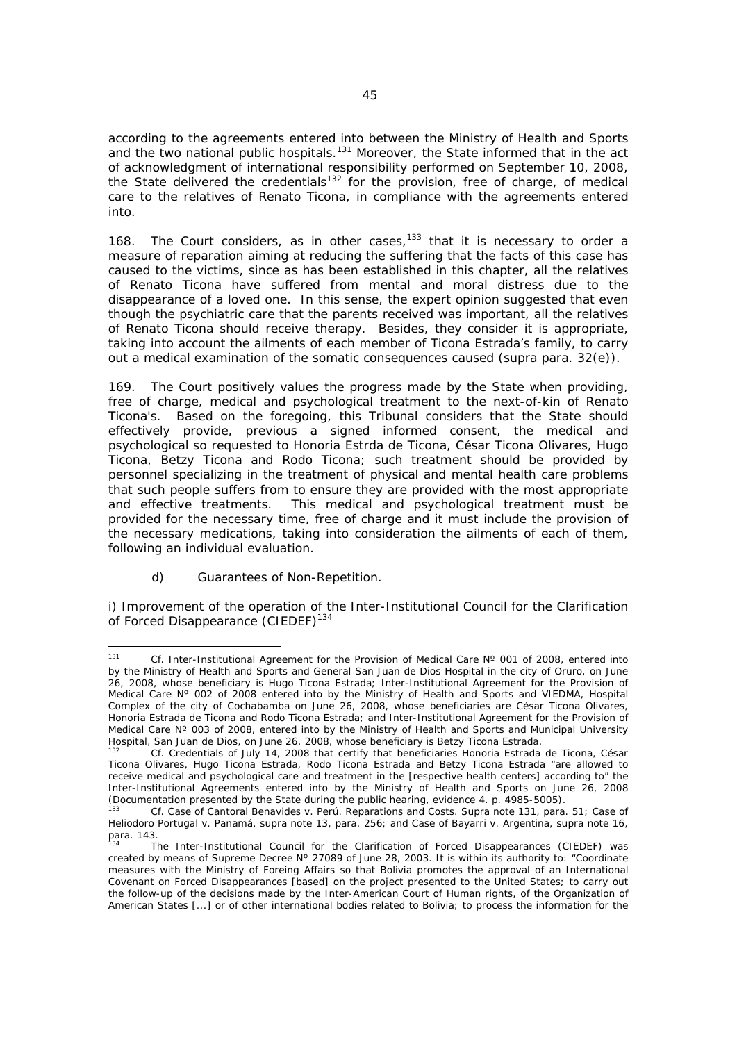according to the agreements entered into between the Ministry of Health and Sports and the two national public hospitals.[131] Moreover, the State informed that in the act of acknowledgment of international responsibility performed on September 10, 2008, the State delivered the credentials[132] for the provision, free of charge, of medical care to the relatives of Renato Ticona, in compliance with the agreements entered into.

168. The Court considers, as in other cases,[133] that it is necessary to order a measure of reparation aiming at reducing the suffering that the facts of this case has caused to the victims, since as has been established in this chapter, all the relatives of Renato Ticona have suffered from mental and moral distress due to the disappearance of a loved one. In this sense, the expert opinion suggested that even though the psychiatric care that the parents received was important, all the relatives of Renato Ticona should receive therapy. Besides, they consider it is appropriate, taking into account the ailments of each member of Ticona Estrada's family, to carry out a medical examination of the somatic consequences caused (supra para. 32(e)).

169. The Court positively values the progress made by the State when providing, free of charge, medical and psychological treatment to the next-of-kin of Renato Ticona's. Based on the foregoing, this Tribunal considers that the State should effectively provide, previous a signed informed consent, the medical and psychological so requested to Honoria Estrda de Ticona, César Ticona Olivares, Hugo Ticona, Betzy Ticona and Rodo Ticona; such treatment should be provided by personnel specializing in the treatment of physical and mental health care problems that such people suffers from to ensure they are provided with the most appropriate and effective treatments. This medical and psychological treatment must be provided for the necessary time, free of charge and it must include the provision of the necessary medications, taking into consideration the ailments of each of them, following an individual evaluation.

d) Guarantees of Non-Repetition.

i) Improvement of the operation of the Inter-Institutional Council for the Clarification of Forced Disappearance (CIEDEF)[134]

---

[131] Cf. Inter-Institutional Agreement for the Provision of Medical Care Nº 001 of 2008, entered into by the Ministry of Health and Sports and General San Juan de Dios Hospital in the city of Oruro, on June 26, 2008, whose beneficiary is Hugo Ticona Estrada; Inter-Institutional Agreement for the Provision of Medical Care Nº 002 of 2008 entered into by the Ministry of Health and Sports and VIEDMA, Hospital Complex of the city of Cochabamba on June 26, 2008, whose beneficiaries are César Ticona Olivares, Honoria Estrada de Ticona and Rodo Ticona Estrada; and Inter-Institutional Agreement for the Provision of Medical Care Nº 003 of 2008, entered into by the Ministry of Health and Sports and Municipal University Hospital, San Juan de Dios, on June 26, 2008, whose beneficiary is Betzy Ticona Estrada.

[132] Cf. Credentials of July 14, 2008 that certify that beneficiaries Honoria Estrada de Ticona, César Ticona Olivares, Hugo Ticona Estrada, Rodo Ticona Estrada and Betzy Ticona Estrada "are allowed to receive medical and psychological care and treatment in the [respective health centers] according to" the Inter-Institutional Agreements entered into by the Ministry of Health and Sports on June 26, 2008 (Documentation presented by the State during the public hearing, evidence 4. p. 4985-5005).

[133] Cf. Case of Cantoral Benavides v. Perú. Reparations and Costs. Supra note 131, para. 51; Case of Heliodoro Portugal v. Panamá, supra note 13, para. 256; and Case of Bayarri v. Argentina, supra note 16, para. 143.

[134] The Inter-Institutional Council for the Clarification of Forced Disappearances (CIEDEF) was created by means of Supreme Decree Nº 27089 of June 28, 2003. It is within its authority to: "Coordinate measures with the Ministry of Foreing Affairs so that Bolivia promotes the approval of an International Covenant on Forced Disappearances [based] on the project presented to the United States; to carry out the follow-up of the decisions made by the Inter-American Court of Human rights, of the Organization of American States [...] or of other international bodies related to Bolivia; to process the information for the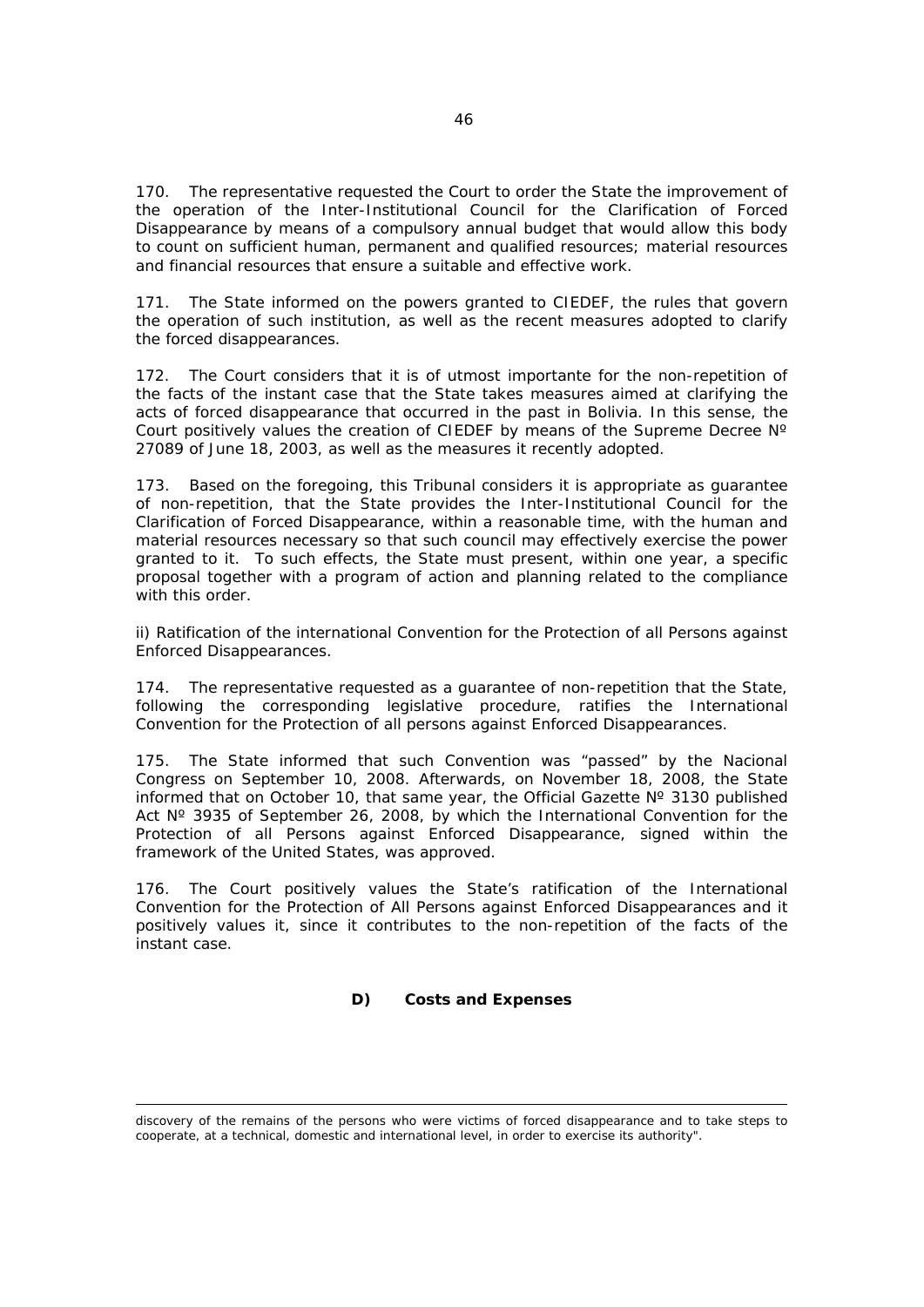170. The representative requested the Court to order the State the improvement of the operation of the Inter-Institutional Council for the Clarification of Forced Disappearance by means of a compulsory annual budget that would allow this body to count on sufficient human, permanent and qualified resources; material resources and financial resources that ensure a suitable and effective work.

171. The State informed on the powers granted to CIEDEF, the rules that govern the operation of such institution, as well as the recent measures adopted to clarify the forced disappearances.

172. The Court considers that it is of utmost importante for the non-repetition of the facts of the instant case that the State takes measures aimed at clarifying the acts of forced disappearance that occurred in the past in Bolivia. In this sense, the Court positively values the creation of CIEDEF by means of the Supreme Decree Nº 27089 of June 18, 2003, as well as the measures it recently adopted.

173. Based on the foregoing, this Tribunal considers it is appropriate as guarantee of non-repetition, that the State provides the Inter-Institutional Council for the Clarification of Forced Disappearance, within a reasonable time, with the human and material resources necessary so that such council may effectively exercise the power granted to it. To such effects, the State must present, within one year, a specific proposal together with a program of action and planning related to the compliance with this order.

ii) Ratification of the international Convention for the Protection of all Persons against Enforced Disappearances.

174. The representative requested as a guarantee of non-repetition that the State, following the corresponding legislative procedure, ratifies the International Convention for the Protection of all persons against Enforced Disappearances.

175. The State informed that such Convention was "passed" by the Nacional Congress on September 10, 2008. Afterwards, on November 18, 2008, the State informed that on October 10, that same year, the Official Gazette Nº 3130 published Act Nº 3935 of September 26, 2008, by which the International Convention for the Protection of all Persons against Enforced Disappearance, signed within the framework of the United States, was approved.

176. The Court positively values the State's ratification of the International Convention for the Protection of All Persons against Enforced Disappearances and it positively values it, since it contributes to the non-repetition of the facts of the instant case.

### D) Costs and Expenses

---

discovery of the remains of the persons who were victims of forced disappearance and to take steps to cooperate, at a technical, domestic and international level, in order to exercise its authority".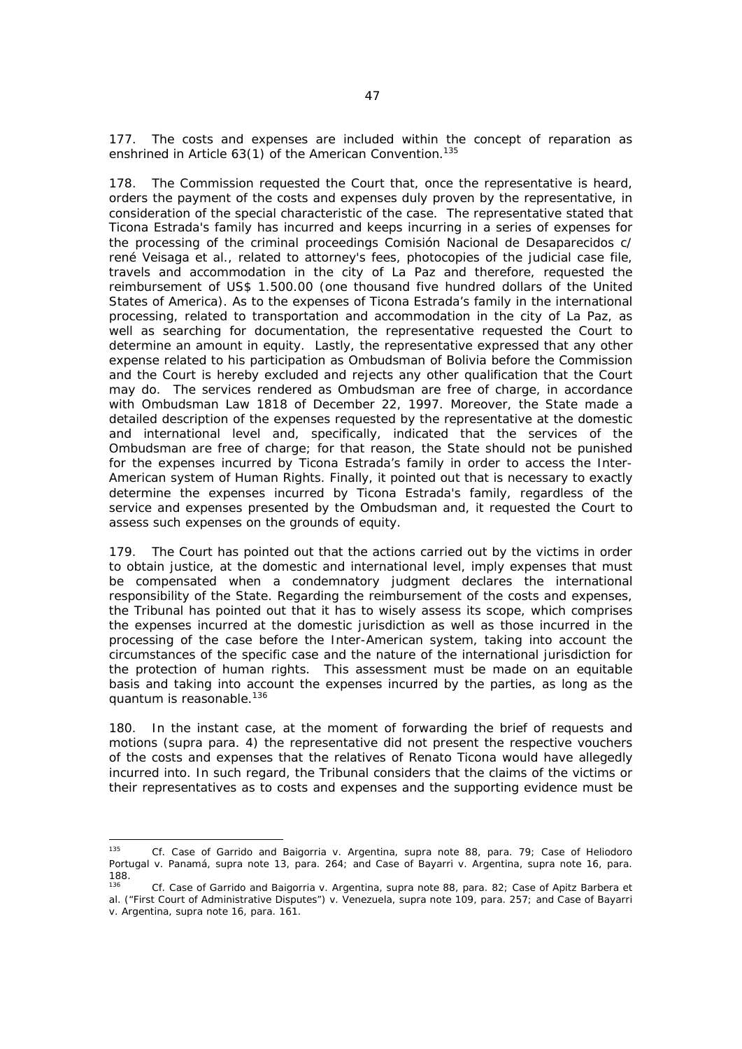177. The costs and expenses are included within the concept of reparation as enshrined in Article 63(1) of the American Convention.[135]

178. The Commission requested the Court that, once the representative is heard, orders the payment of the costs and expenses duly proven by the representative, in consideration of the special characteristic of the case. The representative stated that Ticona Estrada's family has incurred and keeps incurring in a series of expenses for the processing of the criminal proceedings Comisión Nacional de Desaparecidos c/ rené Veisaga et al., related to attorney's fees, photocopies of the judicial case file, travels and accommodation in the city of La Paz and therefore, requested the reimbursement of US$ 1.500.00 (one thousand five hundred dollars of the United States of America). As to the expenses of Ticona Estrada's family in the international processing, related to transportation and accommodation in the city of La Paz, as well as searching for documentation, the representative requested the Court to determine an amount in equity. Lastly, the representative expressed that any other expense related to his participation as Ombudsman of Bolivia before the Commission and the Court is hereby excluded and rejects any other qualification that the Court may do. The services rendered as Ombudsman are free of charge, in accordance with Ombudsman Law 1818 of December 22, 1997. Moreover, the State made a detailed description of the expenses requested by the representative at the domestic and international level and, specifically, indicated that the services of the Ombudsman are free of charge; for that reason, the State should not be punished for the expenses incurred by Ticona Estrada's family in order to access the Inter-American system of Human Rights. Finally, it pointed out that is necessary to exactly determine the expenses incurred by Ticona Estrada's family, regardless of the service and expenses presented by the Ombudsman and, it requested the Court to assess such expenses on the grounds of equity.

179. The Court has pointed out that the actions carried out by the victims in order to obtain justice, at the domestic and international level, imply expenses that must be compensated when a condemnatory judgment declares the international responsibility of the State. Regarding the reimbursement of the costs and expenses, the Tribunal has pointed out that it has to wisely assess its scope, which comprises the expenses incurred at the domestic jurisdiction as well as those incurred in the processing of the case before the Inter-American system, taking into account the circumstances of the specific case and the nature of the international jurisdiction for the protection of human rights. This assessment must be made on an equitable basis and taking into account the expenses incurred by the parties, as long as the quantum is reasonable.[136]

180. In the instant case, at the moment of forwarding the brief of requests and motions (supra para. 4) the representative did not present the respective vouchers of the costs and expenses that the relatives of Renato Ticona would have allegedly incurred into. In such regard, the Tribunal considers that the claims of the victims or their representatives as to costs and expenses and the supporting evidence must be

---

[135] *Cf.* *Case of Garrido and Baigorria v. Argentina*, supra note 88, para. 79; *Case of Heliodoro Portugal v. Panamá*, supra note 13, para. 264; and *Case of Bayarri v. Argentina*, supra note 16, para. 188.

[136] *Cf.* *Case of Garrido and Baigorria v. Argentina*, supra note 88, para. 82; *Case of Apitz Barbera et al. ("First Court of Administrative Disputes") v. Venezuela*, supra note 109, para. 257; and *Case of Bayarri v. Argentina*, supra note 16, para. 161.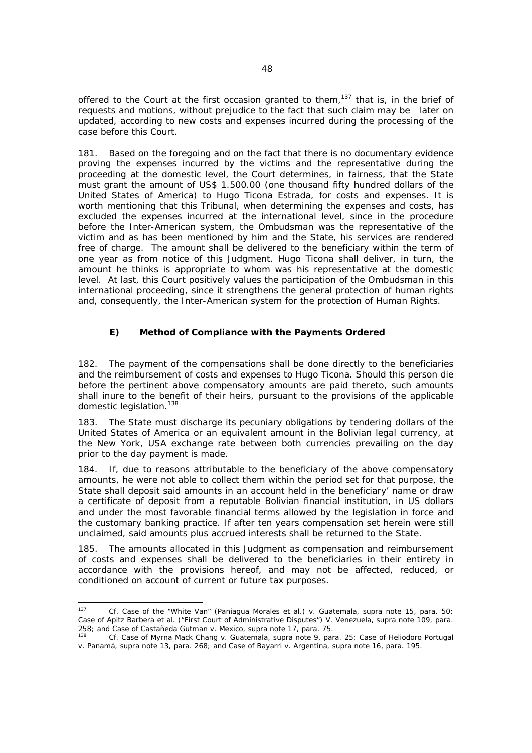offered to the Court at the first occasion granted to them,[137] that is, in the brief of requests and motions, without prejudice to the fact that such claim may be later on updated, according to new costs and expenses incurred during the processing of the case before this Court.

181. Based on the foregoing and on the fact that there is no documentary evidence proving the expenses incurred by the victims and the representative during the proceeding at the domestic level, the Court determines, in fairness, that the State must grant the amount of US$ 1.500.00 (one thousand fifty hundred dollars of the United States of America) to Hugo Ticona Estrada, for costs and expenses. It is worth mentioning that this Tribunal, when determining the expenses and costs, has excluded the expenses incurred at the international level, since in the procedure before the Inter-American system, the Ombudsman was the representative of the victim and as has been mentioned by him and the State, his services are rendered free of charge. The amount shall be delivered to the beneficiary within the term of one year as from notice of this Judgment. Hugo Ticona shall deliver, in turn, the amount he thinks is appropriate to whom was his representative at the domestic level. At last, this Court positively values the participation of the Ombudsman in this international proceeding, since it strengthens the general protection of human rights and, consequently, the Inter-American system for the protection of Human Rights.

### E) Method of Compliance with the Payments Ordered

182. The payment of the compensations shall be done directly to the beneficiaries and the reimbursement of costs and expenses to Hugo Ticona. Should this person die before the pertinent above compensatory amounts are paid thereto, such amounts shall inure to the benefit of their heirs, pursuant to the provisions of the applicable domestic legislation.[138]

183. The State must discharge its pecuniary obligations by tendering dollars of the United States of America or an equivalent amount in the Bolivian legal currency, at the New York, USA exchange rate between both currencies prevailing on the day prior to the day payment is made.

184. If, due to reasons attributable to the beneficiary of the above compensatory amounts, he were not able to collect them within the period set for that purpose, the State shall deposit said amounts in an account held in the beneficiary' name or draw a certificate of deposit from a reputable Bolivian financial institution, in US dollars and under the most favorable financial terms allowed by the legislation in force and the customary banking practice. If after ten years compensation set herein were still unclaimed, said amounts plus accrued interests shall be returned to the State.

185. The amounts allocated in this Judgment as compensation and reimbursement of costs and expenses shall be delivered to the beneficiaries in their entirety in accordance with the provisions hereof, and may not be affected, reduced, or conditioned on account of current or future tax purposes.

---

[137] *Cf. Case of the "White Van" (Paniagua Morales et al.) v. Guatemala, supra* note 15, para. 50; *Case of Apitz Barbera et al. ("First Court of Administrative Disputes") V. Venezuela, supra* note 109, para. 258; and *Case of Castañeda Gutman v. Mexico, supra* note 17, para. 75.

[138] *Cf. Case of Myrna Mack Chang v. Guatemala, supra* note 9, para. 25; *Case of Heliodoro Portugal v. Panamá, supra* note 13, para. 268; and *Case of Bayarri v. Argentina, supra* note 16, para. 195.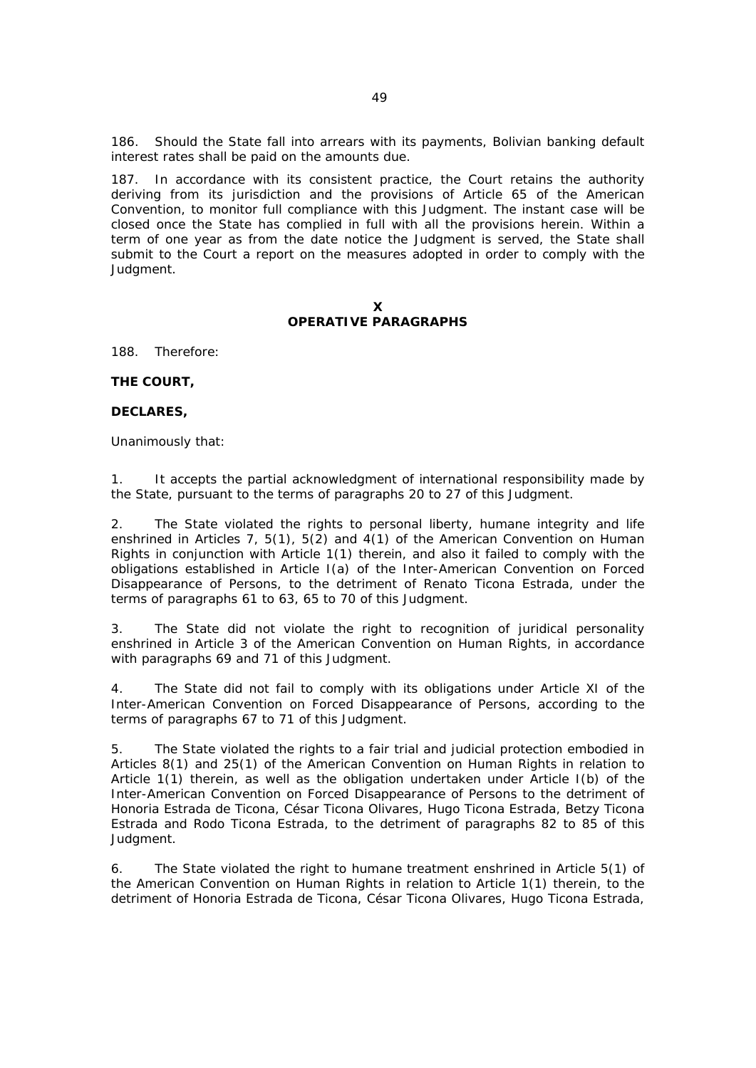186. Should the State fall into arrears with its payments, Bolivian banking default interest rates shall be paid on the amounts due.

187. In accordance with its consistent practice, the Court retains the authority deriving from its jurisdiction and the provisions of Article 65 of the American Convention, to monitor full compliance with this Judgment. The instant case will be closed once the State has complied in full with all the provisions herein. Within a term of one year as from the date notice the Judgment is served, the State shall submit to the Court a report on the measures adopted in order to comply with the Judgment.

## X
## OPERATIVE PARAGRAPHS

188. Therefore:

**THE COURT,**

**DECLARES,**

Unanimously that:

1. It accepts the partial acknowledgment of international responsibility made by the State, pursuant to the terms of paragraphs 20 to 27 of this Judgment.

2. The State violated the rights to personal liberty, humane integrity and life enshrined in Articles 7, 5(1), 5(2) and 4(1) of the American Convention on Human Rights in conjunction with Article 1(1) therein, and also it failed to comply with the obligations established in Article I(a) of the Inter-American Convention on Forced Disappearance of Persons, to the detriment of Renato Ticona Estrada, under the terms of paragraphs 61 to 63, 65 to 70 of this Judgment.

3. The State did not violate the right to recognition of juridical personality enshrined in Article 3 of the American Convention on Human Rights, in accordance with paragraphs 69 and 71 of this Judgment.

4. The State did not fail to comply with its obligations under Article XI of the Inter-American Convention on Forced Disappearance of Persons, according to the terms of paragraphs 67 to 71 of this Judgment.

5. The State violated the rights to a fair trial and judicial protection embodied in Articles 8(1) and 25(1) of the American Convention on Human Rights in relation to Article 1(1) therein, as well as the obligation undertaken under Article I(b) of the Inter-American Convention on Forced Disappearance of Persons to the detriment of Honoria Estrada de Ticona, César Ticona Olivares, Hugo Ticona Estrada, Betzy Ticona Estrada and Rodo Ticona Estrada, to the detriment of paragraphs 82 to 85 of this Judgment.

6. The State violated the right to humane treatment enshrined in Article 5(1) of the American Convention on Human Rights in relation to Article 1(1) therein, to the detriment of Honoria Estrada de Ticona, César Ticona Olivares, Hugo Ticona Estrada,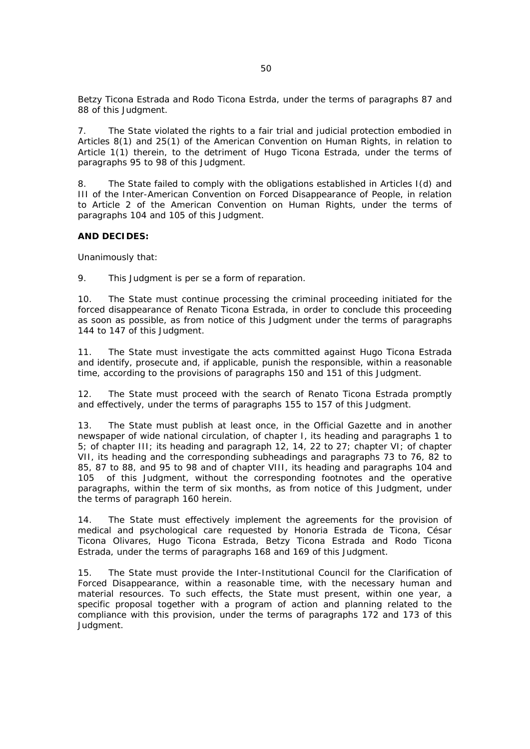Betzy Ticona Estrada and Rodo Ticona Estrda, under the terms of paragraphs 87 and 88 of this Judgment.

7. The State violated the rights to a fair trial and judicial protection embodied in Articles 8(1) and 25(1) of the American Convention on Human Rights, in relation to Article 1(1) therein, to the detriment of Hugo Ticona Estrada, under the terms of paragraphs 95 to 98 of this Judgment.

8. The State failed to comply with the obligations established in Articles I(d) and III of the Inter-American Convention on Forced Disappearance of People, in relation to Article 2 of the American Convention on Human Rights, under the terms of paragraphs 104 and 105 of this Judgment.

**AND DECIDES:**

Unanimously that:

9. This Judgment is per se a form of reparation.

10. The State must continue processing the criminal proceeding initiated for the forced disappearance of Renato Ticona Estrada, in order to conclude this proceeding as soon as possible, as from notice of this Judgment under the terms of paragraphs 144 to 147 of this Judgment.

11. The State must investigate the acts committed against Hugo Ticona Estrada and identify, prosecute and, if applicable, punish the responsible, within a reasonable time, according to the provisions of paragraphs 150 and 151 of this Judgment.

12. The State must proceed with the search of Renato Ticona Estrada promptly and effectively, under the terms of paragraphs 155 to 157 of this Judgment.

13. The State must publish at least once, in the Official Gazette and in another newspaper of wide national circulation, of chapter I, its heading and paragraphs 1 to 5; of chapter III; its heading and paragraph 12, 14, 22 to 27; chapter VI; of chapter VII, its heading and the corresponding subheadings and paragraphs 73 to 76, 82 to 85, 87 to 88, and 95 to 98 and of chapter VIII, its heading and paragraphs 104 and 105 of this Judgment, without the corresponding footnotes and the operative paragraphs, within the term of six months, as from notice of this Judgment, under the terms of paragraph 160 herein.

14. The State must effectively implement the agreements for the provision of medical and psychological care requested by Honoria Estrada de Ticona, César Ticona Olivares, Hugo Ticona Estrada, Betzy Ticona Estrada and Rodo Ticona Estrada, under the terms of paragraphs 168 and 169 of this Judgment.

15. The State must provide the Inter-Institutional Council for the Clarification of Forced Disappearance, within a reasonable time, with the necessary human and material resources. To such effects, the State must present, within one year, a specific proposal together with a program of action and planning related to the compliance with this provision, under the terms of paragraphs 172 and 173 of this Judgment.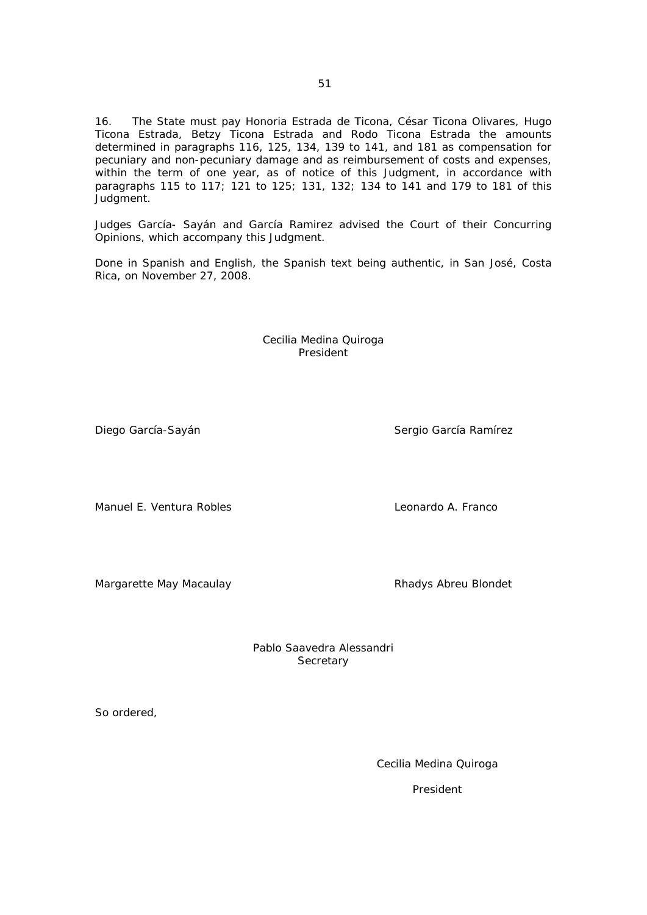16. The State must pay Honoria Estrada de Ticona, César Ticona Olivares, Hugo Ticona Estrada, Betzy Ticona Estrada and Rodo Ticona Estrada the amounts determined in paragraphs 116, 125, 134, 139 to 141, and 181 as compensation for pecuniary and non-pecuniary damage and as reimbursement of costs and expenses, within the term of one year, as of notice of this Judgment, in accordance with paragraphs 115 to 117; 121 to 125; 131, 132; 134 to 141 and 179 to 181 of this Judgment.

Judges García- Sayán and García Ramirez advised the Court of their Concurring Opinions, which accompany this Judgment.

Done in Spanish and English, the Spanish text being authentic, in San José, Costa Rica, on November 27, 2008.

Cecilia Medina Quiroga
President

Diego García-Sayán

Sergio García Ramírez

Manuel E. Ventura Robles

Leonardo A. Franco

Margarette May Macaulay

Rhadys Abreu Blondet

Pablo Saavedra Alessandri
Secretary

So ordered,

Cecilia Medina Quiroga

President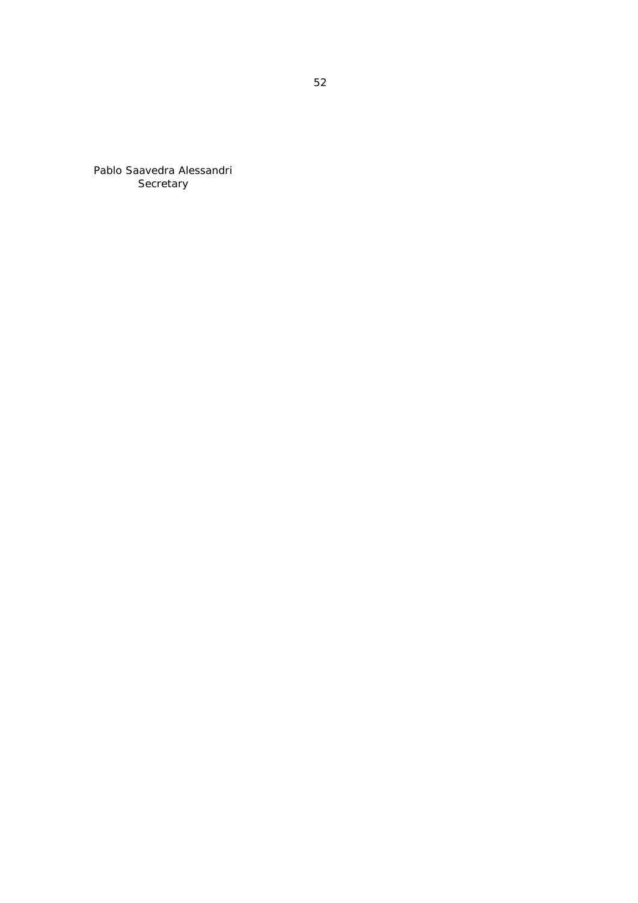Pablo Saavedra Alessandri
Secretary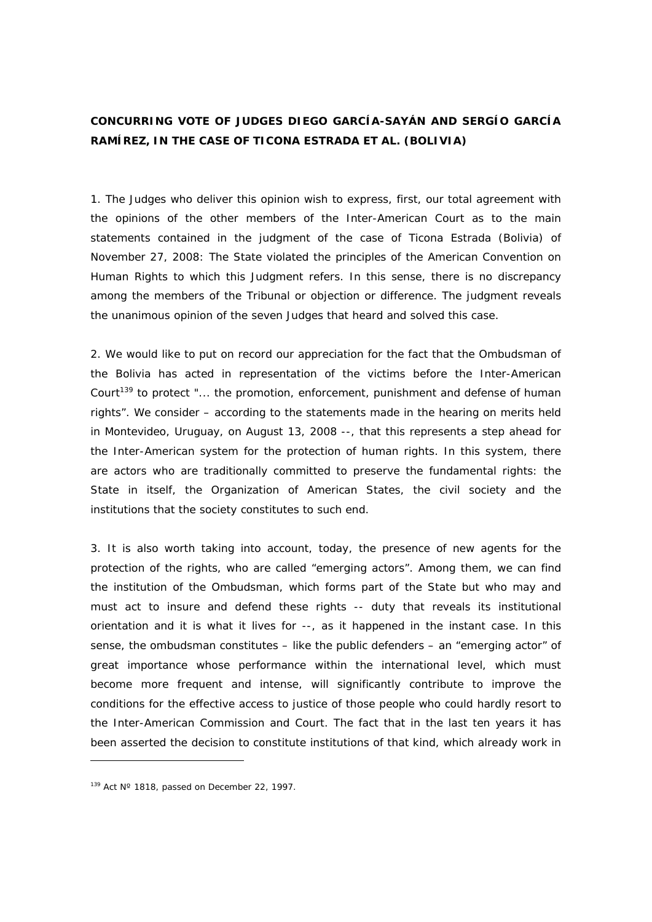**CONCURRING VOTE OF JUDGES DIEGO GARCÍA-SAYÁN AND SERGÍO GARCÍA RAMÍREZ, IN THE CASE OF TICONA ESTRADA ET AL. (BOLIVIA)**

1. The Judges who deliver this opinion wish to express, first, our total agreement with the opinions of the other members of the Inter-American Court as to the main statements contained in the judgment of the case of Ticona Estrada (Bolivia) of November 27, 2008: The State violated the principles of the American Convention on Human Rights to which this Judgment refers. In this sense, there is no discrepancy among the members of the Tribunal or objection or difference. The judgment reveals the unanimous opinion of the seven Judges that heard and solved this case.

2. We would like to put on record our appreciation for the fact that the Ombudsman of the Bolivia has acted in representation of the victims before the Inter-American Court[139] to protect "... the promotion, enforcement, punishment and defense of human rights". We consider – according to the statements made in the hearing on merits held in Montevideo, Uruguay, on August 13, 2008 --, that this represents a step ahead for the Inter-American system for the protection of human rights. In this system, there are actors who are traditionally committed to preserve the fundamental rights: the State in itself, the Organization of American States, the civil society and the institutions that the society constitutes to such end.

3. It is also worth taking into account, today, the presence of new agents for the protection of the rights, who are called "emerging actors". Among them, we can find the institution of the Ombudsman, which forms part of the State but who may and must act to insure and defend these rights -- duty that reveals its institutional orientation and it is what it lives for --, as it happened in the instant case. In this sense, the ombudsman constitutes – like the public defenders – an "emerging actor" of great importance whose performance within the international level, which must become more frequent and intense, will significantly contribute to improve the conditions for the effective access to justice of those people who could hardly resort to the Inter-American Commission and Court. The fact that in the last ten years it has been asserted the decision to constitute institutions of that kind, which already work in

---

[139] Act Nº 1818, passed on December 22, 1997.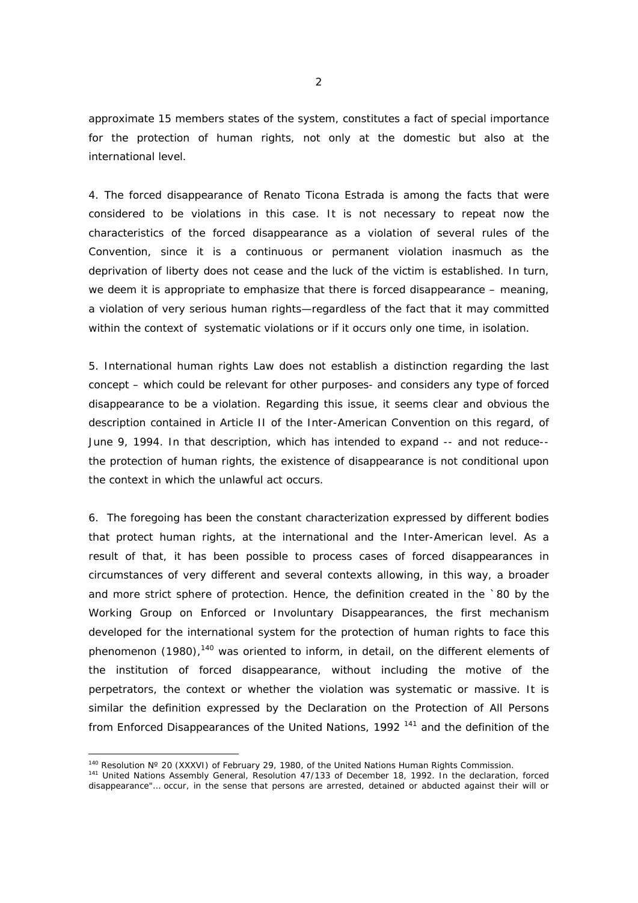approximate 15 members states of the system, constitutes a fact of special importance for the protection of human rights, not only at the domestic but also at the international level.

4. The forced disappearance of Renato Ticona Estrada is among the facts that were considered to be violations in this case. It is not necessary to repeat now the characteristics of the forced disappearance as a violation of several rules of the Convention, since it is a continuous or permanent violation inasmuch as the deprivation of liberty does not cease and the luck of the victim is established. In turn, we deem it is appropriate to emphasize that there is forced disappearance – meaning, a violation of very serious human rights—regardless of the fact that it may committed within the context of systematic violations or if it occurs only one time, in isolation.

5. International human rights Law does not establish a distinction regarding the last concept – which could be relevant for other purposes- and considers any type of forced disappearance to be a violation. Regarding this issue, it seems clear and obvious the description contained in Article II of the Inter-American Convention on this regard, of June 9, 1994. In that description, which has intended to expand -- and not reduce-- the protection of human rights, the existence of disappearance is not conditional upon the context in which the unlawful act occurs.

6. The foregoing has been the constant characterization expressed by different bodies that protect human rights, at the international and the Inter-American level. As a result of that, it has been possible to process cases of forced disappearances in circumstances of very different and several contexts allowing, in this way, a broader and more strict sphere of protection. Hence, the definition created in the `80 by the Working Group on Enforced or Involuntary Disappearances, the first mechanism developed for the international system for the protection of human rights to face this phenomenon (1980),[140] was oriented to inform, in detail, on the different elements of the institution of forced disappearance, without including the motive of the perpetrators, the context or whether the violation was systematic or massive. It is similar the definition expressed by the Declaration on the Protection of All Persons from Enforced Disappearances of the United Nations, 1992 [141] and the definition of the

---

[140] Resolution Nº 20 (XXXVI) of February 29, 1980, of the United Nations Human Rights Commission.

[141] United Nations Assembly General, Resolution 47/133 of December 18, 1992. In the declaration, forced disappearance"… occur, in the sense that persons are arrested, detained or abducted against their will or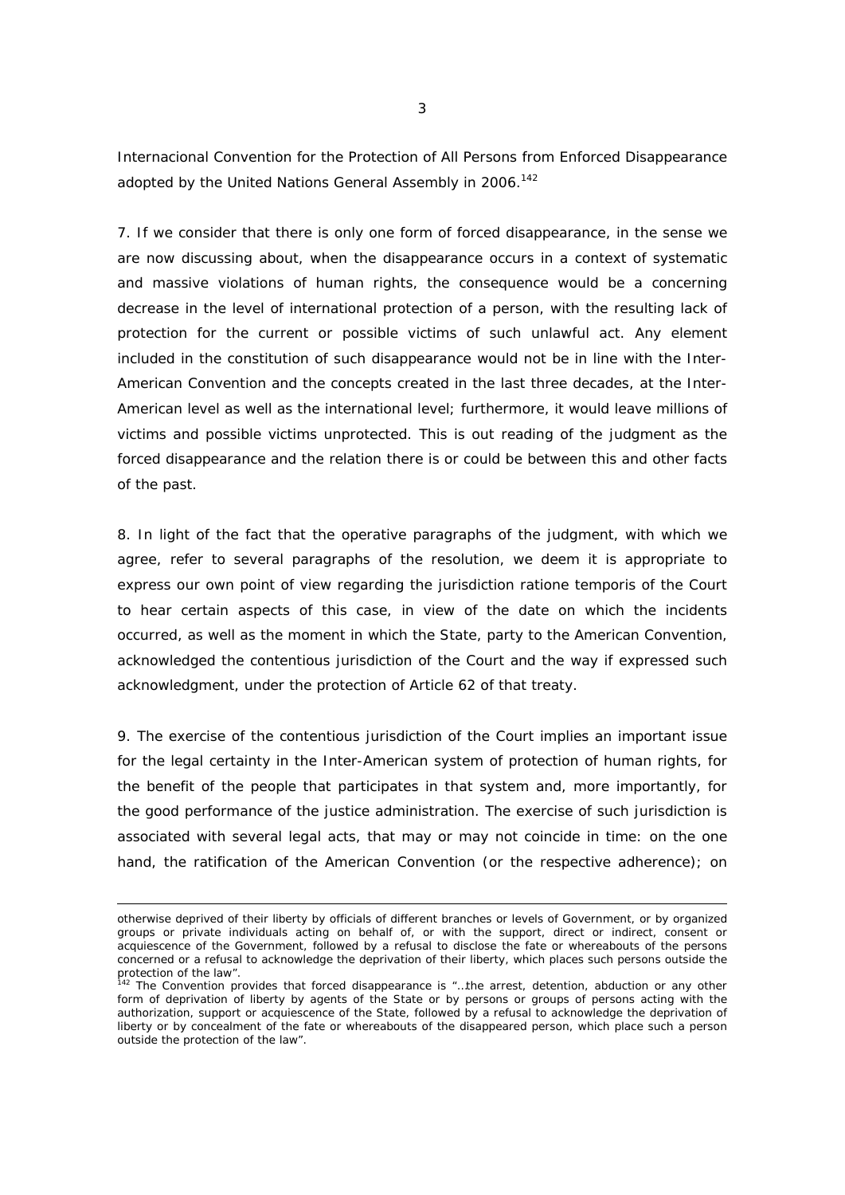Internacional Convention for the Protection of All Persons from Enforced Disappearance adopted by the United Nations General Assembly in 2006.[142]

7. If we consider that there is only one form of forced disappearance, in the sense we are now discussing about, when the disappearance occurs in a context of systematic and massive violations of human rights, the consequence would be a concerning decrease in the level of international protection of a person, with the resulting lack of protection for the current or possible victims of such unlawful act. Any element included in the constitution of such disappearance would not be in line with the Inter-American Convention and the concepts created in the last three decades, at the Inter-American level as well as the international level; furthermore, it would leave millions of victims and possible victims unprotected. This is out reading of the judgment as the forced disappearance and the relation there is or could be between this and other facts of the past.

8. In light of the fact that the operative paragraphs of the judgment, with which we agree, refer to several paragraphs of the resolution, we deem it is appropriate to express our own point of view regarding the jurisdiction ratione temporis of the Court to hear certain aspects of this case, in view of the date on which the incidents occurred, as well as the moment in which the State, party to the American Convention, acknowledged the contentious jurisdiction of the Court and the way if expressed such acknowledgment, under the protection of Article 62 of that treaty.

9. The exercise of the contentious jurisdiction of the Court implies an important issue for the legal certainty in the Inter-American system of protection of human rights, for the benefit of the people that participates in that system and, more importantly, for the good performance of the justice administration. The exercise of such jurisdiction is associated with several legal acts, that may or may not coincide in time: on the one hand, the ratification of the American Convention (or the respective adherence); on

---

otherwise deprived of their liberty by officials of different branches or levels of Government, or by organized groups or private individuals acting on behalf of, or with the support, direct or indirect, consent or acquiescence of the Government, followed by a refusal to disclose the fate or whereabouts of the persons concerned or a refusal to acknowledge the deprivation of their liberty, which places such persons outside the protection of the law".

[142] The Convention provides that forced disappearance is "…the arrest, detention, abduction or any other form of deprivation of liberty by agents of the State or by persons or groups of persons acting with the authorization, support or acquiescence of the State, followed by a refusal to acknowledge the deprivation of liberty or by concealment of the fate or whereabouts of the disappeared person, which place such a person outside the protection of the law".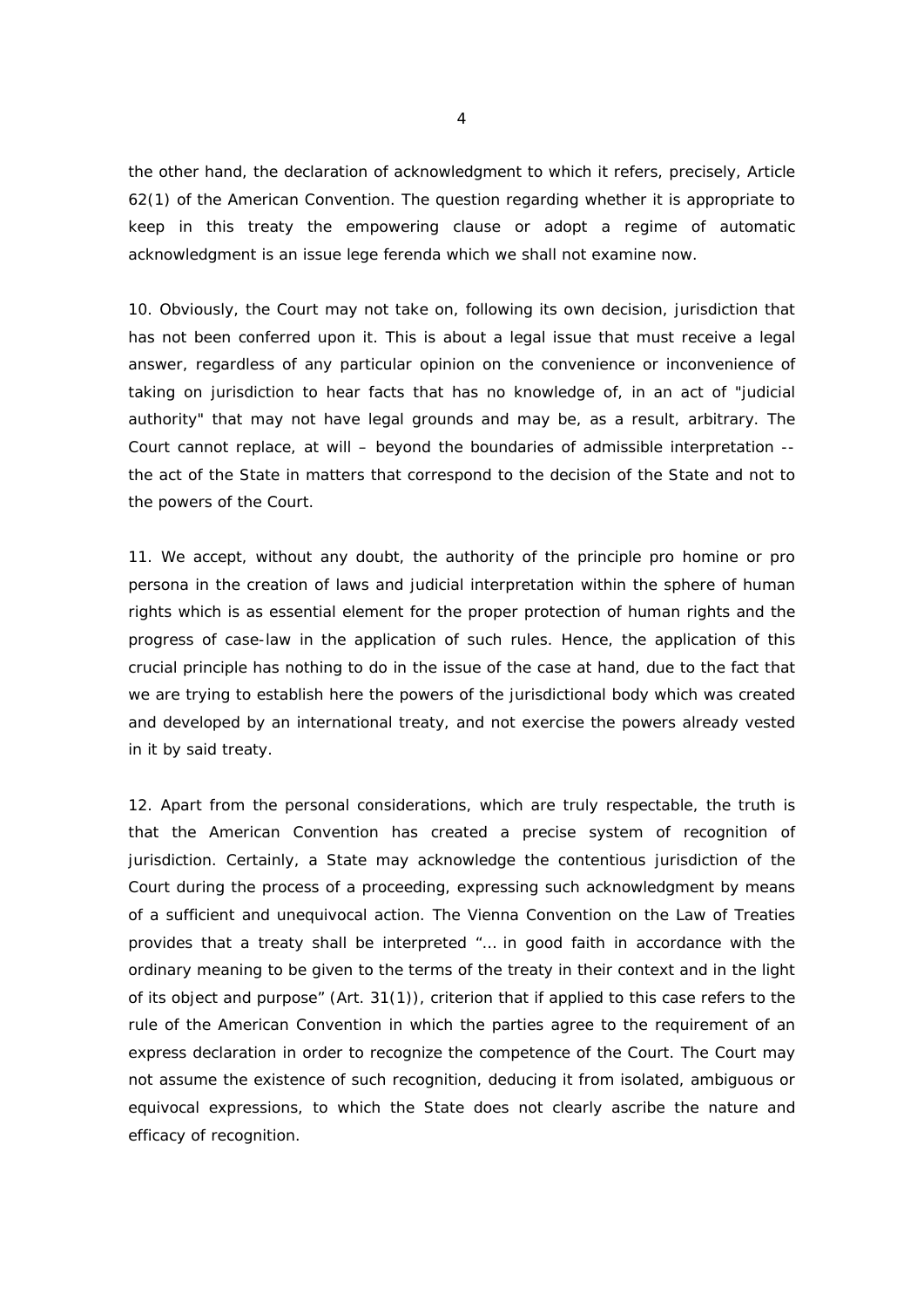the other hand, the declaration of acknowledgment to which it refers, precisely, Article 62(1) of the American Convention. The question regarding whether it is appropriate to keep in this treaty the empowering clause or adopt a regime of automatic acknowledgment is an issue lege ferenda which we shall not examine now.

10. Obviously, the Court may not take on, following its own decision, jurisdiction that has not been conferred upon it. This is about a legal issue that must receive a legal answer, regardless of any particular opinion on the convenience or inconvenience of taking on jurisdiction to hear facts that has no knowledge of, in an act of "judicial authority" that may not have legal grounds and may be, as a result, arbitrary. The Court cannot replace, at will – beyond the boundaries of admissible interpretation -- the act of the State in matters that correspond to the decision of the State and not to the powers of the Court.

11. We accept, without any doubt, the authority of the principle pro homine or pro persona in the creation of laws and judicial interpretation within the sphere of human rights which is as essential element for the proper protection of human rights and the progress of case-law in the application of such rules. Hence, the application of this crucial principle has nothing to do in the issue of the case at hand, due to the fact that we are trying to establish here the powers of the jurisdictional body which was created and developed by an international treaty, and not exercise the powers already vested in it by said treaty.

12. Apart from the personal considerations, which are truly respectable, the truth is that the American Convention has created a precise system of recognition of jurisdiction. Certainly, a State may acknowledge the contentious jurisdiction of the Court during the process of a proceeding, expressing such acknowledgment by means of a sufficient and unequivocal action. The Vienna Convention on the Law of Treaties provides that a treaty shall be interpreted "… in good faith in accordance with the ordinary meaning to be given to the terms of the treaty in their context and in the light of its object and purpose" (Art. 31(1)), criterion that if applied to this case refers to the rule of the American Convention in which the parties agree to the requirement of an express declaration in order to recognize the competence of the Court. The Court may not assume the existence of such recognition, deducing it from isolated, ambiguous or equivocal expressions, to which the State does not clearly ascribe the nature and efficacy of recognition.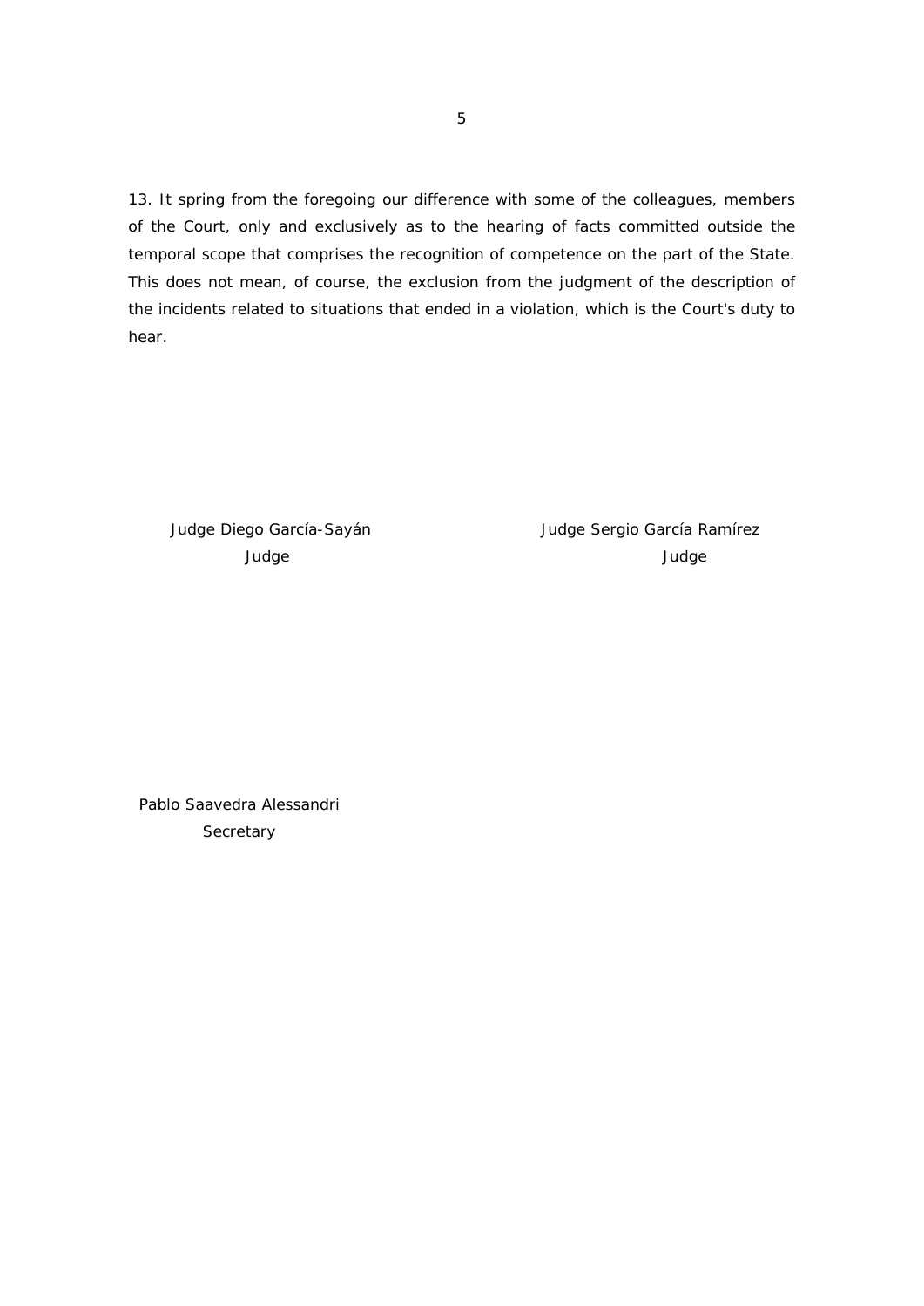13. It spring from the foregoing our difference with some of the colleagues, members of the Court, only and exclusively as to the hearing of facts committed outside the temporal scope that comprises the recognition of competence on the part of the State. This does not mean, of course, the exclusion from the judgment of the description of the incidents related to situations that ended in a violation, which is the Court's duty to hear.

Judge Diego García-Sayán
Judge

Judge Sergio García Ramírez
Judge

Pablo Saavedra Alessandri
Secretary